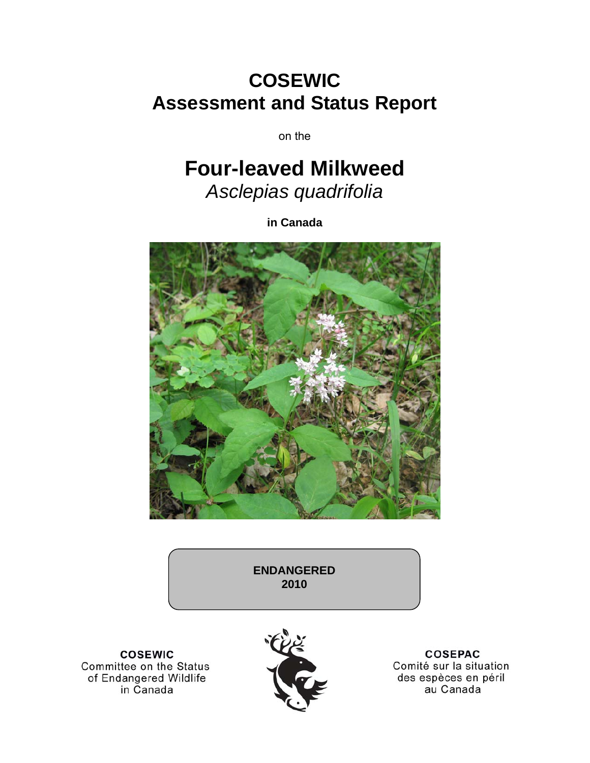# COSEWIC
# Assessment and Status Report

on the

# Four-leaved Milkweed
*Asclepias quadrifolia*

**in Canada**

**ENDANGERED**
**2010**

**COSEWIC**
Committee on the Status
of Endangered Wildlife
in Canada

**COSEPAC**
Comité sur la situation
des espèces en péril
au Canada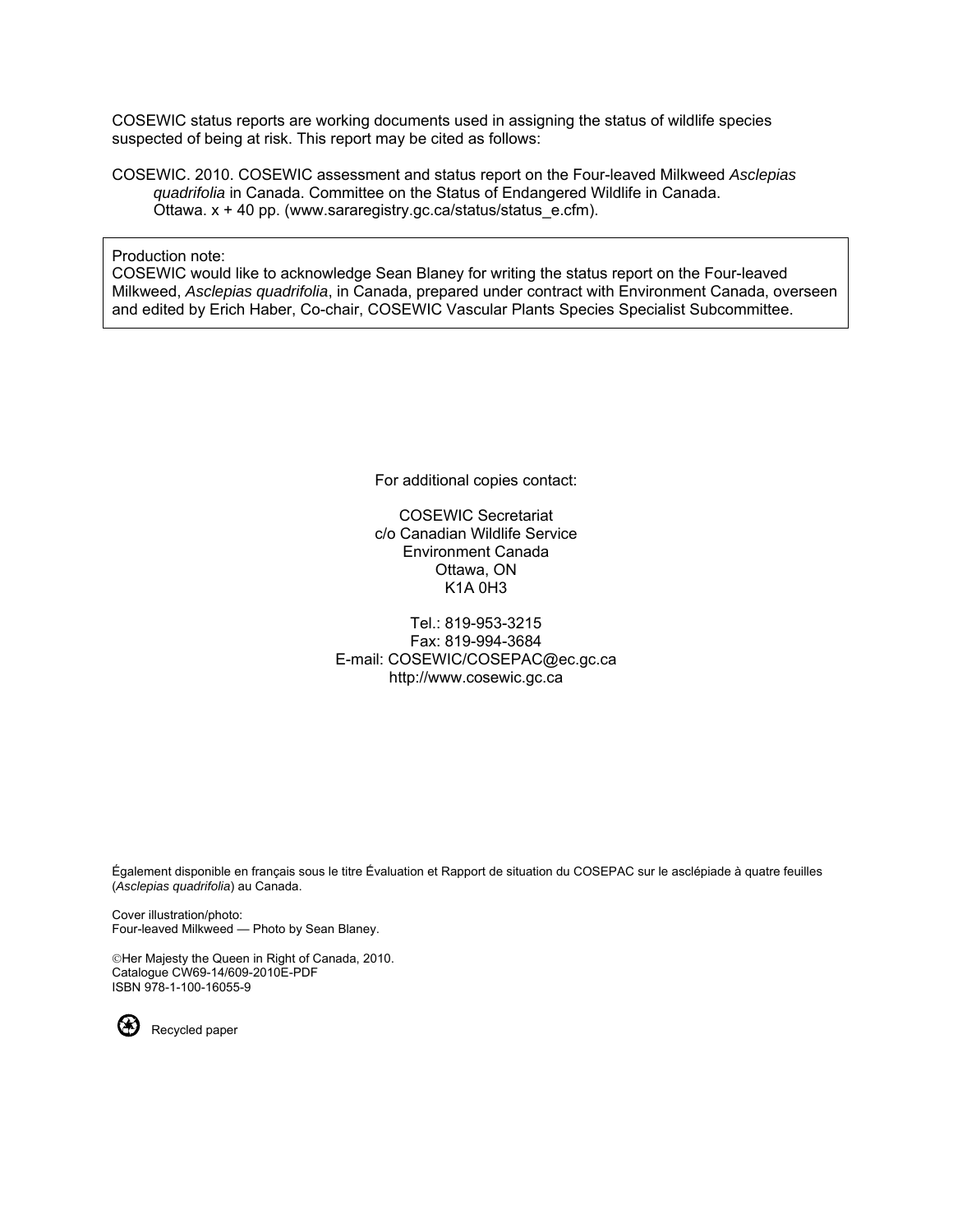COSEWIC status reports are working documents used in assigning the status of wildlife species suspected of being at risk. This report may be cited as follows:

COSEWIC. 2010. COSEWIC assessment and status report on the Four-leaved Milkweed *Asclepias quadrifolia* in Canada. Committee on the Status of Endangered Wildlife in Canada. Ottawa. x + 40 pp. (www.sararegistry.gc.ca/status/status_e.cfm).

Production note:
COSEWIC would like to acknowledge Sean Blaney for writing the status report on the Four-leaved Milkweed, *Asclepias quadrifolia*, in Canada, prepared under contract with Environment Canada, overseen and edited by Erich Haber, Co-chair, COSEWIC Vascular Plants Species Specialist Subcommittee.

For additional copies contact:

COSEWIC Secretariat
c/o Canadian Wildlife Service
Environment Canada
Ottawa, ON
K1A 0H3

Tel.: 819-953-3215
Fax: 819-994-3684
E-mail: COSEWIC/COSEPAC@ec.gc.ca
http://www.cosewic.gc.ca

Également disponible en français sous le titre Évaluation et Rapport de situation du COSEPAC sur le asclépiade à quatre feuilles (*Asclepias quadrifolia*) au Canada.

Cover illustration/photo:
Four-leaved Milkweed — Photo by Sean Blaney.

©Her Majesty the Queen in Right of Canada, 2010.
Catalogue CW69-14/609-2010E-PDF
ISBN 978-1-100-16055-9

Recycled paper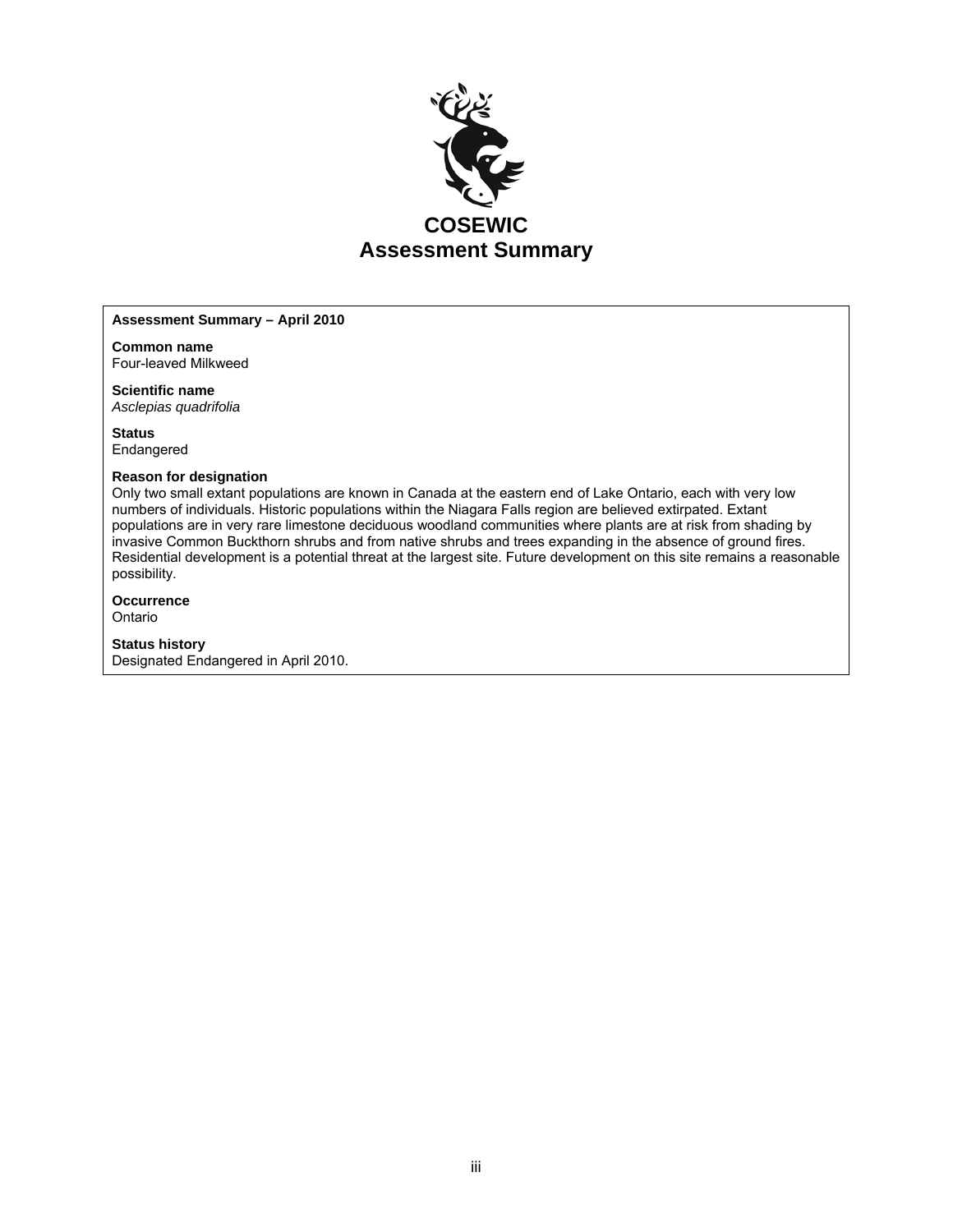# COSEWIC Assessment Summary

**Assessment Summary – April 2010**

**Common name**
Four-leaved Milkweed

**Scientific name**
*Asclepias quadrifolia*

**Status**
Endangered

**Reason for designation**
Only two small extant populations are known in Canada at the eastern end of Lake Ontario, each with very low numbers of individuals. Historic populations within the Niagara Falls region are believed extirpated. Extant populations are in very rare limestone deciduous woodland communities where plants are at risk from shading by invasive Common Buckthorn shrubs and from native shrubs and trees expanding in the absence of ground fires. Residential development is a potential threat at the largest site. Future development on this site remains a reasonable possibility.

**Occurrence**
Ontario

**Status history**
Designated Endangered in April 2010.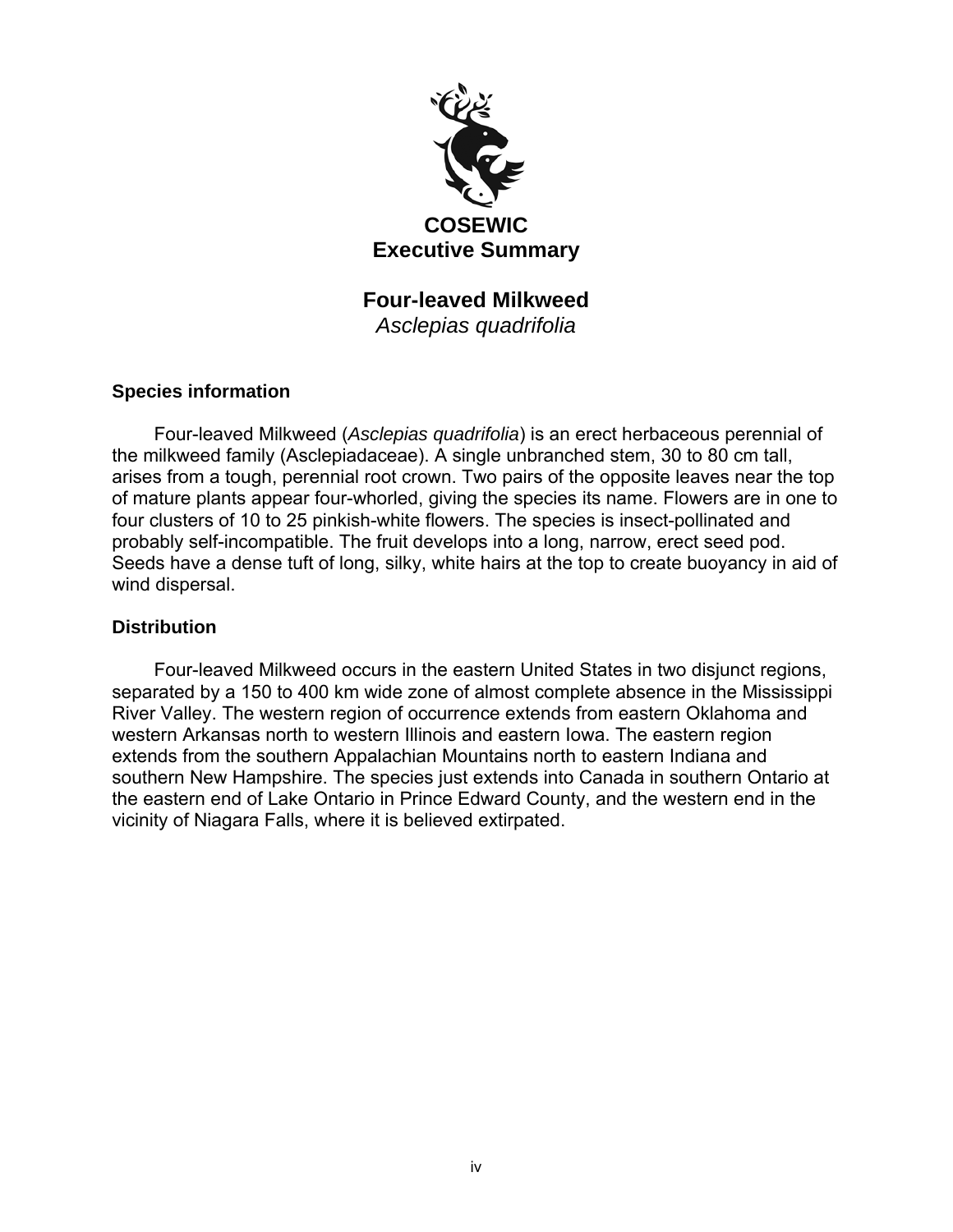# COSEWIC Executive Summary

## Four-leaved Milkweed
*Asclepias quadrifolia*

### Species information

Four-leaved Milkweed (*Asclepias quadrifolia*) is an erect herbaceous perennial of the milkweed family (Asclepiadaceae). A single unbranched stem, 30 to 80 cm tall, arises from a tough, perennial root crown. Two pairs of the opposite leaves near the top of mature plants appear four-whorled, giving the species its name. Flowers are in one to four clusters of 10 to 25 pinkish-white flowers. The species is insect-pollinated and probably self-incompatible. The fruit develops into a long, narrow, erect seed pod. Seeds have a dense tuft of long, silky, white hairs at the top to create buoyancy in aid of wind dispersal.

### Distribution

Four-leaved Milkweed occurs in the eastern United States in two disjunct regions, separated by a 150 to 400 km wide zone of almost complete absence in the Mississippi River Valley. The western region of occurrence extends from eastern Oklahoma and western Arkansas north to western Illinois and eastern Iowa. The eastern region extends from the southern Appalachian Mountains north to eastern Indiana and southern New Hampshire. The species just extends into Canada in southern Ontario at the eastern end of Lake Ontario in Prince Edward County, and the western end in the vicinity of Niagara Falls, where it is believed extirpated.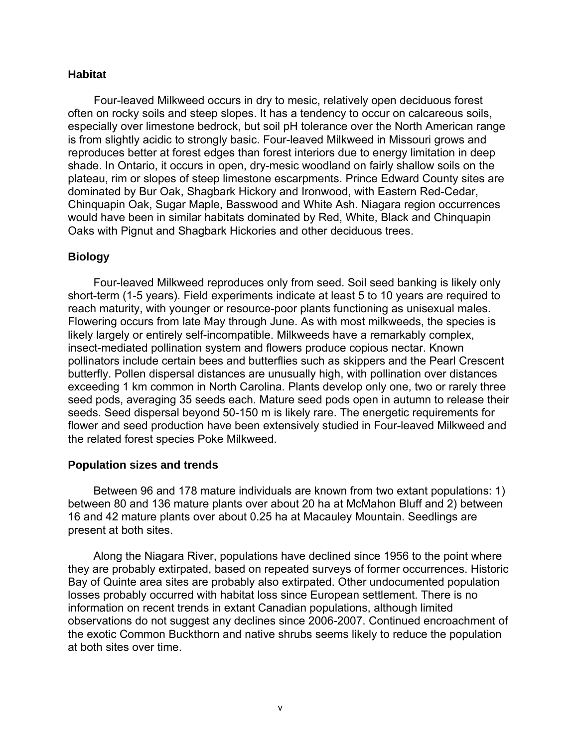## Habitat

Four-leaved Milkweed occurs in dry to mesic, relatively open deciduous forest often on rocky soils and steep slopes. It has a tendency to occur on calcareous soils, especially over limestone bedrock, but soil pH tolerance over the North American range is from slightly acidic to strongly basic. Four-leaved Milkweed in Missouri grows and reproduces better at forest edges than forest interiors due to energy limitation in deep shade. In Ontario, it occurs in open, dry-mesic woodland on fairly shallow soils on the plateau, rim or slopes of steep limestone escarpments. Prince Edward County sites are dominated by Bur Oak, Shagbark Hickory and Ironwood, with Eastern Red-Cedar, Chinquapin Oak, Sugar Maple, Basswood and White Ash. Niagara region occurrences would have been in similar habitats dominated by Red, White, Black and Chinquapin Oaks with Pignut and Shagbark Hickories and other deciduous trees.

## Biology

Four-leaved Milkweed reproduces only from seed. Soil seed banking is likely only short-term (1-5 years). Field experiments indicate at least 5 to 10 years are required to reach maturity, with younger or resource-poor plants functioning as unisexual males. Flowering occurs from late May through June. As with most milkweeds, the species is likely largely or entirely self-incompatible. Milkweeds have a remarkably complex, insect-mediated pollination system and flowers produce copious nectar. Known pollinators include certain bees and butterflies such as skippers and the Pearl Crescent butterfly. Pollen dispersal distances are unusually high, with pollination over distances exceeding 1 km common in North Carolina. Plants develop only one, two or rarely three seed pods, averaging 35 seeds each. Mature seed pods open in autumn to release their seeds. Seed dispersal beyond 50-150 m is likely rare. The energetic requirements for flower and seed production have been extensively studied in Four-leaved Milkweed and the related forest species Poke Milkweed.

## Population sizes and trends

Between 96 and 178 mature individuals are known from two extant populations: 1) between 80 and 136 mature plants over about 20 ha at McMahon Bluff and 2) between 16 and 42 mature plants over about 0.25 ha at Macauley Mountain. Seedlings are present at both sites.

Along the Niagara River, populations have declined since 1956 to the point where they are probably extirpated, based on repeated surveys of former occurrences. Historic Bay of Quinte area sites are probably also extirpated. Other undocumented population losses probably occurred with habitat loss since European settlement. There is no information on recent trends in extant Canadian populations, although limited observations do not suggest any declines since 2006-2007. Continued encroachment of the exotic Common Buckthorn and native shrubs seems likely to reduce the population at both sites over time.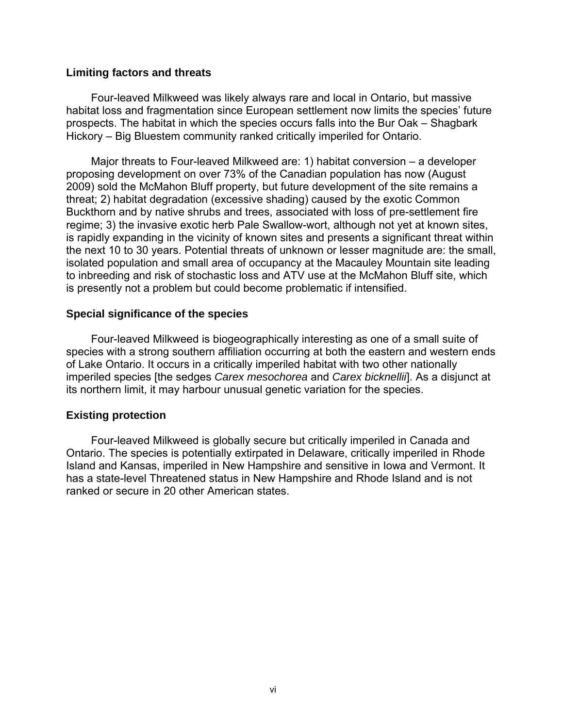### Limiting factors and threats

Four-leaved Milkweed was likely always rare and local in Ontario, but massive habitat loss and fragmentation since European settlement now limits the species' future prospects. The habitat in which the species occurs falls into the Bur Oak – Shagbark Hickory – Big Bluestem community ranked critically imperiled for Ontario.

Major threats to Four-leaved Milkweed are: 1) habitat conversion – a developer proposing development on over 73% of the Canadian population has now (August 2009) sold the McMahon Bluff property, but future development of the site remains a threat; 2) habitat degradation (excessive shading) caused by the exotic Common Buckthorn and by native shrubs and trees, associated with loss of pre-settlement fire regime; 3) the invasive exotic herb Pale Swallow-wort, although not yet at known sites, is rapidly expanding in the vicinity of known sites and presents a significant threat within the next 10 to 30 years. Potential threats of unknown or lesser magnitude are: the small, isolated population and small area of occupancy at the Macauley Mountain site leading to inbreeding and risk of stochastic loss and ATV use at the McMahon Bluff site, which is presently not a problem but could become problematic if intensified.

### Special significance of the species

Four-leaved Milkweed is biogeographically interesting as one of a small suite of species with a strong southern affiliation occurring at both the eastern and western ends of Lake Ontario. It occurs in a critically imperiled habitat with two other nationally imperiled species [the sedges *Carex mesochorea* and *Carex bicknellii*]. As a disjunct at its northern limit, it may harbour unusual genetic variation for the species.

### Existing protection

Four-leaved Milkweed is globally secure but critically imperiled in Canada and Ontario. The species is potentially extirpated in Delaware, critically imperiled in Rhode Island and Kansas, imperiled in New Hampshire and sensitive in Iowa and Vermont. It has a state-level Threatened status in New Hampshire and Rhode Island and is not ranked or secure in 20 other American states.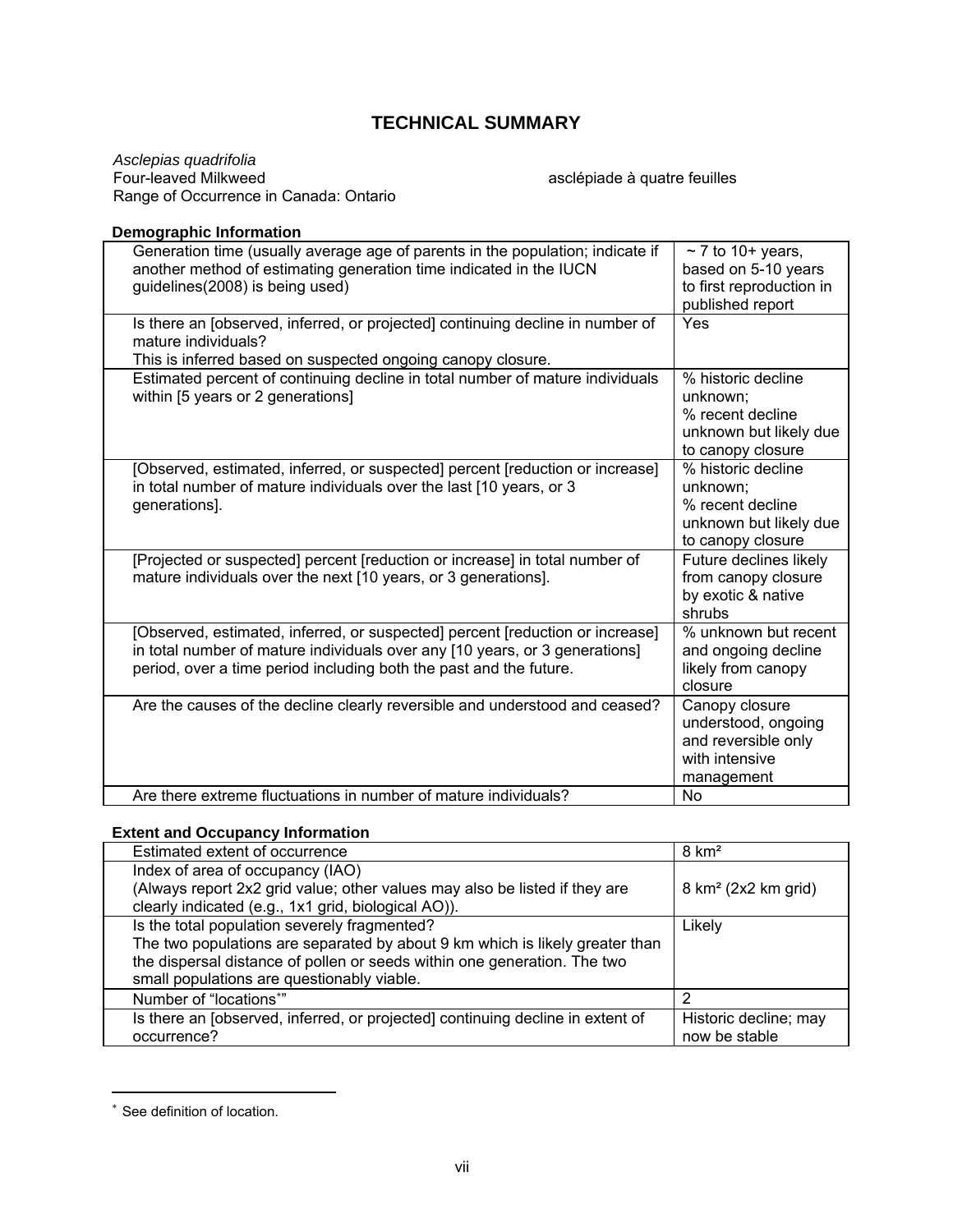# TECHNICAL SUMMARY

*Asclepias quadrifolia*
Four-leaved Milkweed — asclépiade à quatre feuilles
Range of Occurrence in Canada: Ontario

**Demographic Information**

| | |
|---|---|
| Generation time (usually average age of parents in the population; indicate if another method of estimating generation time indicated in the IUCN guidelines(2008) is being used) | ~ 7 to 10+ years, based on 5-10 years to first reproduction in published report |
| Is there an [observed, inferred, or projected] continuing decline in number of mature individuals? This is inferred based on suspected ongoing canopy closure. | Yes |
| Estimated percent of continuing decline in total number of mature individuals within [5 years or 2 generations] | % historic decline unknown; % recent decline unknown but likely due to canopy closure |
| [Observed, estimated, inferred, or suspected] percent [reduction or increase] in total number of mature individuals over the last [10 years, or 3 generations]. | % historic decline unknown; % recent decline unknown but likely due to canopy closure |
| [Projected or suspected] percent [reduction or increase] in total number of mature individuals over the next [10 years, or 3 generations]. | Future declines likely from canopy closure by exotic & native shrubs |
| [Observed, estimated, inferred, or suspected] percent [reduction or increase] in total number of mature individuals over any [10 years, or 3 generations] period, over a time period including both the past and the future. | % unknown but recent and ongoing decline likely from canopy closure |
| Are the causes of the decline clearly reversible and understood and ceased? | Canopy closure understood, ongoing and reversible only with intensive management |
| Are there extreme fluctuations in number of mature individuals? | No |

**Extent and Occupancy Information**

| | |
|---|---|
| Estimated extent of occurrence | 8 km² |
| Index of area of occupancy (IAO) (Always report 2x2 grid value; other values may also be listed if they are clearly indicated (e.g., 1x1 grid, biological AO)). | 8 km² (2x2 km grid) |
| Is the total population severely fragmented? The two populations are separated by about 9 km which is likely greater than the dispersal distance of pollen or seeds within one generation. The two small populations are questionably viable. | Likely |
| Number of "locations*" | 2 |
| Is there an [observed, inferred, or projected] continuing decline in extent of occurrence? | Historic decline; may now be stable |

* See definition of location.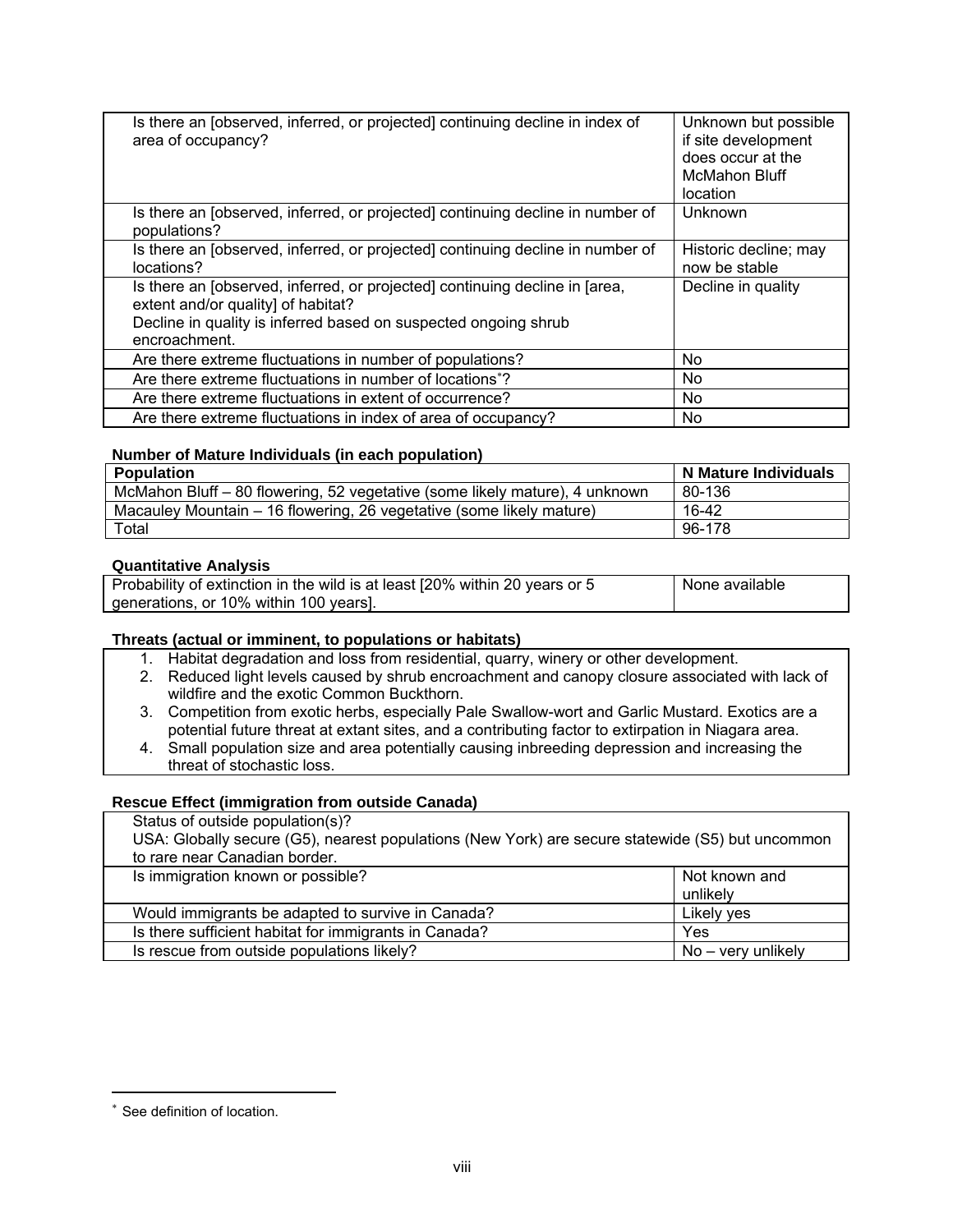| | |
|---|---|
| Is there an [observed, inferred, or projected] continuing decline in index of area of occupancy? | Unknown but possible if site development does occur at the McMahon Bluff location |
| Is there an [observed, inferred, or projected] continuing decline in number of populations? | Unknown |
| Is there an [observed, inferred, or projected] continuing decline in number of locations? | Historic decline; may now be stable |
| Is there an [observed, inferred, or projected] continuing decline in [area, extent and/or quality] of habitat?<br>Decline in quality is inferred based on suspected ongoing shrub encroachment. | Decline in quality |
| Are there extreme fluctuations in number of populations? | No |
| Are there extreme fluctuations in number of locations*? | No |
| Are there extreme fluctuations in extent of occurrence? | No |
| Are there extreme fluctuations in index of area of occupancy? | No |

**Number of Mature Individuals (in each population)**

| Population | N Mature Individuals |
|---|---|
| McMahon Bluff – 80 flowering, 52 vegetative (some likely mature), 4 unknown | 80-136 |
| Macauley Mountain – 16 flowering, 26 vegetative (some likely mature) | 16-42 |
| Total | 96-178 |

**Quantitative Analysis**

| | |
|---|---|
| Probability of extinction in the wild is at least [20% within 20 years or 5 generations, or 10% within 100 years]. | None available |

**Threats (actual or imminent, to populations or habitats)**

1. Habitat degradation and loss from residential, quarry, winery or other development.
2. Reduced light levels caused by shrub encroachment and canopy closure associated with lack of wildfire and the exotic Common Buckthorn.
3. Competition from exotic herbs, especially Pale Swallow-wort and Garlic Mustard. Exotics are a potential future threat at extant sites, and a contributing factor to extirpation in Niagara area.
4. Small population size and area potentially causing inbreeding depression and increasing the threat of stochastic loss.

**Rescue Effect (immigration from outside Canada)**

| | |
|---|---|
| Status of outside population(s)?<br>USA: Globally secure (G5), nearest populations (New York) are secure statewide (S5) but uncommon to rare near Canadian border. | |
| Is immigration known or possible? | Not known and unlikely |
| Would immigrants be adapted to survive in Canada? | Likely yes |
| Is there sufficient habitat for immigrants in Canada? | Yes |
| Is rescue from outside populations likely? | No – very unlikely |

* See definition of location.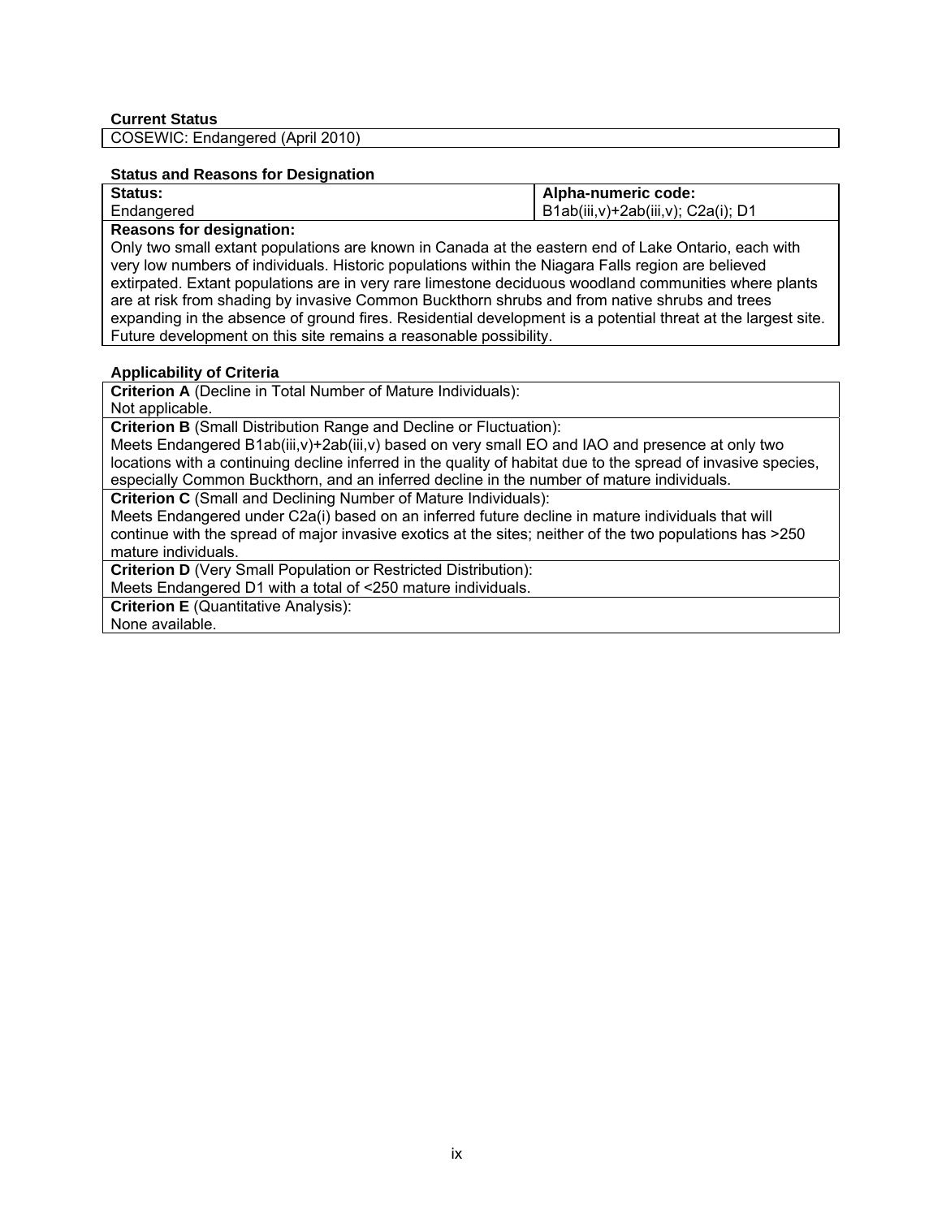**Current Status**

COSEWIC: Endangered (April 2010)

**Status and Reasons for Designation**

| **Status:** Endangered | **Alpha-numeric code:** B1ab(iii,v)+2ab(iii,v); C2a(i); D1 |
|---|---|

**Reasons for designation:**
Only two small extant populations are known in Canada at the eastern end of Lake Ontario, each with very low numbers of individuals. Historic populations within the Niagara Falls region are believed extirpated. Extant populations are in very rare limestone deciduous woodland communities where plants are at risk from shading by invasive Common Buckthorn shrubs and from native shrubs and trees expanding in the absence of ground fires. Residential development is a potential threat at the largest site. Future development on this site remains a reasonable possibility.

**Applicability of Criteria**

**Criterion A** (Decline in Total Number of Mature Individuals):
Not applicable.

**Criterion B** (Small Distribution Range and Decline or Fluctuation):
Meets Endangered B1ab(iii,v)+2ab(iii,v) based on very small EO and IAO and presence at only two locations with a continuing decline inferred in the quality of habitat due to the spread of invasive species, especially Common Buckthorn, and an inferred decline in the number of mature individuals.

**Criterion C** (Small and Declining Number of Mature Individuals):
Meets Endangered under C2a(i) based on an inferred future decline in mature individuals that will continue with the spread of major invasive exotics at the sites; neither of the two populations has >250 mature individuals.

**Criterion D** (Very Small Population or Restricted Distribution):
Meets Endangered D1 with a total of <250 mature individuals.

**Criterion E** (Quantitative Analysis):
None available.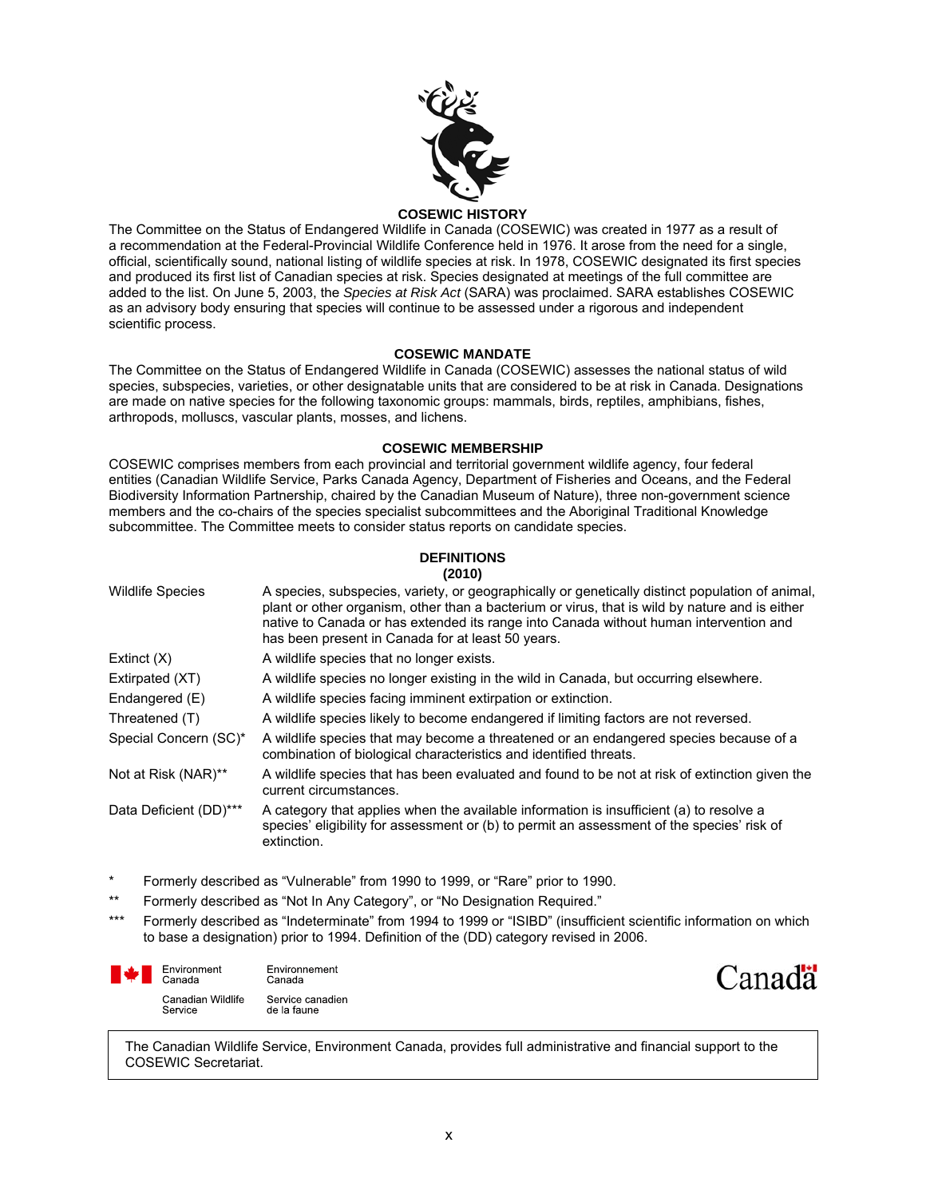## COSEWIC HISTORY

The Committee on the Status of Endangered Wildlife in Canada (COSEWIC) was created in 1977 as a result of a recommendation at the Federal-Provincial Wildlife Conference held in 1976. It arose from the need for a single, official, scientifically sound, national listing of wildlife species at risk. In 1978, COSEWIC designated its first species and produced its first list of Canadian species at risk. Species designated at meetings of the full committee are added to the list. On June 5, 2003, the *Species at Risk Act* (SARA) was proclaimed. SARA establishes COSEWIC as an advisory body ensuring that species will continue to be assessed under a rigorous and independent scientific process.

## COSEWIC MANDATE

The Committee on the Status of Endangered Wildlife in Canada (COSEWIC) assesses the national status of wild species, subspecies, varieties, or other designatable units that are considered to be at risk in Canada. Designations are made on native species for the following taxonomic groups: mammals, birds, reptiles, amphibians, fishes, arthropods, molluscs, vascular plants, mosses, and lichens.

## COSEWIC MEMBERSHIP

COSEWIC comprises members from each provincial and territorial government wildlife agency, four federal entities (Canadian Wildlife Service, Parks Canada Agency, Department of Fisheries and Oceans, and the Federal Biodiversity Information Partnership, chaired by the Canadian Museum of Nature), three non-government science members and the co-chairs of the species specialist subcommittees and the Aboriginal Traditional Knowledge subcommittee. The Committee meets to consider status reports on candidate species.

## DEFINITIONS (2010)

| | |
|---|---|
| Wildlife Species | A species, subspecies, variety, or geographically or genetically distinct population of animal, plant or other organism, other than a bacterium or virus, that is wild by nature and is either native to Canada or has extended its range into Canada without human intervention and has been present in Canada for at least 50 years. |
| Extinct (X) | A wildlife species that no longer exists. |
| Extirpated (XT) | A wildlife species no longer existing in the wild in Canada, but occurring elsewhere. |
| Endangered (E) | A wildlife species facing imminent extirpation or extinction. |
| Threatened (T) | A wildlife species likely to become endangered if limiting factors are not reversed. |
| Special Concern (SC)* | A wildlife species that may become a threatened or an endangered species because of a combination of biological characteristics and identified threats. |
| Not at Risk (NAR)** | A wildlife species that has been evaluated and found to be not at risk of extinction given the current circumstances. |
| Data Deficient (DD)*** | A category that applies when the available information is insufficient (a) to resolve a species' eligibility for assessment or (b) to permit an assessment of the species' risk of extinction. |

\* Formerly described as "Vulnerable" from 1990 to 1999, or "Rare" prior to 1990.

\** Formerly described as "Not In Any Category", or "No Designation Required."

\*** Formerly described as "Indeterminate" from 1994 to 1999 or "ISIBD" (insufficient scientific information on which to base a designation) prior to 1994. Definition of the (DD) category revised in 2006.

Environment Canada / Environnement Canada
Canadian Wildlife Service / Service canadien de la faune

Canada

The Canadian Wildlife Service, Environment Canada, provides full administrative and financial support to the COSEWIC Secretariat.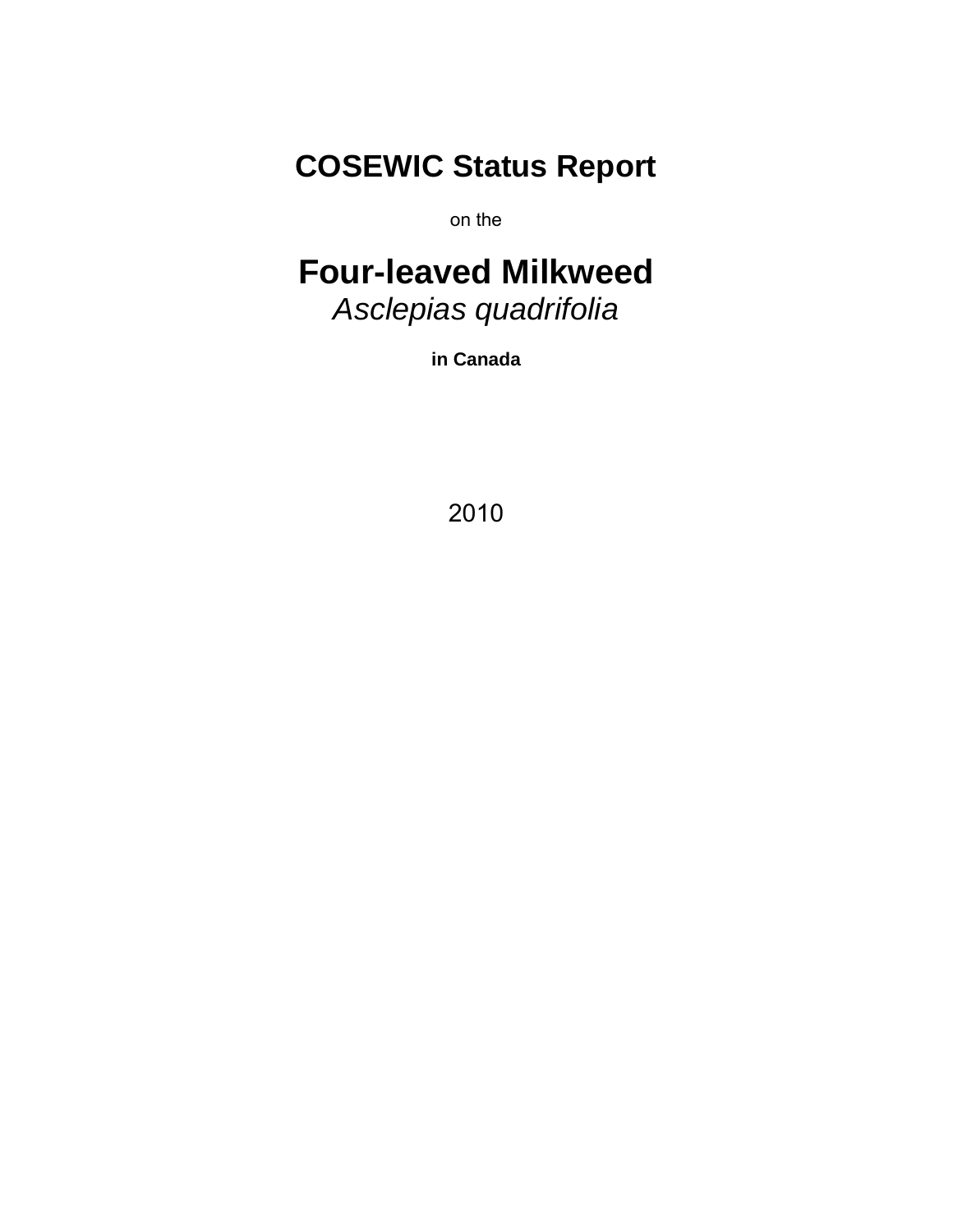# COSEWIC Status Report

on the

# Four-leaved Milkweed
*Asclepias quadrifolia*

**in Canada**

2010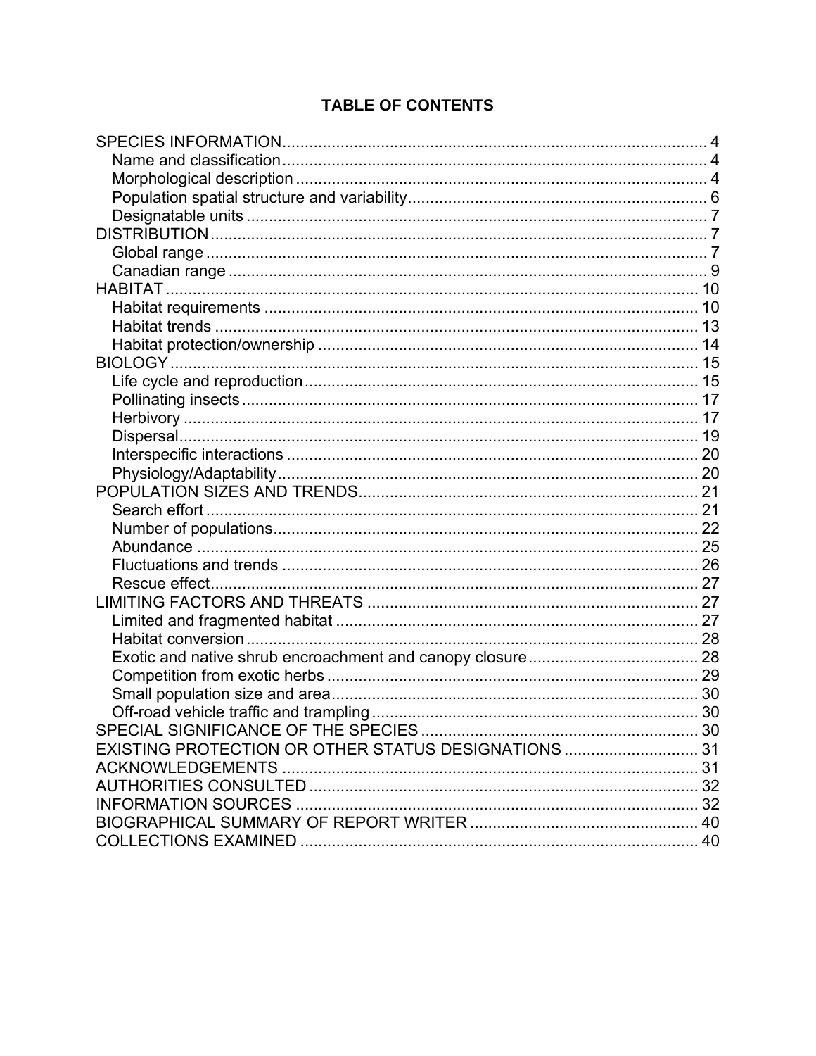**TABLE OF CONTENTS**

SPECIES INFORMATION ..... 4
- Name and classification ..... 4
- Morphological description ..... 4
- Population spatial structure and variability ..... 6
- Designatable units ..... 7

DISTRIBUTION ..... 7
- Global range ..... 7
- Canadian range ..... 9

HABITAT ..... 10
- Habitat requirements ..... 10
- Habitat trends ..... 13
- Habitat protection/ownership ..... 14

BIOLOGY ..... 15
- Life cycle and reproduction ..... 15
- Pollinating insects ..... 17
- Herbivory ..... 17
- Dispersal ..... 19
- Interspecific interactions ..... 20
- Physiology/Adaptability ..... 20

POPULATION SIZES AND TRENDS ..... 21
- Search effort ..... 21
- Number of populations ..... 22
- Abundance ..... 25
- Fluctuations and trends ..... 26
- Rescue effect ..... 27

LIMITING FACTORS AND THREATS ..... 27
- Limited and fragmented habitat ..... 27
- Habitat conversion ..... 28
- Exotic and native shrub encroachment and canopy closure ..... 28
- Competition from exotic herbs ..... 29
- Small population size and area ..... 30
- Off-road vehicle traffic and trampling ..... 30

SPECIAL SIGNIFICANCE OF THE SPECIES ..... 30

EXISTING PROTECTION OR OTHER STATUS DESIGNATIONS ..... 31

ACKNOWLEDGEMENTS ..... 31

AUTHORITIES CONSULTED ..... 32

INFORMATION SOURCES ..... 32

BIOGRAPHICAL SUMMARY OF REPORT WRITER ..... 40

COLLECTIONS EXAMINED ..... 40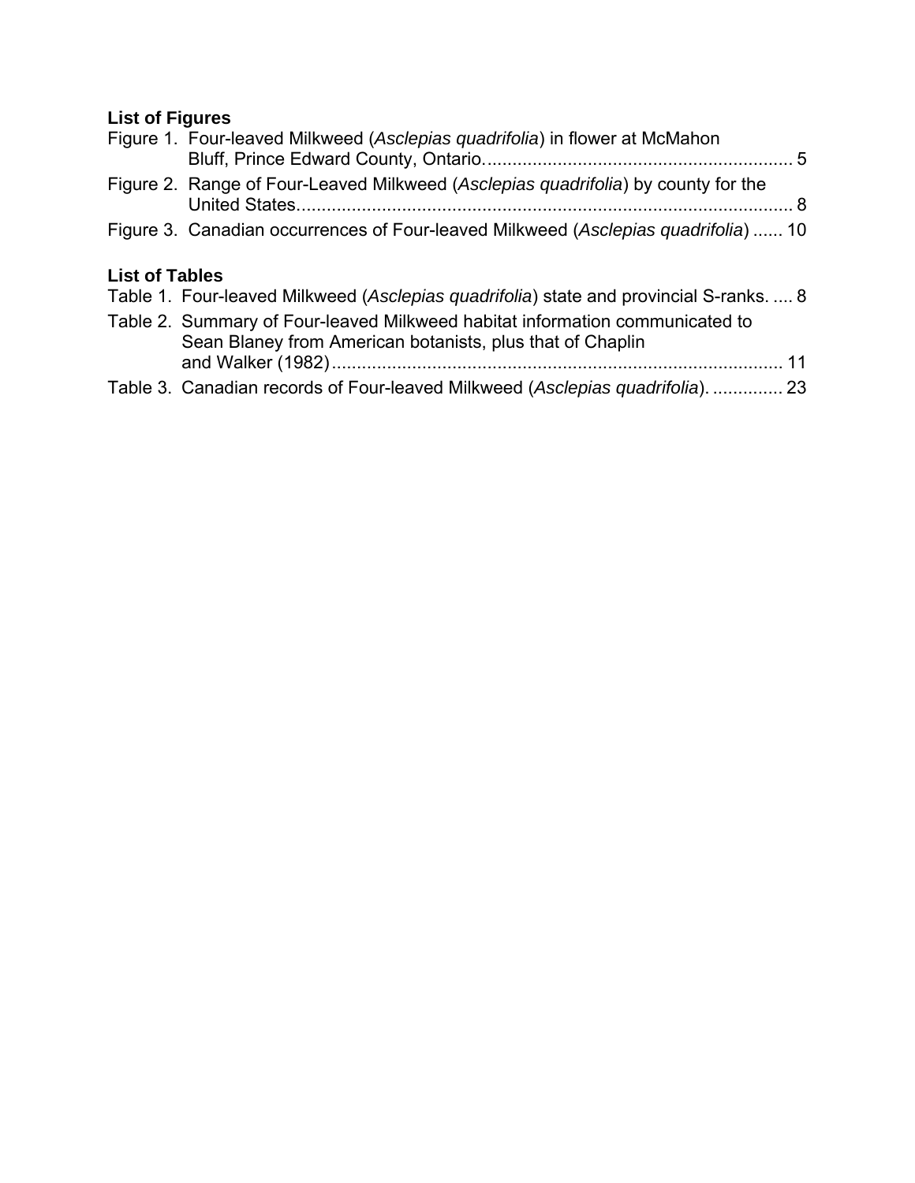**List of Figures**

Figure 1. Four-leaved Milkweed (*Asclepias quadrifolia*) in flower at McMahon Bluff, Prince Edward County, Ontario. ............................................................. 5

Figure 2. Range of Four-Leaved Milkweed (*Asclepias quadrifolia*) by county for the United States.................................................................................................. 8

Figure 3. Canadian occurrences of Four-leaved Milkweed (*Asclepias quadrifolia*) ...... 10

**List of Tables**

Table 1. Four-leaved Milkweed (*Asclepias quadrifolia*) state and provincial S-ranks. .... 8

Table 2. Summary of Four-leaved Milkweed habitat information communicated to Sean Blaney from American botanists, plus that of Chaplin and Walker (1982)......................................................................................... 11

Table 3. Canadian records of Four-leaved Milkweed (*Asclepias quadrifolia*). .............. 23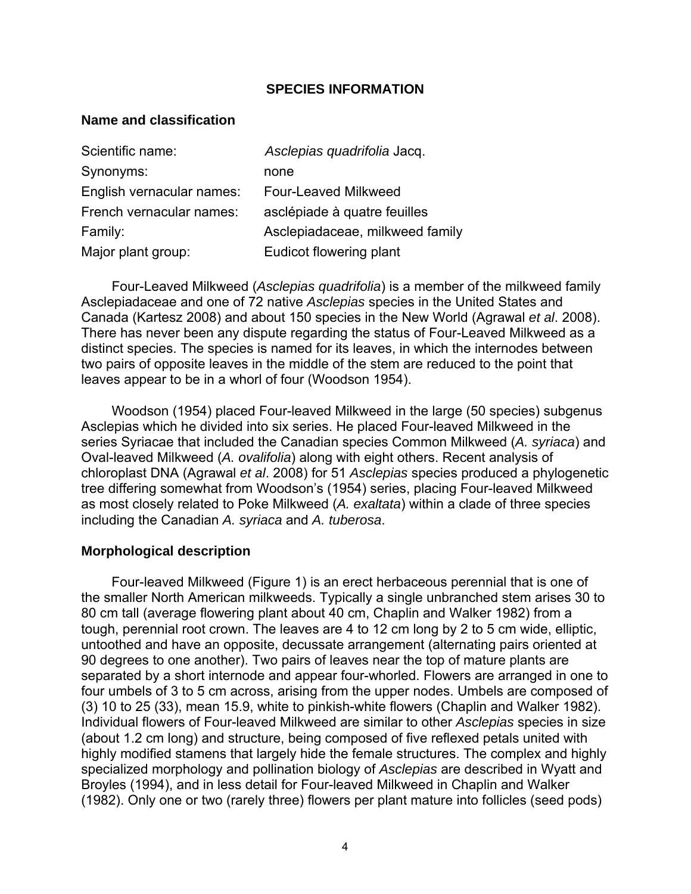## SPECIES INFORMATION

### Name and classification

| | |
|---|---|
| Scientific name: | *Asclepias quadrifolia* Jacq. |
| Synonyms: | none |
| English vernacular names: | Four-Leaved Milkweed |
| French vernacular names: | asclépiade à quatre feuilles |
| Family: | Asclepiadaceae, milkweed family |
| Major plant group: | Eudicot flowering plant |

Four-Leaved Milkweed (*Asclepias quadrifolia*) is a member of the milkweed family Asclepiadaceae and one of 72 native *Asclepias* species in the United States and Canada (Kartesz 2008) and about 150 species in the New World (Agrawal *et al*. 2008). There has never been any dispute regarding the status of Four-Leaved Milkweed as a distinct species. The species is named for its leaves, in which the internodes between two pairs of opposite leaves in the middle of the stem are reduced to the point that leaves appear to be in a whorl of four (Woodson 1954).

Woodson (1954) placed Four-leaved Milkweed in the large (50 species) subgenus Asclepias which he divided into six series. He placed Four-leaved Milkweed in the series Syriacae that included the Canadian species Common Milkweed (*A. syriaca*) and Oval-leaved Milkweed (*A. ovalifolia*) along with eight others. Recent analysis of chloroplast DNA (Agrawal *et al*. 2008) for 51 *Asclepias* species produced a phylogenetic tree differing somewhat from Woodson's (1954) series, placing Four-leaved Milkweed as most closely related to Poke Milkweed (*A. exaltata*) within a clade of three species including the Canadian *A. syriaca* and *A. tuberosa*.

### Morphological description

Four-leaved Milkweed (Figure 1) is an erect herbaceous perennial that is one of the smaller North American milkweeds. Typically a single unbranched stem arises 30 to 80 cm tall (average flowering plant about 40 cm, Chaplin and Walker 1982) from a tough, perennial root crown. The leaves are 4 to 12 cm long by 2 to 5 cm wide, elliptic, untoothed and have an opposite, decussate arrangement (alternating pairs oriented at 90 degrees to one another). Two pairs of leaves near the top of mature plants are separated by a short internode and appear four-whorled. Flowers are arranged in one to four umbels of 3 to 5 cm across, arising from the upper nodes. Umbels are composed of (3) 10 to 25 (33), mean 15.9, white to pinkish-white flowers (Chaplin and Walker 1982). Individual flowers of Four-leaved Milkweed are similar to other *Asclepias* species in size (about 1.2 cm long) and structure, being composed of five reflexed petals united with highly modified stamens that largely hide the female structures. The complex and highly specialized morphology and pollination biology of *Asclepias* are described in Wyatt and Broyles (1994), and in less detail for Four-leaved Milkweed in Chaplin and Walker (1982). Only one or two (rarely three) flowers per plant mature into follicles (seed pods)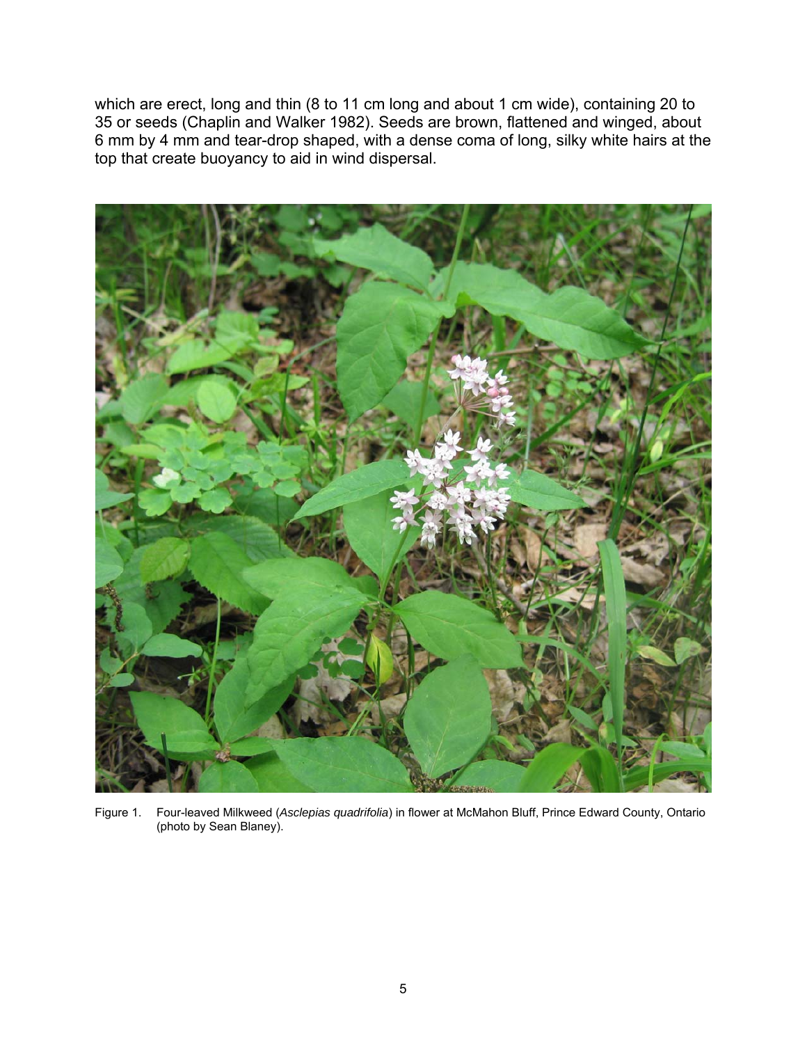which are erect, long and thin (8 to 11 cm long and about 1 cm wide), containing 20 to 35 or seeds (Chaplin and Walker 1982). Seeds are brown, flattened and winged, about 6 mm by 4 mm and tear-drop shaped, with a dense coma of long, silky white hairs at the top that create buoyancy to aid in wind dispersal.

Figure 1. Four-leaved Milkweed (*Asclepias quadrifolia*) in flower at McMahon Bluff, Prince Edward County, Ontario (photo by Sean Blaney).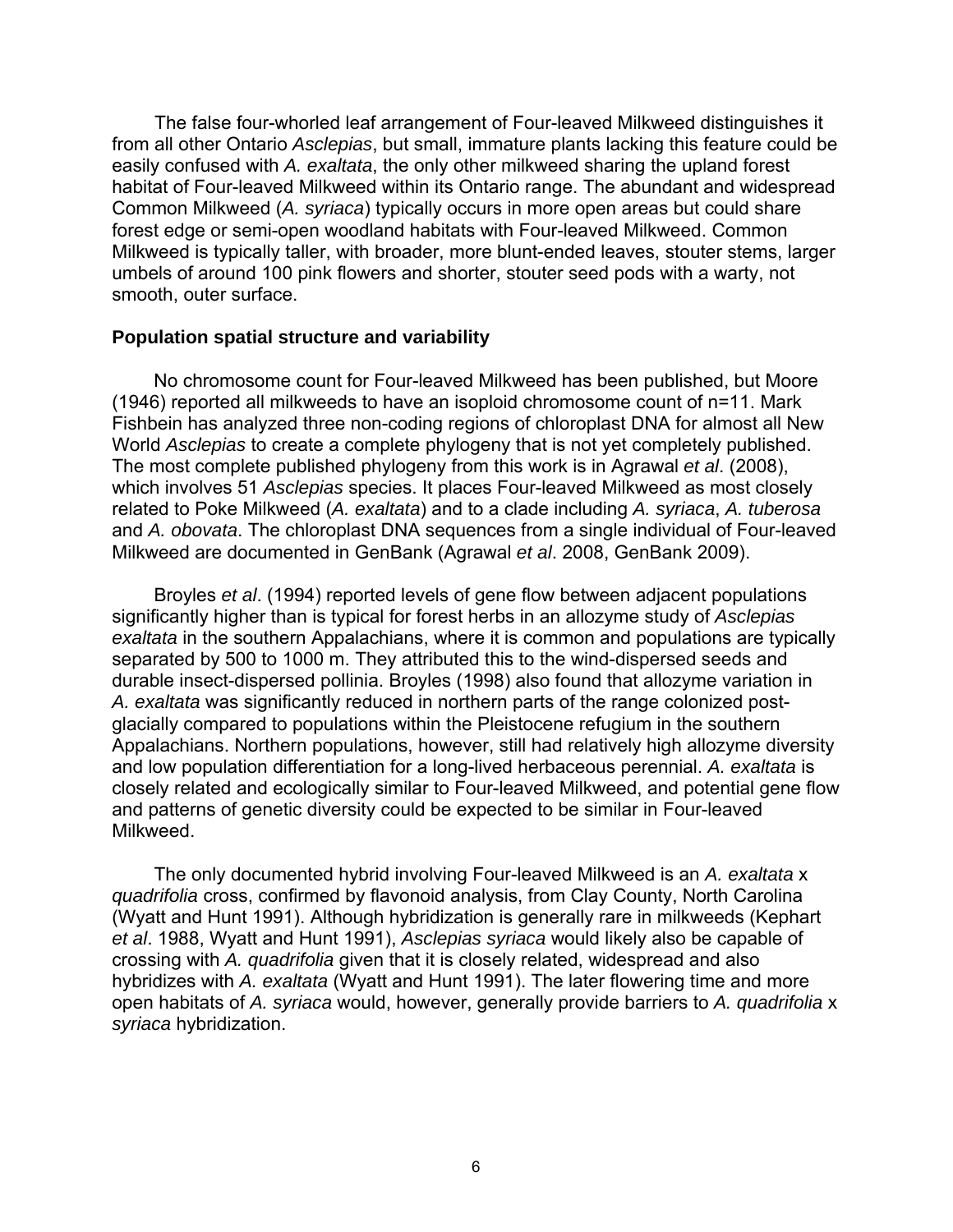The false four-whorled leaf arrangement of Four-leaved Milkweed distinguishes it from all other Ontario *Asclepias*, but small, immature plants lacking this feature could be easily confused with *A. exaltata*, the only other milkweed sharing the upland forest habitat of Four-leaved Milkweed within its Ontario range. The abundant and widespread Common Milkweed (*A. syriaca*) typically occurs in more open areas but could share forest edge or semi-open woodland habitats with Four-leaved Milkweed. Common Milkweed is typically taller, with broader, more blunt-ended leaves, stouter stems, larger umbels of around 100 pink flowers and shorter, stouter seed pods with a warty, not smooth, outer surface.

### Population spatial structure and variability

No chromosome count for Four-leaved Milkweed has been published, but Moore (1946) reported all milkweeds to have an isoploid chromosome count of n=11. Mark Fishbein has analyzed three non-coding regions of chloroplast DNA for almost all New World *Asclepias* to create a complete phylogeny that is not yet completely published. The most complete published phylogeny from this work is in Agrawal *et al*. (2008), which involves 51 *Asclepias* species. It places Four-leaved Milkweed as most closely related to Poke Milkweed (*A. exaltata*) and to a clade including *A. syriaca*, *A. tuberosa* and *A. obovata*. The chloroplast DNA sequences from a single individual of Four-leaved Milkweed are documented in GenBank (Agrawal *et al*. 2008, GenBank 2009).

Broyles *et al*. (1994) reported levels of gene flow between adjacent populations significantly higher than is typical for forest herbs in an allozyme study of *Asclepias exaltata* in the southern Appalachians, where it is common and populations are typically separated by 500 to 1000 m. They attributed this to the wind-dispersed seeds and durable insect-dispersed pollinia. Broyles (1998) also found that allozyme variation in *A. exaltata* was significantly reduced in northern parts of the range colonized post-glacially compared to populations within the Pleistocene refugium in the southern Appalachians. Northern populations, however, still had relatively high allozyme diversity and low population differentiation for a long-lived herbaceous perennial. *A. exaltata* is closely related and ecologically similar to Four-leaved Milkweed, and potential gene flow and patterns of genetic diversity could be expected to be similar in Four-leaved Milkweed.

The only documented hybrid involving Four-leaved Milkweed is an *A. exaltata* x *quadrifolia* cross, confirmed by flavonoid analysis, from Clay County, North Carolina (Wyatt and Hunt 1991). Although hybridization is generally rare in milkweeds (Kephart *et al*. 1988, Wyatt and Hunt 1991), *Asclepias syriaca* would likely also be capable of crossing with *A. quadrifolia* given that it is closely related, widespread and also hybridizes with *A. exaltata* (Wyatt and Hunt 1991). The later flowering time and more open habitats of *A. syriaca* would, however, generally provide barriers to *A. quadrifolia* x *syriaca* hybridization.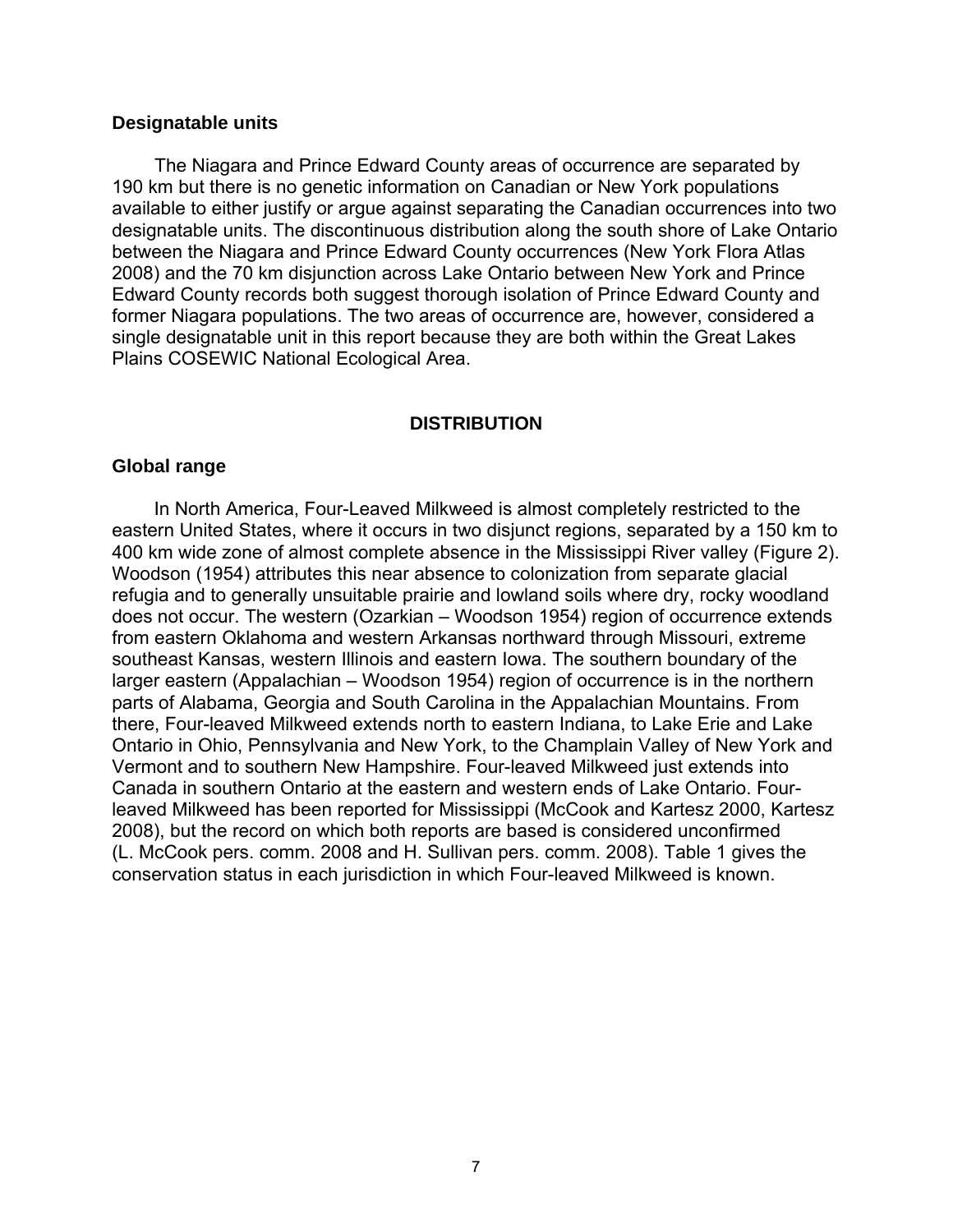### Designatable units

The Niagara and Prince Edward County areas of occurrence are separated by 190 km but there is no genetic information on Canadian or New York populations available to either justify or argue against separating the Canadian occurrences into two designatable units. The discontinuous distribution along the south shore of Lake Ontario between the Niagara and Prince Edward County occurrences (New York Flora Atlas 2008) and the 70 km disjunction across Lake Ontario between New York and Prince Edward County records both suggest thorough isolation of Prince Edward County and former Niagara populations. The two areas of occurrence are, however, considered a single designatable unit in this report because they are both within the Great Lakes Plains COSEWIC National Ecological Area.

## DISTRIBUTION

### Global range

In North America, Four-Leaved Milkweed is almost completely restricted to the eastern United States, where it occurs in two disjunct regions, separated by a 150 km to 400 km wide zone of almost complete absence in the Mississippi River valley (Figure 2). Woodson (1954) attributes this near absence to colonization from separate glacial refugia and to generally unsuitable prairie and lowland soils where dry, rocky woodland does not occur. The western (Ozarkian – Woodson 1954) region of occurrence extends from eastern Oklahoma and western Arkansas northward through Missouri, extreme southeast Kansas, western Illinois and eastern Iowa. The southern boundary of the larger eastern (Appalachian – Woodson 1954) region of occurrence is in the northern parts of Alabama, Georgia and South Carolina in the Appalachian Mountains. From there, Four-leaved Milkweed extends north to eastern Indiana, to Lake Erie and Lake Ontario in Ohio, Pennsylvania and New York, to the Champlain Valley of New York and Vermont and to southern New Hampshire. Four-leaved Milkweed just extends into Canada in southern Ontario at the eastern and western ends of Lake Ontario. Four-leaved Milkweed has been reported for Mississippi (McCook and Kartesz 2000, Kartesz 2008), but the record on which both reports are based is considered unconfirmed (L. McCook pers. comm. 2008 and H. Sullivan pers. comm. 2008). Table 1 gives the conservation status in each jurisdiction in which Four-leaved Milkweed is known.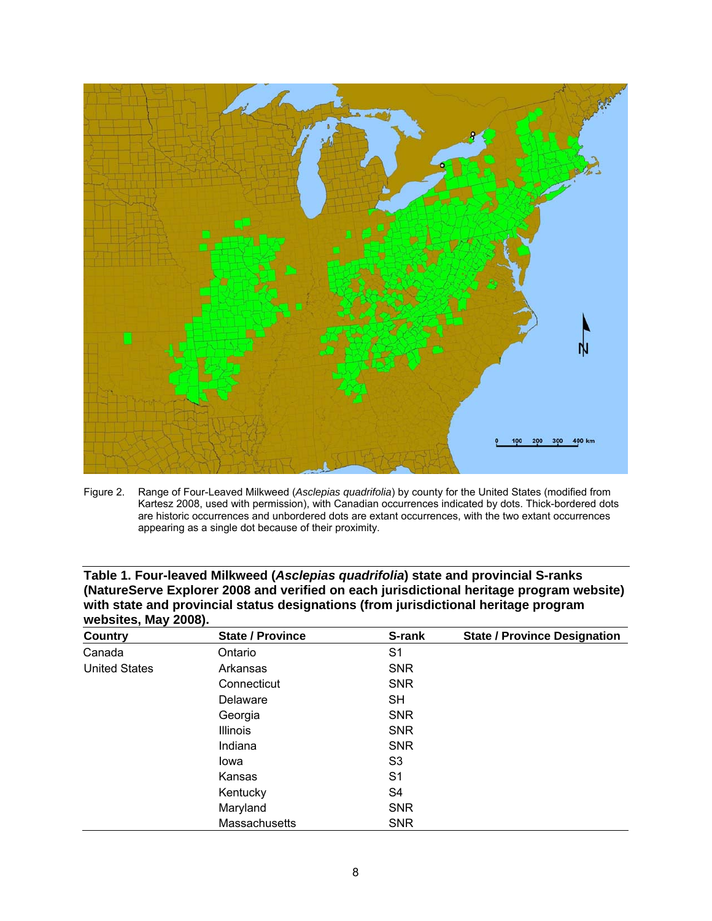Figure 2. Range of Four-Leaved Milkweed (*Asclepias quadrifolia*) by county for the United States (modified from Kartesz 2008, used with permission), with Canadian occurrences indicated by dots. Thick-bordered dots are historic occurrences and unbordered dots are extant occurrences, with the two extant occurrences appearing as a single dot because of their proximity.

**Table 1. Four-leaved Milkweed (*Asclepias quadrifolia*) state and provincial S-ranks (NatureServe Explorer 2008 and verified on each jurisdictional heritage program website) with state and provincial status designations (from jurisdictional heritage program websites, May 2008).**

| Country | State / Province | S-rank | State / Province Designation |
|---|---|---|---|
| Canada | Ontario | S1 | |
| United States | Arkansas | SNR | |
| | Connecticut | SNR | |
| | Delaware | SH | |
| | Georgia | SNR | |
| | Illinois | SNR | |
| | Indiana | SNR | |
| | Iowa | S3 | |
| | Kansas | S1 | |
| | Kentucky | S4 | |
| | Maryland | SNR | |
| | Massachusetts | SNR | |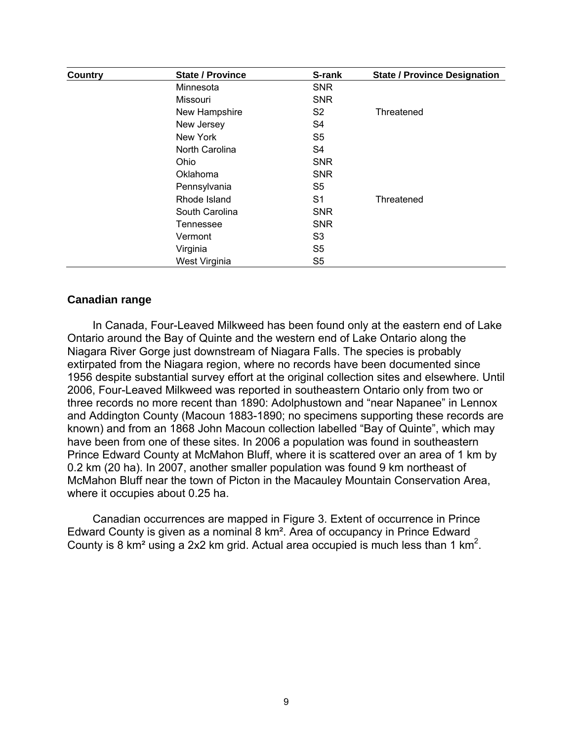| Country | State / Province | S-rank | State / Province Designation |
| --- | --- | --- | --- |
| | Minnesota | SNR | |
| | Missouri | SNR | |
| | New Hampshire | S2 | Threatened |
| | New Jersey | S4 | |
| | New York | S5 | |
| | North Carolina | S4 | |
| | Ohio | SNR | |
| | Oklahoma | SNR | |
| | Pennsylvania | S5 | |
| | Rhode Island | S1 | Threatened |
| | South Carolina | SNR | |
| | Tennessee | SNR | |
| | Vermont | S3 | |
| | Virginia | S5 | |
| | West Virginia | S5 | |

### Canadian range

In Canada, Four-Leaved Milkweed has been found only at the eastern end of Lake Ontario around the Bay of Quinte and the western end of Lake Ontario along the Niagara River Gorge just downstream of Niagara Falls. The species is probably extirpated from the Niagara region, where no records have been documented since 1956 despite substantial survey effort at the original collection sites and elsewhere. Until 2006, Four-Leaved Milkweed was reported in southeastern Ontario only from two or three records no more recent than 1890: Adolphustown and "near Napanee" in Lennox and Addington County (Macoun 1883-1890; no specimens supporting these records are known) and from an 1868 John Macoun collection labelled "Bay of Quinte", which may have been from one of these sites. In 2006 a population was found in southeastern Prince Edward County at McMahon Bluff, where it is scattered over an area of 1 km by 0.2 km (20 ha). In 2007, another smaller population was found 9 km northeast of McMahon Bluff near the town of Picton in the Macauley Mountain Conservation Area, where it occupies about 0.25 ha.

Canadian occurrences are mapped in Figure 3. Extent of occurrence in Prince Edward County is given as a nominal 8 km². Area of occupancy in Prince Edward County is 8 km² using a 2x2 km grid. Actual area occupied is much less than 1 km$^2$.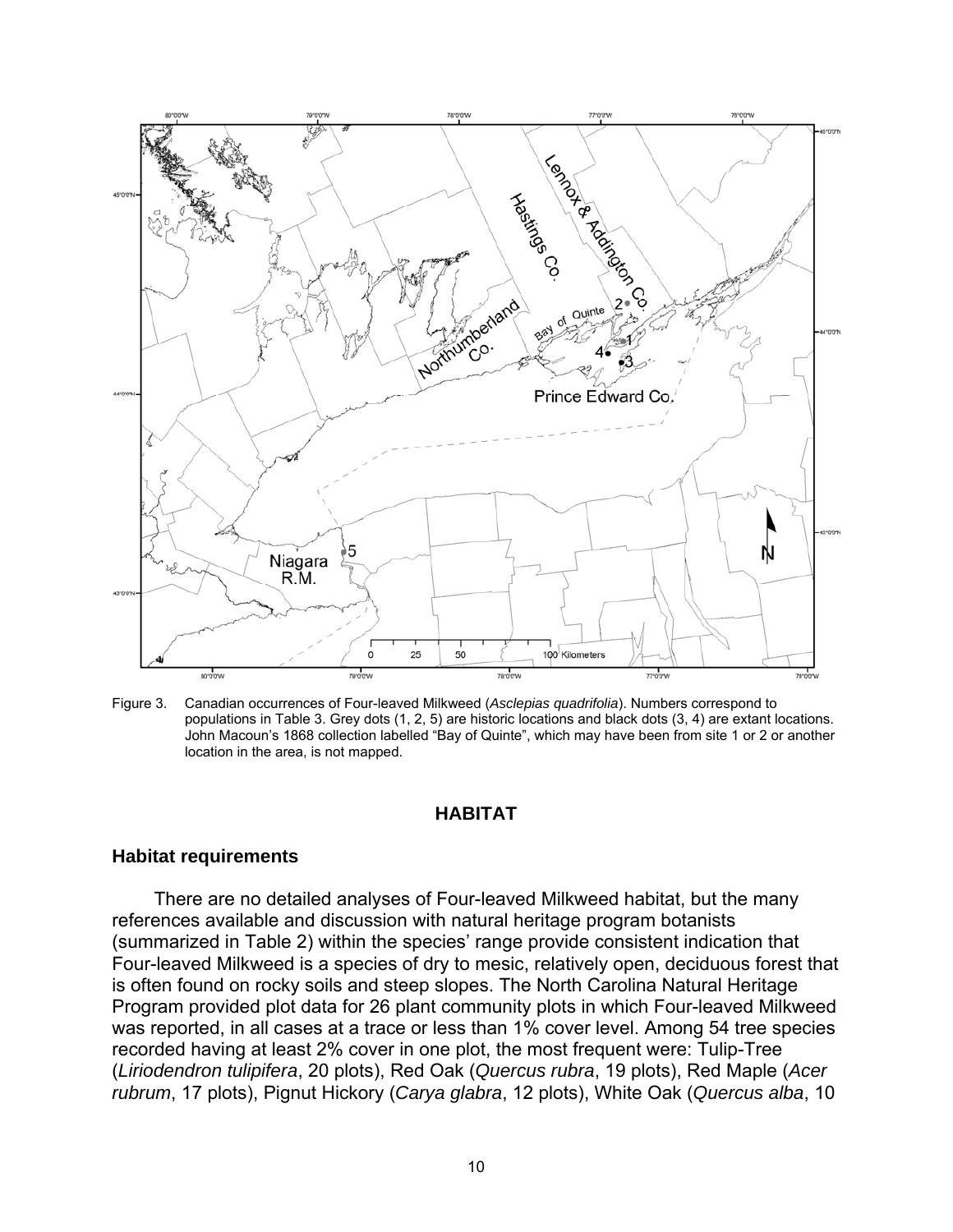Figure 3. Canadian occurrences of Four-leaved Milkweed (*Asclepias quadrifolia*). Numbers correspond to populations in Table 3. Grey dots (1, 2, 5) are historic locations and black dots (3, 4) are extant locations. John Macoun's 1868 collection labelled "Bay of Quinte", which may have been from site 1 or 2 or another location in the area, is not mapped.

## HABITAT

### Habitat requirements

There are no detailed analyses of Four-leaved Milkweed habitat, but the many references available and discussion with natural heritage program botanists (summarized in Table 2) within the species' range provide consistent indication that Four-leaved Milkweed is a species of dry to mesic, relatively open, deciduous forest that is often found on rocky soils and steep slopes. The North Carolina Natural Heritage Program provided plot data for 26 plant community plots in which Four-leaved Milkweed was reported, in all cases at a trace or less than 1% cover level. Among 54 tree species recorded having at least 2% cover in one plot, the most frequent were: Tulip-Tree (*Liriodendron tulipifera*, 20 plots), Red Oak (*Quercus rubra*, 19 plots), Red Maple (*Acer rubrum*, 17 plots), Pignut Hickory (*Carya glabra*, 12 plots), White Oak (*Quercus alba*, 10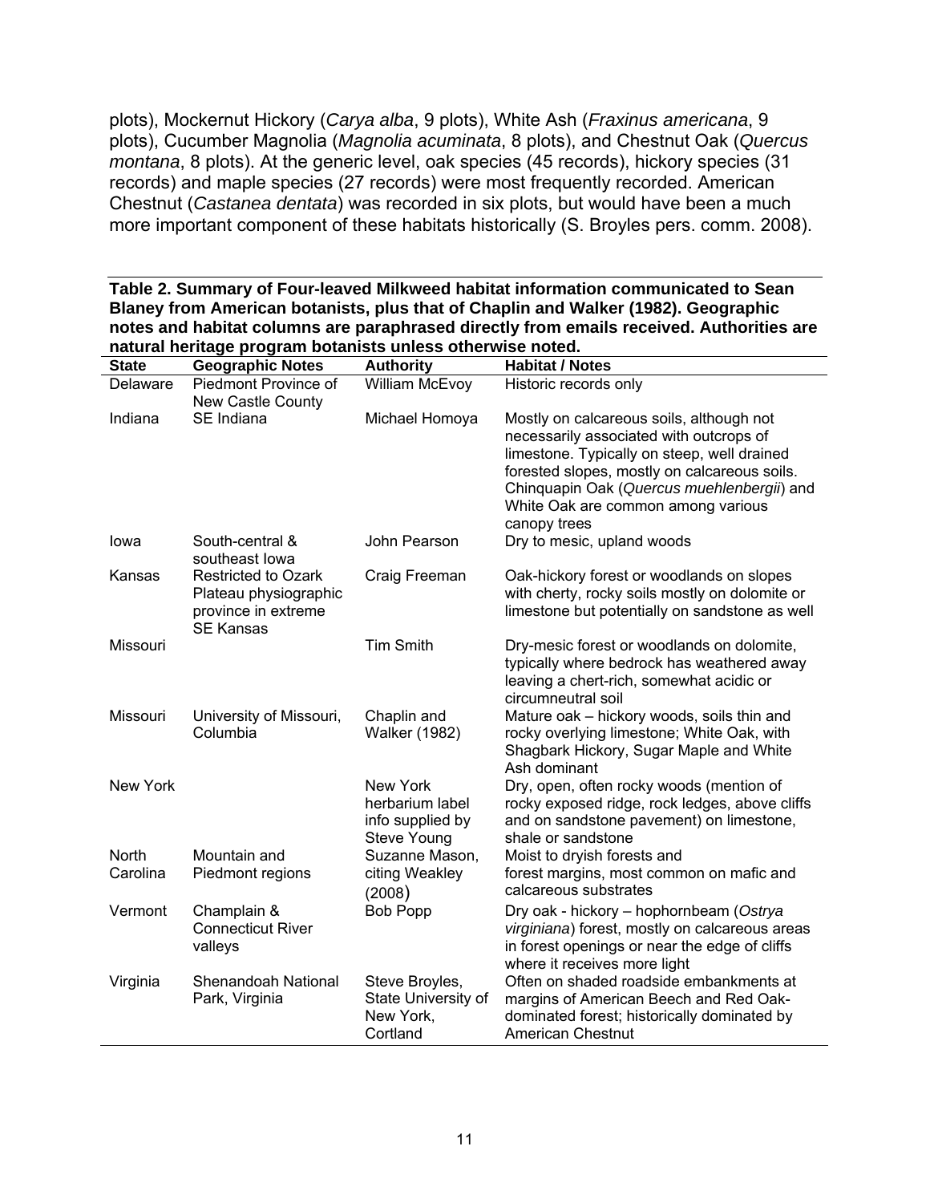plots), Mockernut Hickory (*Carya alba*, 9 plots), White Ash (*Fraxinus americana*, 9 plots), Cucumber Magnolia (*Magnolia acuminata*, 8 plots), and Chestnut Oak (*Quercus montana*, 8 plots). At the generic level, oak species (45 records), hickory species (31 records) and maple species (27 records) were most frequently recorded. American Chestnut (*Castanea dentata*) was recorded in six plots, but would have been a much more important component of these habitats historically (S. Broyles pers. comm. 2008).

**Table 2. Summary of Four-leaved Milkweed habitat information communicated to Sean Blaney from American botanists, plus that of Chaplin and Walker (1982). Geographic notes and habitat columns are paraphrased directly from emails received. Authorities are natural heritage program botanists unless otherwise noted.**

| State | Geographic Notes | Authority | Habitat / Notes |
|---|---|---|---|
| Delaware | Piedmont Province of New Castle County | William McEvoy | Historic records only |
| Indiana | SE Indiana | Michael Homoya | Mostly on calcareous soils, although not necessarily associated with outcrops of limestone. Typically on steep, well drained forested slopes, mostly on calcareous soils. Chinquapin Oak (*Quercus muehlenbergii*) and White Oak are common among various canopy trees |
| Iowa | South-central & southeast Iowa | John Pearson | Dry to mesic, upland woods |
| Kansas | Restricted to Ozark Plateau physiographic province in extreme SE Kansas | Craig Freeman | Oak-hickory forest or woodlands on slopes with cherty, rocky soils mostly on dolomite or limestone but potentially on sandstone as well |
| Missouri | | Tim Smith | Dry-mesic forest or woodlands on dolomite, typically where bedrock has weathered away leaving a chert-rich, somewhat acidic or circumneutral soil |
| Missouri | University of Missouri, Columbia | Chaplin and Walker (1982) | Mature oak – hickory woods, soils thin and rocky overlying limestone; White Oak, with Shagbark Hickory, Sugar Maple and White Ash dominant |
| New York | | New York herbarium label info supplied by Steve Young | Dry, open, often rocky woods (mention of rocky exposed ridge, rock ledges, above cliffs and on sandstone pavement) on limestone, shale or sandstone |
| North Carolina | Mountain and Piedmont regions | Suzanne Mason, citing Weakley (2008) | Moist to dryish forests and forest margins, most common on mafic and calcareous substrates |
| Vermont | Champlain & Connecticut River valleys | Bob Popp | Dry oak - hickory – hophornbeam (*Ostrya virginiana*) forest, mostly on calcareous areas in forest openings or near the edge of cliffs where it receives more light |
| Virginia | Shenandoah National Park, Virginia | Steve Broyles, State University of New York, Cortland | Often on shaded roadside embankments at margins of American Beech and Red Oak-dominated forest; historically dominated by American Chestnut |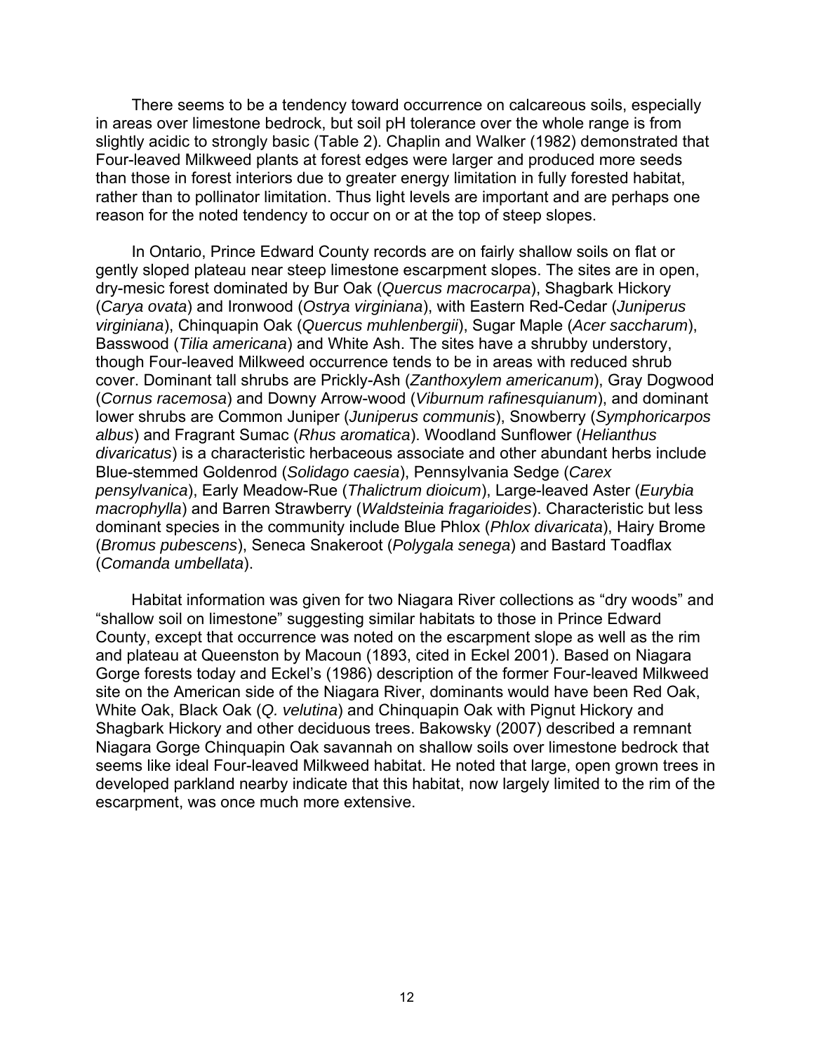There seems to be a tendency toward occurrence on calcareous soils, especially in areas over limestone bedrock, but soil pH tolerance over the whole range is from slightly acidic to strongly basic (Table 2). Chaplin and Walker (1982) demonstrated that Four-leaved Milkweed plants at forest edges were larger and produced more seeds than those in forest interiors due to greater energy limitation in fully forested habitat, rather than to pollinator limitation. Thus light levels are important and are perhaps one reason for the noted tendency to occur on or at the top of steep slopes.

In Ontario, Prince Edward County records are on fairly shallow soils on flat or gently sloped plateau near steep limestone escarpment slopes. The sites are in open, dry-mesic forest dominated by Bur Oak (*Quercus macrocarpa*), Shagbark Hickory (*Carya ovata*) and Ironwood (*Ostrya virginiana*), with Eastern Red-Cedar (*Juniperus virginiana*), Chinquapin Oak (*Quercus muhlenbergii*), Sugar Maple (*Acer saccharum*), Basswood (*Tilia americana*) and White Ash. The sites have a shrubby understory, though Four-leaved Milkweed occurrence tends to be in areas with reduced shrub cover. Dominant tall shrubs are Prickly-Ash (*Zanthoxylem americanum*), Gray Dogwood (*Cornus racemosa*) and Downy Arrow-wood (*Viburnum rafinesquianum*), and dominant lower shrubs are Common Juniper (*Juniperus communis*), Snowberry (*Symphoricarpos albus*) and Fragrant Sumac (*Rhus aromatica*). Woodland Sunflower (*Helianthus divaricatus*) is a characteristic herbaceous associate and other abundant herbs include Blue-stemmed Goldenrod (*Solidago caesia*), Pennsylvania Sedge (*Carex pensylvanica*), Early Meadow-Rue (*Thalictrum dioicum*), Large-leaved Aster (*Eurybia macrophylla*) and Barren Strawberry (*Waldsteinia fragarioides*). Characteristic but less dominant species in the community include Blue Phlox (*Phlox divaricata*), Hairy Brome (*Bromus pubescens*), Seneca Snakeroot (*Polygala senega*) and Bastard Toadflax (*Comanda umbellata*).

Habitat information was given for two Niagara River collections as "dry woods" and "shallow soil on limestone" suggesting similar habitats to those in Prince Edward County, except that occurrence was noted on the escarpment slope as well as the rim and plateau at Queenston by Macoun (1893, cited in Eckel 2001). Based on Niagara Gorge forests today and Eckel's (1986) description of the former Four-leaved Milkweed site on the American side of the Niagara River, dominants would have been Red Oak, White Oak, Black Oak (*Q. velutina*) and Chinquapin Oak with Pignut Hickory and Shagbark Hickory and other deciduous trees. Bakowsky (2007) described a remnant Niagara Gorge Chinquapin Oak savannah on shallow soils over limestone bedrock that seems like ideal Four-leaved Milkweed habitat. He noted that large, open grown trees in developed parkland nearby indicate that this habitat, now largely limited to the rim of the escarpment, was once much more extensive.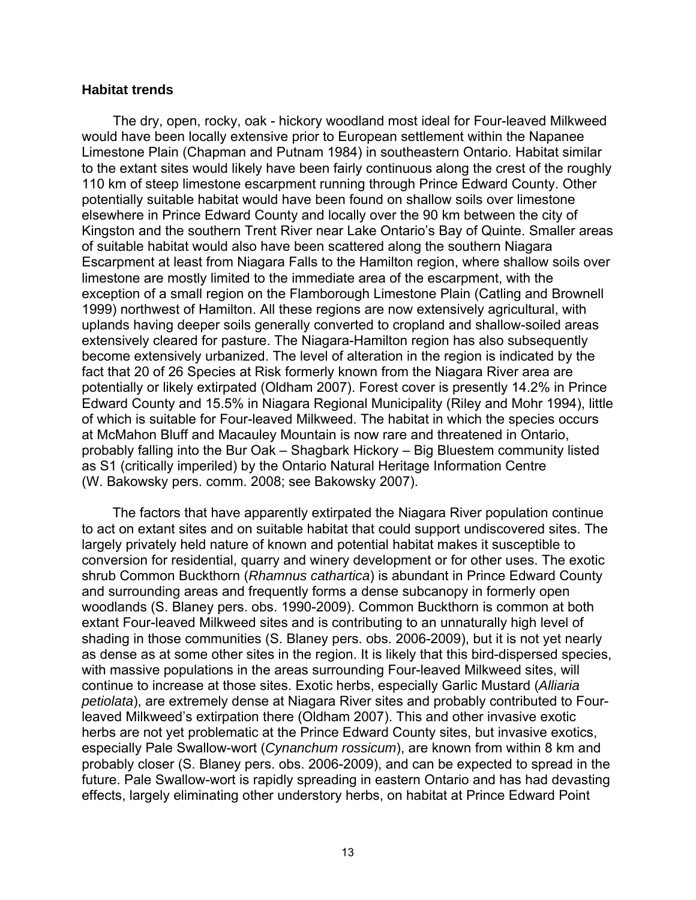### Habitat trends

The dry, open, rocky, oak - hickory woodland most ideal for Four-leaved Milkweed would have been locally extensive prior to European settlement within the Napanee Limestone Plain (Chapman and Putnam 1984) in southeastern Ontario. Habitat similar to the extant sites would likely have been fairly continuous along the crest of the roughly 110 km of steep limestone escarpment running through Prince Edward County. Other potentially suitable habitat would have been found on shallow soils over limestone elsewhere in Prince Edward County and locally over the 90 km between the city of Kingston and the southern Trent River near Lake Ontario's Bay of Quinte. Smaller areas of suitable habitat would also have been scattered along the southern Niagara Escarpment at least from Niagara Falls to the Hamilton region, where shallow soils over limestone are mostly limited to the immediate area of the escarpment, with the exception of a small region on the Flamborough Limestone Plain (Catling and Brownell 1999) northwest of Hamilton. All these regions are now extensively agricultural, with uplands having deeper soils generally converted to cropland and shallow-soiled areas extensively cleared for pasture. The Niagara-Hamilton region has also subsequently become extensively urbanized. The level of alteration in the region is indicated by the fact that 20 of 26 Species at Risk formerly known from the Niagara River area are potentially or likely extirpated (Oldham 2007). Forest cover is presently 14.2% in Prince Edward County and 15.5% in Niagara Regional Municipality (Riley and Mohr 1994), little of which is suitable for Four-leaved Milkweed. The habitat in which the species occurs at McMahon Bluff and Macauley Mountain is now rare and threatened in Ontario, probably falling into the Bur Oak – Shagbark Hickory – Big Bluestem community listed as S1 (critically imperiled) by the Ontario Natural Heritage Information Centre (W. Bakowsky pers. comm. 2008; see Bakowsky 2007).

The factors that have apparently extirpated the Niagara River population continue to act on extant sites and on suitable habitat that could support undiscovered sites. The largely privately held nature of known and potential habitat makes it susceptible to conversion for residential, quarry and winery development or for other uses. The exotic shrub Common Buckthorn (*Rhamnus cathartica*) is abundant in Prince Edward County and surrounding areas and frequently forms a dense subcanopy in formerly open woodlands (S. Blaney pers. obs. 1990-2009). Common Buckthorn is common at both extant Four-leaved Milkweed sites and is contributing to an unnaturally high level of shading in those communities (S. Blaney pers. obs. 2006-2009), but it is not yet nearly as dense as at some other sites in the region. It is likely that this bird-dispersed species, with massive populations in the areas surrounding Four-leaved Milkweed sites, will continue to increase at those sites. Exotic herbs, especially Garlic Mustard (*Alliaria petiolata*), are extremely dense at Niagara River sites and probably contributed to Four-leaved Milkweed's extirpation there (Oldham 2007). This and other invasive exotic herbs are not yet problematic at the Prince Edward County sites, but invasive exotics, especially Pale Swallow-wort (*Cynanchum rossicum*), are known from within 8 km and probably closer (S. Blaney pers. obs. 2006-2009), and can be expected to spread in the future. Pale Swallow-wort is rapidly spreading in eastern Ontario and has had devasting effects, largely eliminating other understory herbs, on habitat at Prince Edward Point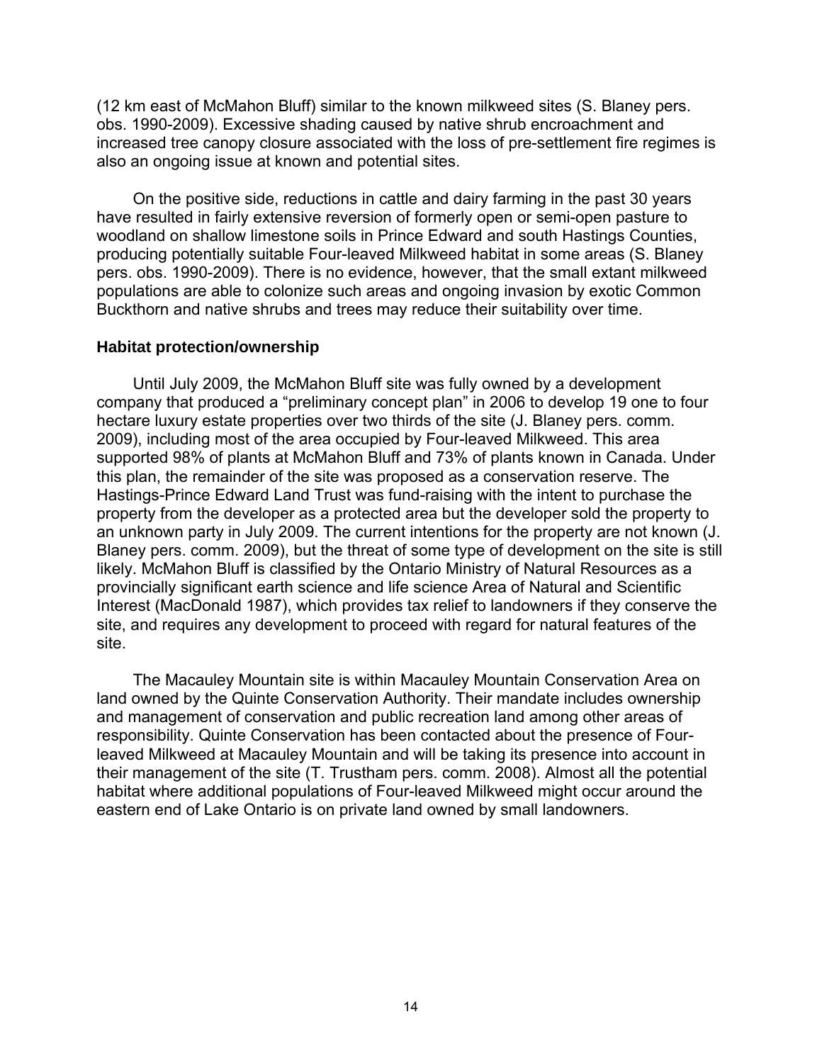(12 km east of McMahon Bluff) similar to the known milkweed sites (S. Blaney pers. obs. 1990-2009). Excessive shading caused by native shrub encroachment and increased tree canopy closure associated with the loss of pre-settlement fire regimes is also an ongoing issue at known and potential sites.

On the positive side, reductions in cattle and dairy farming in the past 30 years have resulted in fairly extensive reversion of formerly open or semi-open pasture to woodland on shallow limestone soils in Prince Edward and south Hastings Counties, producing potentially suitable Four-leaved Milkweed habitat in some areas (S. Blaney pers. obs. 1990-2009). There is no evidence, however, that the small extant milkweed populations are able to colonize such areas and ongoing invasion by exotic Common Buckthorn and native shrubs and trees may reduce their suitability over time.

### Habitat protection/ownership

Until July 2009, the McMahon Bluff site was fully owned by a development company that produced a "preliminary concept plan" in 2006 to develop 19 one to four hectare luxury estate properties over two thirds of the site (J. Blaney pers. comm. 2009), including most of the area occupied by Four-leaved Milkweed. This area supported 98% of plants at McMahon Bluff and 73% of plants known in Canada. Under this plan, the remainder of the site was proposed as a conservation reserve. The Hastings-Prince Edward Land Trust was fund-raising with the intent to purchase the property from the developer as a protected area but the developer sold the property to an unknown party in July 2009. The current intentions for the property are not known (J. Blaney pers. comm. 2009), but the threat of some type of development on the site is still likely. McMahon Bluff is classified by the Ontario Ministry of Natural Resources as a provincially significant earth science and life science Area of Natural and Scientific Interest (MacDonald 1987), which provides tax relief to landowners if they conserve the site, and requires any development to proceed with regard for natural features of the site.

The Macauley Mountain site is within Macauley Mountain Conservation Area on land owned by the Quinte Conservation Authority. Their mandate includes ownership and management of conservation and public recreation land among other areas of responsibility. Quinte Conservation has been contacted about the presence of Four-leaved Milkweed at Macauley Mountain and will be taking its presence into account in their management of the site (T. Trustham pers. comm. 2008). Almost all the potential habitat where additional populations of Four-leaved Milkweed might occur around the eastern end of Lake Ontario is on private land owned by small landowners.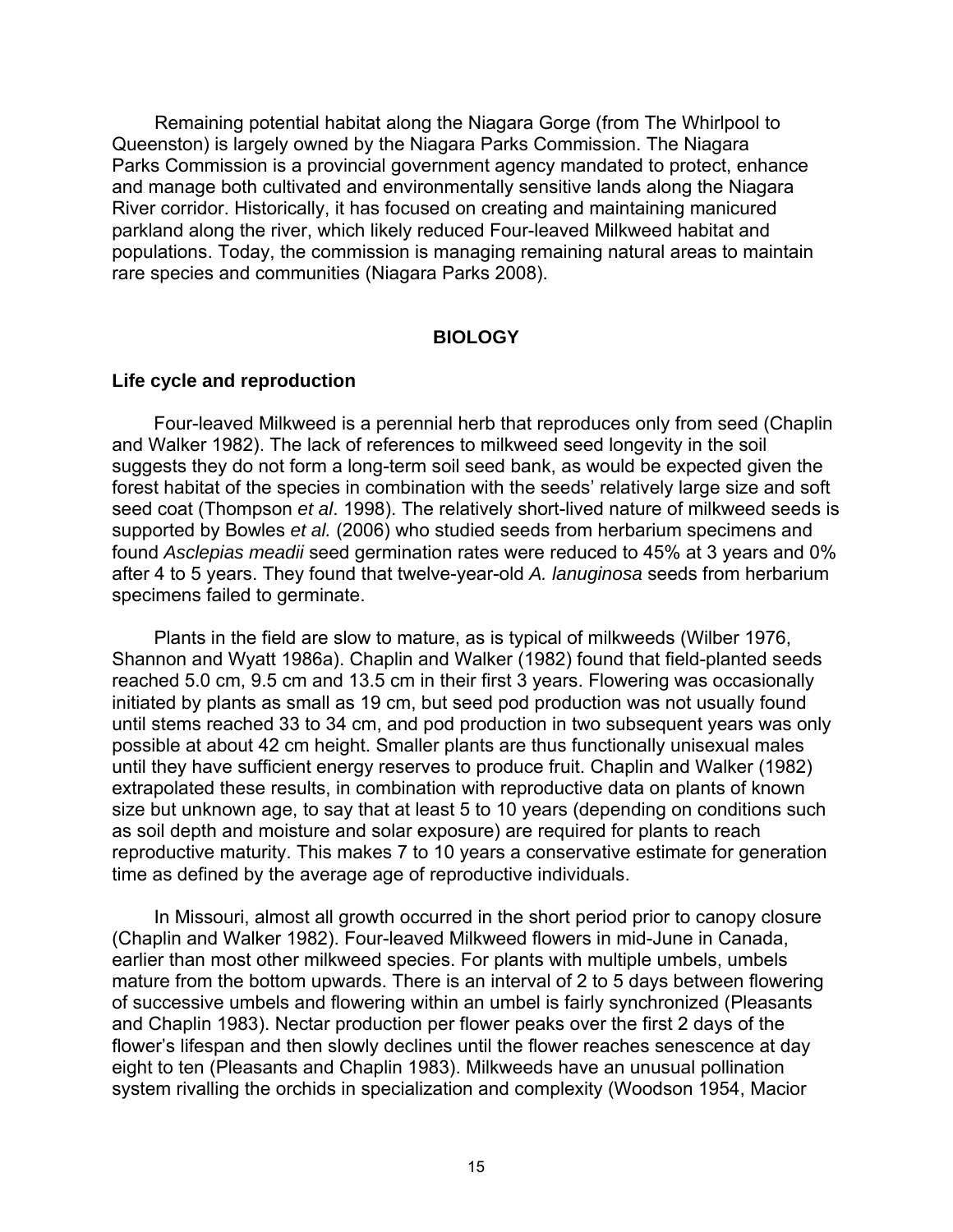Remaining potential habitat along the Niagara Gorge (from The Whirlpool to Queenston) is largely owned by the Niagara Parks Commission. The Niagara Parks Commission is a provincial government agency mandated to protect, enhance and manage both cultivated and environmentally sensitive lands along the Niagara River corridor. Historically, it has focused on creating and maintaining manicured parkland along the river, which likely reduced Four-leaved Milkweed habitat and populations. Today, the commission is managing remaining natural areas to maintain rare species and communities (Niagara Parks 2008).

## BIOLOGY

### Life cycle and reproduction

Four-leaved Milkweed is a perennial herb that reproduces only from seed (Chaplin and Walker 1982). The lack of references to milkweed seed longevity in the soil suggests they do not form a long-term soil seed bank, as would be expected given the forest habitat of the species in combination with the seeds' relatively large size and soft seed coat (Thompson *et al*. 1998). The relatively short-lived nature of milkweed seeds is supported by Bowles *et al.* (2006) who studied seeds from herbarium specimens and found *Asclepias meadii* seed germination rates were reduced to 45% at 3 years and 0% after 4 to 5 years. They found that twelve-year-old *A. lanuginosa* seeds from herbarium specimens failed to germinate.

Plants in the field are slow to mature, as is typical of milkweeds (Wilber 1976, Shannon and Wyatt 1986a). Chaplin and Walker (1982) found that field-planted seeds reached 5.0 cm, 9.5 cm and 13.5 cm in their first 3 years. Flowering was occasionally initiated by plants as small as 19 cm, but seed pod production was not usually found until stems reached 33 to 34 cm, and pod production in two subsequent years was only possible at about 42 cm height. Smaller plants are thus functionally unisexual males until they have sufficient energy reserves to produce fruit. Chaplin and Walker (1982) extrapolated these results, in combination with reproductive data on plants of known size but unknown age, to say that at least 5 to 10 years (depending on conditions such as soil depth and moisture and solar exposure) are required for plants to reach reproductive maturity. This makes 7 to 10 years a conservative estimate for generation time as defined by the average age of reproductive individuals.

In Missouri, almost all growth occurred in the short period prior to canopy closure (Chaplin and Walker 1982). Four-leaved Milkweed flowers in mid-June in Canada, earlier than most other milkweed species. For plants with multiple umbels, umbels mature from the bottom upwards. There is an interval of 2 to 5 days between flowering of successive umbels and flowering within an umbel is fairly synchronized (Pleasants and Chaplin 1983). Nectar production per flower peaks over the first 2 days of the flower's lifespan and then slowly declines until the flower reaches senescence at day eight to ten (Pleasants and Chaplin 1983). Milkweeds have an unusual pollination system rivalling the orchids in specialization and complexity (Woodson 1954, Macior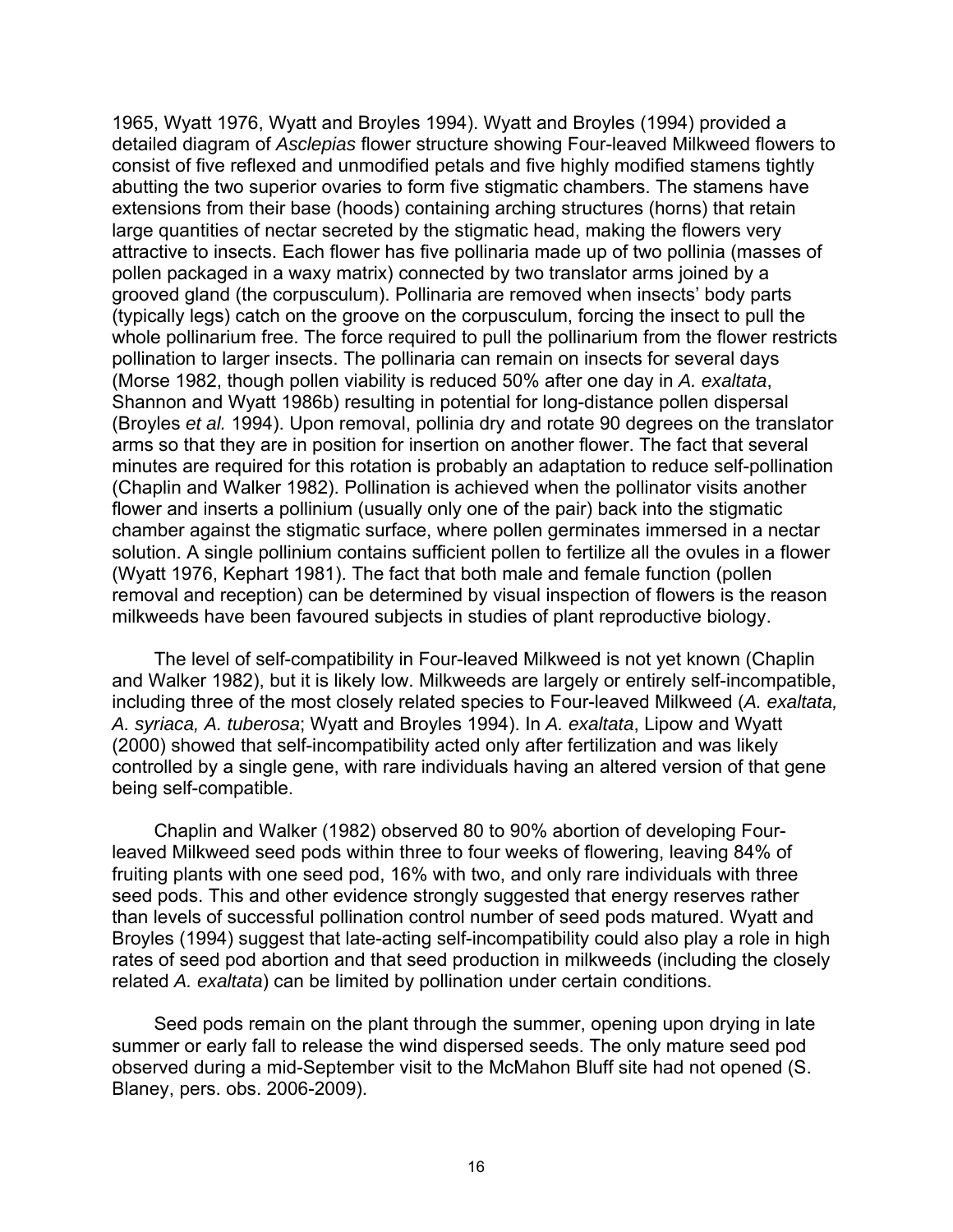1965, Wyatt 1976, Wyatt and Broyles 1994). Wyatt and Broyles (1994) provided a detailed diagram of *Asclepias* flower structure showing Four-leaved Milkweed flowers to consist of five reflexed and unmodified petals and five highly modified stamens tightly abutting the two superior ovaries to form five stigmatic chambers. The stamens have extensions from their base (hoods) containing arching structures (horns) that retain large quantities of nectar secreted by the stigmatic head, making the flowers very attractive to insects. Each flower has five pollinaria made up of two pollinia (masses of pollen packaged in a waxy matrix) connected by two translator arms joined by a grooved gland (the corpusculum). Pollinaria are removed when insects' body parts (typically legs) catch on the groove on the corpusculum, forcing the insect to pull the whole pollinarium free. The force required to pull the pollinarium from the flower restricts pollination to larger insects. The pollinaria can remain on insects for several days (Morse 1982, though pollen viability is reduced 50% after one day in *A. exaltata*, Shannon and Wyatt 1986b) resulting in potential for long-distance pollen dispersal (Broyles *et al.* 1994). Upon removal, pollinia dry and rotate 90 degrees on the translator arms so that they are in position for insertion on another flower. The fact that several minutes are required for this rotation is probably an adaptation to reduce self-pollination (Chaplin and Walker 1982). Pollination is achieved when the pollinator visits another flower and inserts a pollinium (usually only one of the pair) back into the stigmatic chamber against the stigmatic surface, where pollen germinates immersed in a nectar solution. A single pollinium contains sufficient pollen to fertilize all the ovules in a flower (Wyatt 1976, Kephart 1981). The fact that both male and female function (pollen removal and reception) can be determined by visual inspection of flowers is the reason milkweeds have been favoured subjects in studies of plant reproductive biology.

The level of self-compatibility in Four-leaved Milkweed is not yet known (Chaplin and Walker 1982), but it is likely low. Milkweeds are largely or entirely self-incompatible, including three of the most closely related species to Four-leaved Milkweed (*A. exaltata, A. syriaca, A. tuberosa*; Wyatt and Broyles 1994). In *A. exaltata*, Lipow and Wyatt (2000) showed that self-incompatibility acted only after fertilization and was likely controlled by a single gene, with rare individuals having an altered version of that gene being self-compatible.

Chaplin and Walker (1982) observed 80 to 90% abortion of developing Four-leaved Milkweed seed pods within three to four weeks of flowering, leaving 84% of fruiting plants with one seed pod, 16% with two, and only rare individuals with three seed pods. This and other evidence strongly suggested that energy reserves rather than levels of successful pollination control number of seed pods matured. Wyatt and Broyles (1994) suggest that late-acting self-incompatibility could also play a role in high rates of seed pod abortion and that seed production in milkweeds (including the closely related *A. exaltata*) can be limited by pollination under certain conditions.

Seed pods remain on the plant through the summer, opening upon drying in late summer or early fall to release the wind dispersed seeds. The only mature seed pod observed during a mid-September visit to the McMahon Bluff site had not opened (S. Blaney, pers. obs. 2006-2009).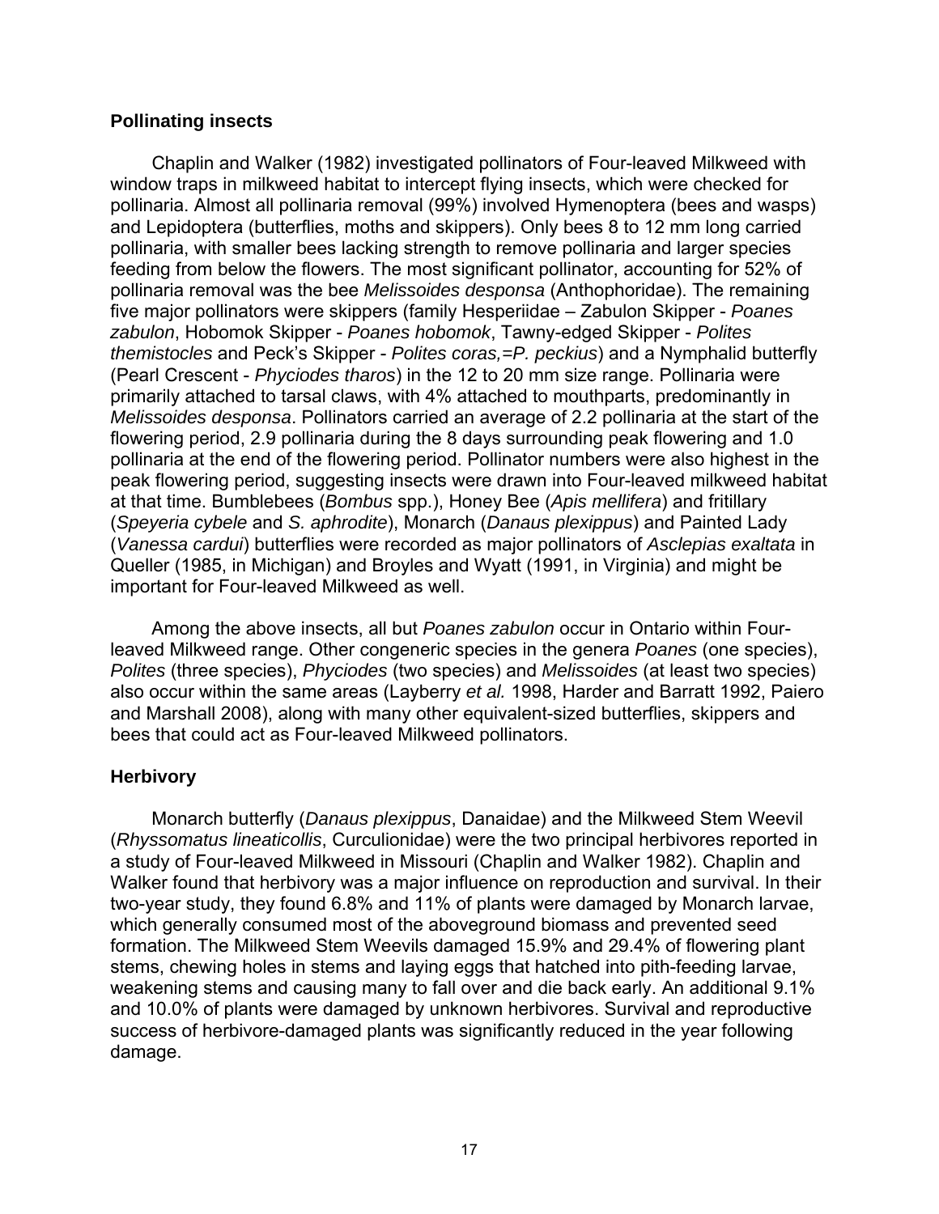### Pollinating insects

Chaplin and Walker (1982) investigated pollinators of Four-leaved Milkweed with window traps in milkweed habitat to intercept flying insects, which were checked for pollinaria. Almost all pollinaria removal (99%) involved Hymenoptera (bees and wasps) and Lepidoptera (butterflies, moths and skippers). Only bees 8 to 12 mm long carried pollinaria, with smaller bees lacking strength to remove pollinaria and larger species feeding from below the flowers. The most significant pollinator, accounting for 52% of pollinaria removal was the bee *Melissoides desponsa* (Anthophoridae). The remaining five major pollinators were skippers (family Hesperiidae – Zabulon Skipper - *Poanes zabulon*, Hobomok Skipper - *Poanes hobomok*, Tawny-edged Skipper - *Polites themistocles* and Peck's Skipper - *Polites coras,=P. peckius*) and a Nymphalid butterfly (Pearl Crescent - *Phyciodes tharos*) in the 12 to 20 mm size range. Pollinaria were primarily attached to tarsal claws, with 4% attached to mouthparts, predominantly in *Melissoides desponsa*. Pollinators carried an average of 2.2 pollinaria at the start of the flowering period, 2.9 pollinaria during the 8 days surrounding peak flowering and 1.0 pollinaria at the end of the flowering period. Pollinator numbers were also highest in the peak flowering period, suggesting insects were drawn into Four-leaved milkweed habitat at that time. Bumblebees (*Bombus* spp.), Honey Bee (*Apis mellifera*) and fritillary (*Speyeria cybele* and *S. aphrodite*), Monarch (*Danaus plexippus*) and Painted Lady (*Vanessa cardui*) butterflies were recorded as major pollinators of *Asclepias exaltata* in Queller (1985, in Michigan) and Broyles and Wyatt (1991, in Virginia) and might be important for Four-leaved Milkweed as well.

Among the above insects, all but *Poanes zabulon* occur in Ontario within Four-leaved Milkweed range. Other congeneric species in the genera *Poanes* (one species), *Polites* (three species), *Phyciodes* (two species) and *Melissoides* (at least two species) also occur within the same areas (Layberry *et al.* 1998, Harder and Barratt 1992, Paiero and Marshall 2008), along with many other equivalent-sized butterflies, skippers and bees that could act as Four-leaved Milkweed pollinators.

### Herbivory

Monarch butterfly (*Danaus plexippus*, Danaidae) and the Milkweed Stem Weevil (*Rhyssomatus lineaticollis*, Curculionidae) were the two principal herbivores reported in a study of Four-leaved Milkweed in Missouri (Chaplin and Walker 1982). Chaplin and Walker found that herbivory was a major influence on reproduction and survival. In their two-year study, they found 6.8% and 11% of plants were damaged by Monarch larvae, which generally consumed most of the aboveground biomass and prevented seed formation. The Milkweed Stem Weevils damaged 15.9% and 29.4% of flowering plant stems, chewing holes in stems and laying eggs that hatched into pith-feeding larvae, weakening stems and causing many to fall over and die back early. An additional 9.1% and 10.0% of plants were damaged by unknown herbivores. Survival and reproductive success of herbivore-damaged plants was significantly reduced in the year following damage.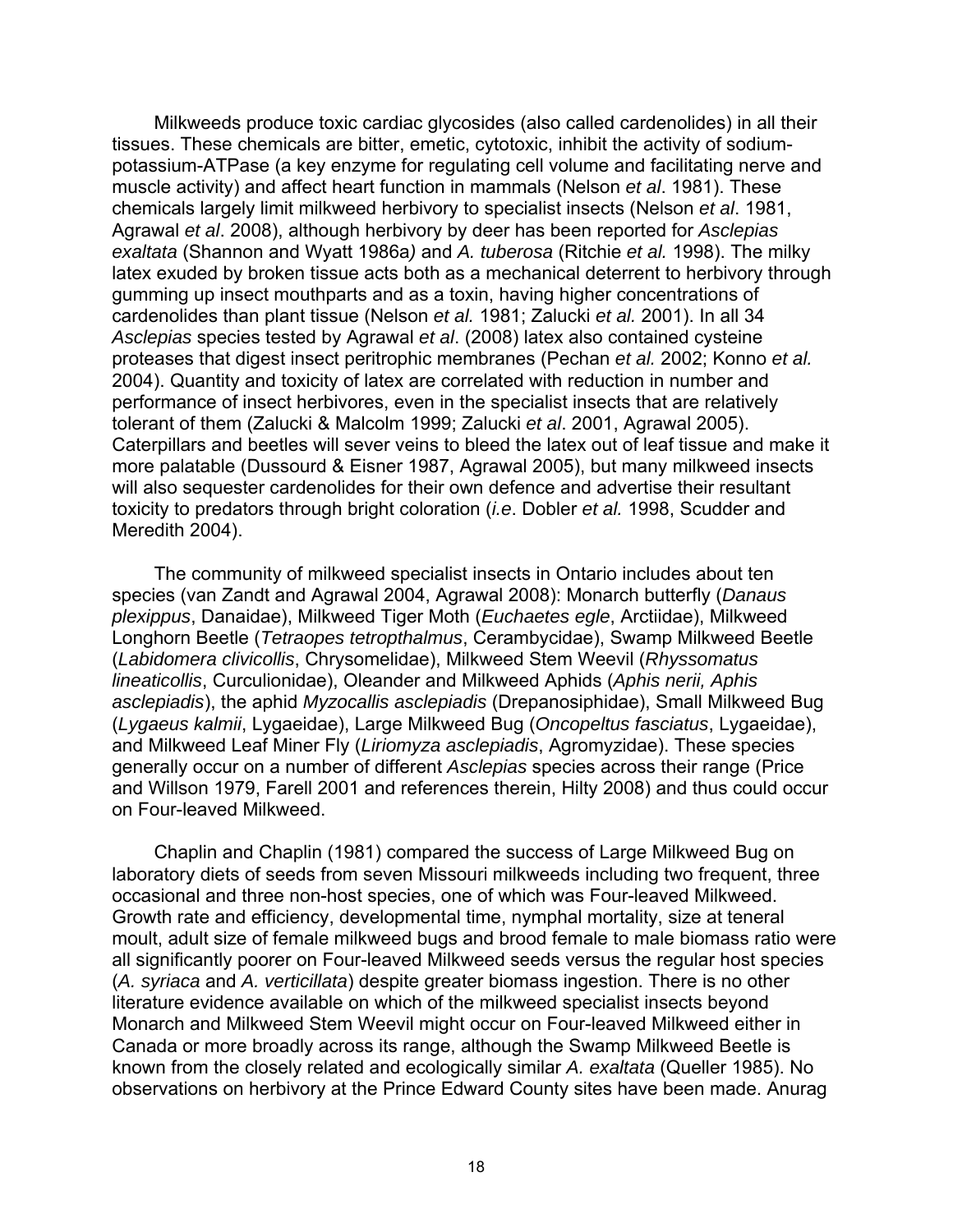Milkweeds produce toxic cardiac glycosides (also called cardenolides) in all their tissues. These chemicals are bitter, emetic, cytotoxic, inhibit the activity of sodium-potassium-ATPase (a key enzyme for regulating cell volume and facilitating nerve and muscle activity) and affect heart function in mammals (Nelson *et al*. 1981). These chemicals largely limit milkweed herbivory to specialist insects (Nelson *et al*. 1981, Agrawal *et al*. 2008), although herbivory by deer has been reported for *Asclepias exaltata* (Shannon and Wyatt 1986a*)* and *A. tuberosa* (Ritchie *et al.* 1998). The milky latex exuded by broken tissue acts both as a mechanical deterrent to herbivory through gumming up insect mouthparts and as a toxin, having higher concentrations of cardenolides than plant tissue (Nelson *et al.* 1981; Zalucki *et al.* 2001). In all 34 *Asclepias* species tested by Agrawal *et al*. (2008) latex also contained cysteine proteases that digest insect peritrophic membranes (Pechan *et al.* 2002; Konno *et al.* 2004). Quantity and toxicity of latex are correlated with reduction in number and performance of insect herbivores, even in the specialist insects that are relatively tolerant of them (Zalucki & Malcolm 1999; Zalucki *et al*. 2001, Agrawal 2005). Caterpillars and beetles will sever veins to bleed the latex out of leaf tissue and make it more palatable (Dussourd & Eisner 1987, Agrawal 2005), but many milkweed insects will also sequester cardenolides for their own defence and advertise their resultant toxicity to predators through bright coloration (*i.e*. Dobler *et al.* 1998, Scudder and Meredith 2004).

The community of milkweed specialist insects in Ontario includes about ten species (van Zandt and Agrawal 2004, Agrawal 2008): Monarch butterfly (*Danaus plexippus*, Danaidae), Milkweed Tiger Moth (*Euchaetes egle*, Arctiidae), Milkweed Longhorn Beetle (*Tetraopes tetropthalmus*, Cerambycidae), Swamp Milkweed Beetle (*Labidomera clivicollis*, Chrysomelidae), Milkweed Stem Weevil (*Rhyssomatus lineaticollis*, Curculionidae), Oleander and Milkweed Aphids (*Aphis nerii, Aphis asclepiadis*), the aphid *Myzocallis asclepiadis* (Drepanosiphidae), Small Milkweed Bug (*Lygaeus kalmii*, Lygaeidae), Large Milkweed Bug (*Oncopeltus fasciatus*, Lygaeidae), and Milkweed Leaf Miner Fly (*Liriomyza asclepiadis*, Agromyzidae). These species generally occur on a number of different *Asclepias* species across their range (Price and Willson 1979, Farell 2001 and references therein, Hilty 2008) and thus could occur on Four-leaved Milkweed.

Chaplin and Chaplin (1981) compared the success of Large Milkweed Bug on laboratory diets of seeds from seven Missouri milkweeds including two frequent, three occasional and three non-host species, one of which was Four-leaved Milkweed. Growth rate and efficiency, developmental time, nymphal mortality, size at teneral moult, adult size of female milkweed bugs and brood female to male biomass ratio were all significantly poorer on Four-leaved Milkweed seeds versus the regular host species (*A. syriaca* and *A. verticillata*) despite greater biomass ingestion. There is no other literature evidence available on which of the milkweed specialist insects beyond Monarch and Milkweed Stem Weevil might occur on Four-leaved Milkweed either in Canada or more broadly across its range, although the Swamp Milkweed Beetle is known from the closely related and ecologically similar *A. exaltata* (Queller 1985). No observations on herbivory at the Prince Edward County sites have been made. Anurag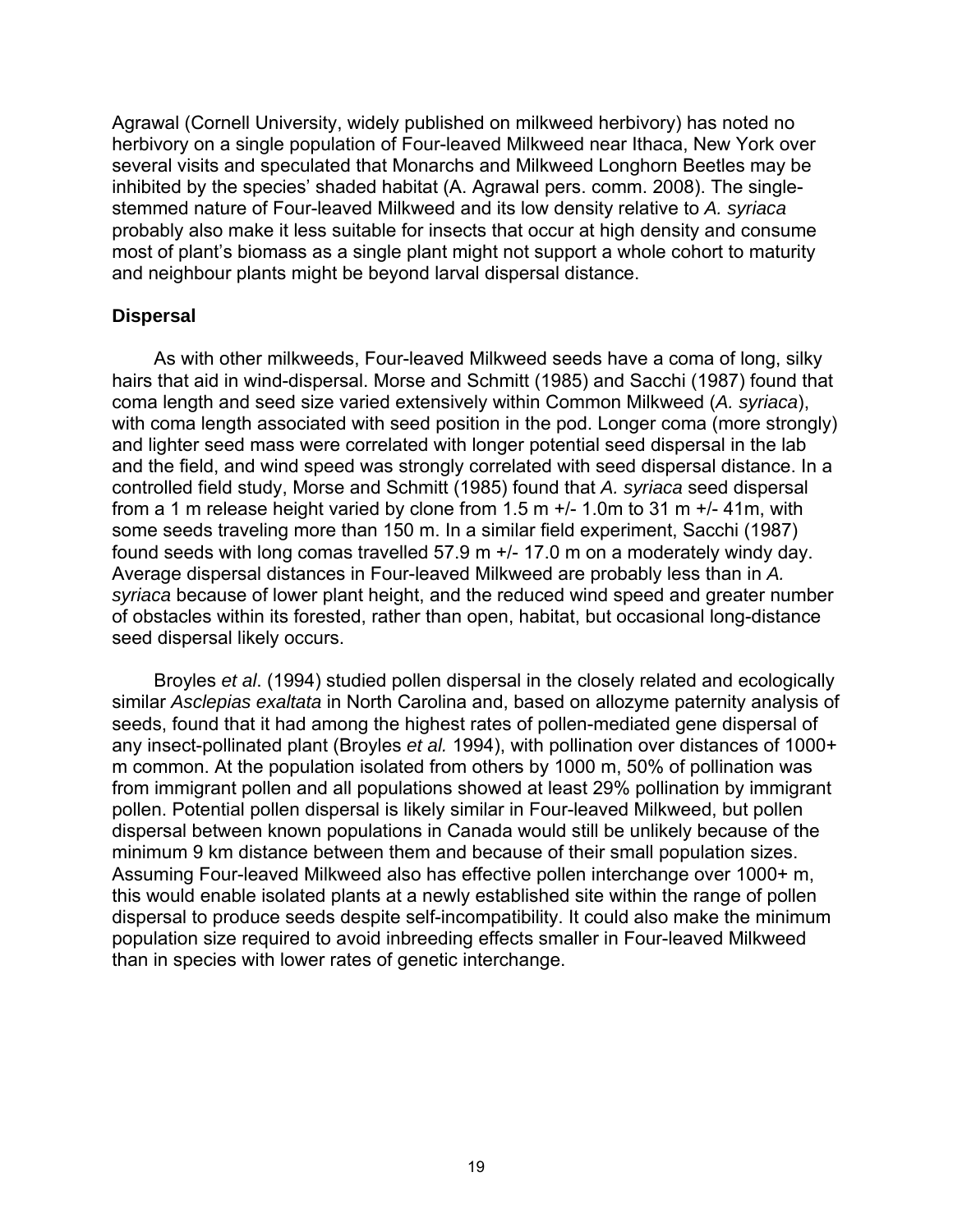Agrawal (Cornell University, widely published on milkweed herbivory) has noted no herbivory on a single population of Four-leaved Milkweed near Ithaca, New York over several visits and speculated that Monarchs and Milkweed Longhorn Beetles may be inhibited by the species' shaded habitat (A. Agrawal pers. comm. 2008). The single-stemmed nature of Four-leaved Milkweed and its low density relative to *A. syriaca* probably also make it less suitable for insects that occur at high density and consume most of plant's biomass as a single plant might not support a whole cohort to maturity and neighbour plants might be beyond larval dispersal distance.

### Dispersal

As with other milkweeds, Four-leaved Milkweed seeds have a coma of long, silky hairs that aid in wind-dispersal. Morse and Schmitt (1985) and Sacchi (1987) found that coma length and seed size varied extensively within Common Milkweed (*A. syriaca*), with coma length associated with seed position in the pod. Longer coma (more strongly) and lighter seed mass were correlated with longer potential seed dispersal in the lab and the field, and wind speed was strongly correlated with seed dispersal distance. In a controlled field study, Morse and Schmitt (1985) found that *A. syriaca* seed dispersal from a 1 m release height varied by clone from 1.5 m +/- 1.0m to 31 m +/- 41m, with some seeds traveling more than 150 m. In a similar field experiment, Sacchi (1987) found seeds with long comas travelled 57.9 m +/- 17.0 m on a moderately windy day. Average dispersal distances in Four-leaved Milkweed are probably less than in *A. syriaca* because of lower plant height, and the reduced wind speed and greater number of obstacles within its forested, rather than open, habitat, but occasional long-distance seed dispersal likely occurs.

Broyles *et al*. (1994) studied pollen dispersal in the closely related and ecologically similar *Asclepias exaltata* in North Carolina and, based on allozyme paternity analysis of seeds, found that it had among the highest rates of pollen-mediated gene dispersal of any insect-pollinated plant (Broyles *et al.* 1994), with pollination over distances of 1000+ m common. At the population isolated from others by 1000 m, 50% of pollination was from immigrant pollen and all populations showed at least 29% pollination by immigrant pollen. Potential pollen dispersal is likely similar in Four-leaved Milkweed, but pollen dispersal between known populations in Canada would still be unlikely because of the minimum 9 km distance between them and because of their small population sizes. Assuming Four-leaved Milkweed also has effective pollen interchange over 1000+ m, this would enable isolated plants at a newly established site within the range of pollen dispersal to produce seeds despite self-incompatibility. It could also make the minimum population size required to avoid inbreeding effects smaller in Four-leaved Milkweed than in species with lower rates of genetic interchange.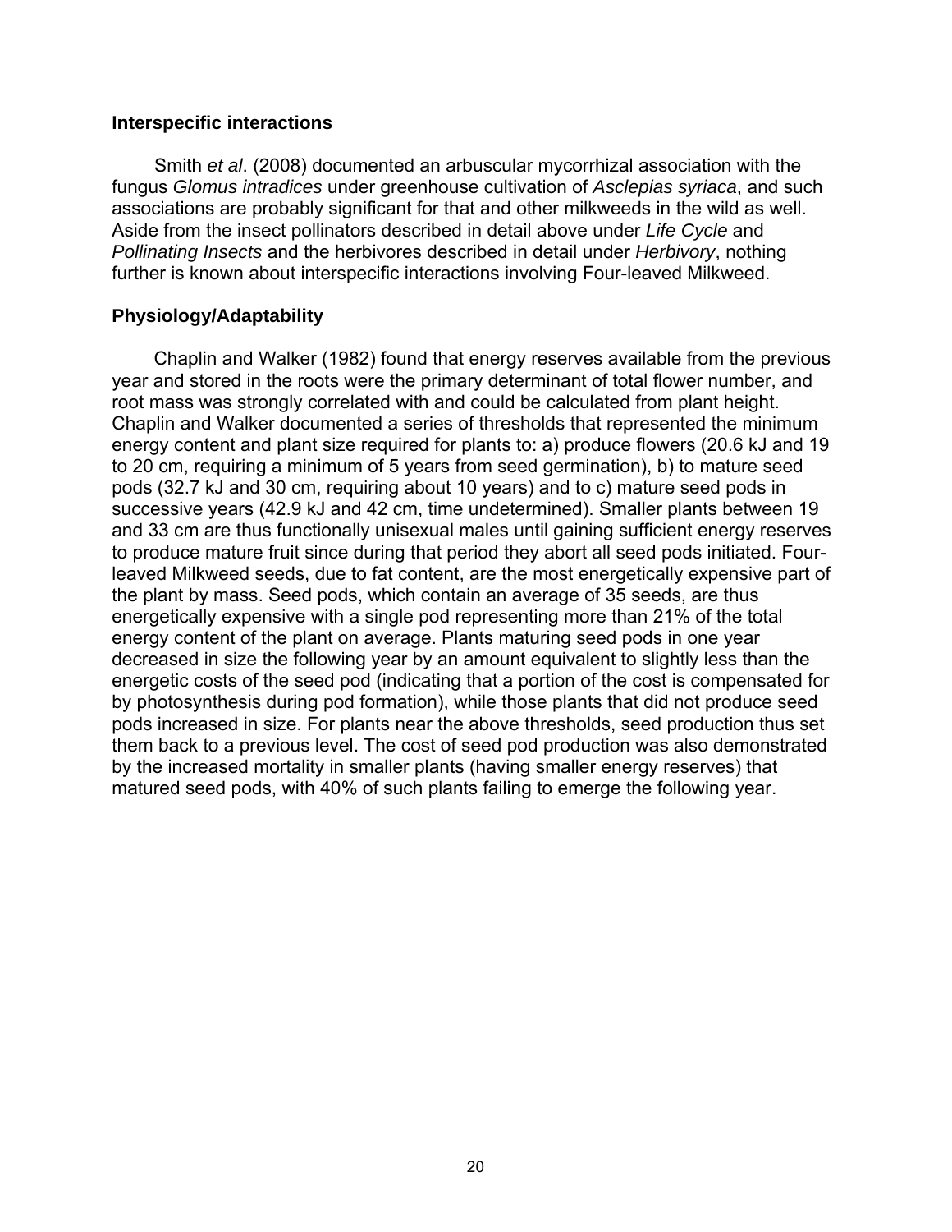### Interspecific interactions

Smith *et al*. (2008) documented an arbuscular mycorrhizal association with the fungus *Glomus intradices* under greenhouse cultivation of *Asclepias syriaca*, and such associations are probably significant for that and other milkweeds in the wild as well. Aside from the insect pollinators described in detail above under *Life Cycle* and *Pollinating Insects* and the herbivores described in detail under *Herbivory*, nothing further is known about interspecific interactions involving Four-leaved Milkweed.

### Physiology/Adaptability

Chaplin and Walker (1982) found that energy reserves available from the previous year and stored in the roots were the primary determinant of total flower number, and root mass was strongly correlated with and could be calculated from plant height. Chaplin and Walker documented a series of thresholds that represented the minimum energy content and plant size required for plants to: a) produce flowers (20.6 kJ and 19 to 20 cm, requiring a minimum of 5 years from seed germination), b) to mature seed pods (32.7 kJ and 30 cm, requiring about 10 years) and to c) mature seed pods in successive years (42.9 kJ and 42 cm, time undetermined). Smaller plants between 19 and 33 cm are thus functionally unisexual males until gaining sufficient energy reserves to produce mature fruit since during that period they abort all seed pods initiated. Four-leaved Milkweed seeds, due to fat content, are the most energetically expensive part of the plant by mass. Seed pods, which contain an average of 35 seeds, are thus energetically expensive with a single pod representing more than 21% of the total energy content of the plant on average. Plants maturing seed pods in one year decreased in size the following year by an amount equivalent to slightly less than the energetic costs of the seed pod (indicating that a portion of the cost is compensated for by photosynthesis during pod formation), while those plants that did not produce seed pods increased in size. For plants near the above thresholds, seed production thus set them back to a previous level. The cost of seed pod production was also demonstrated by the increased mortality in smaller plants (having smaller energy reserves) that matured seed pods, with 40% of such plants failing to emerge the following year.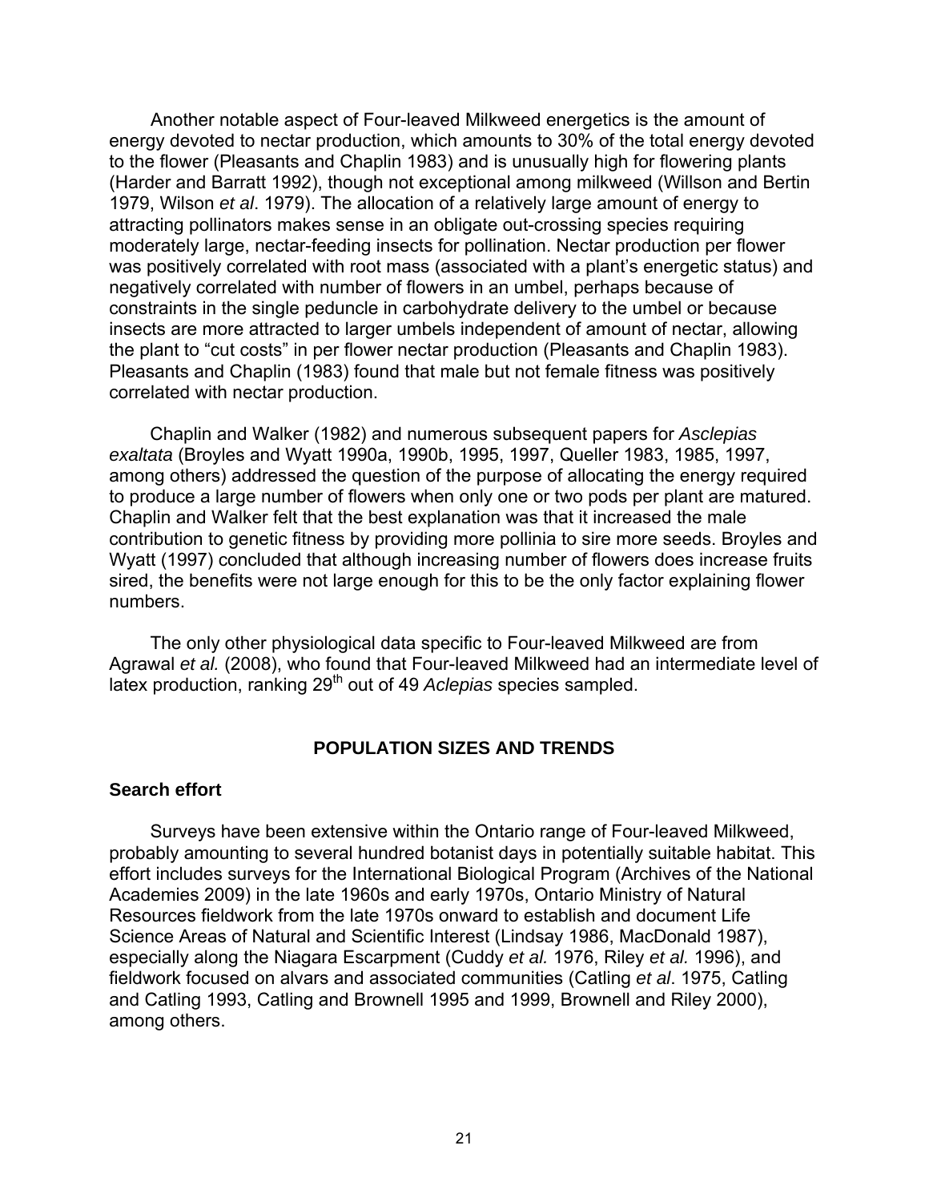Another notable aspect of Four-leaved Milkweed energetics is the amount of energy devoted to nectar production, which amounts to 30% of the total energy devoted to the flower (Pleasants and Chaplin 1983) and is unusually high for flowering plants (Harder and Barratt 1992), though not exceptional among milkweed (Willson and Bertin 1979, Wilson *et al*. 1979). The allocation of a relatively large amount of energy to attracting pollinators makes sense in an obligate out-crossing species requiring moderately large, nectar-feeding insects for pollination. Nectar production per flower was positively correlated with root mass (associated with a plant's energetic status) and negatively correlated with number of flowers in an umbel, perhaps because of constraints in the single peduncle in carbohydrate delivery to the umbel or because insects are more attracted to larger umbels independent of amount of nectar, allowing the plant to "cut costs" in per flower nectar production (Pleasants and Chaplin 1983). Pleasants and Chaplin (1983) found that male but not female fitness was positively correlated with nectar production.

Chaplin and Walker (1982) and numerous subsequent papers for *Asclepias exaltata* (Broyles and Wyatt 1990a, 1990b, 1995, 1997, Queller 1983, 1985, 1997, among others) addressed the question of the purpose of allocating the energy required to produce a large number of flowers when only one or two pods per plant are matured. Chaplin and Walker felt that the best explanation was that it increased the male contribution to genetic fitness by providing more pollinia to sire more seeds. Broyles and Wyatt (1997) concluded that although increasing number of flowers does increase fruits sired, the benefits were not large enough for this to be the only factor explaining flower numbers.

The only other physiological data specific to Four-leaved Milkweed are from Agrawal *et al.* (2008), who found that Four-leaved Milkweed had an intermediate level of latex production, ranking 29th out of 49 *Aclepias* species sampled.

## POPULATION SIZES AND TRENDS

### Search effort

Surveys have been extensive within the Ontario range of Four-leaved Milkweed, probably amounting to several hundred botanist days in potentially suitable habitat. This effort includes surveys for the International Biological Program (Archives of the National Academies 2009) in the late 1960s and early 1970s, Ontario Ministry of Natural Resources fieldwork from the late 1970s onward to establish and document Life Science Areas of Natural and Scientific Interest (Lindsay 1986, MacDonald 1987), especially along the Niagara Escarpment (Cuddy *et al.* 1976, Riley *et al.* 1996), and fieldwork focused on alvars and associated communities (Catling *et al*. 1975, Catling and Catling 1993, Catling and Brownell 1995 and 1999, Brownell and Riley 2000), among others.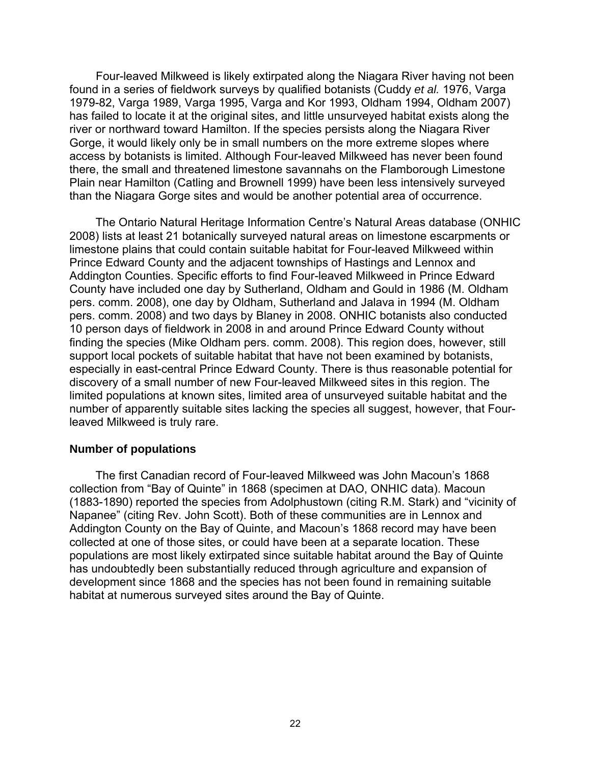Four-leaved Milkweed is likely extirpated along the Niagara River having not been found in a series of fieldwork surveys by qualified botanists (Cuddy *et al.* 1976, Varga 1979-82, Varga 1989, Varga 1995, Varga and Kor 1993, Oldham 1994, Oldham 2007) has failed to locate it at the original sites, and little unsurveyed habitat exists along the river or northward toward Hamilton. If the species persists along the Niagara River Gorge, it would likely only be in small numbers on the more extreme slopes where access by botanists is limited. Although Four-leaved Milkweed has never been found there, the small and threatened limestone savannahs on the Flamborough Limestone Plain near Hamilton (Catling and Brownell 1999) have been less intensively surveyed than the Niagara Gorge sites and would be another potential area of occurrence.

The Ontario Natural Heritage Information Centre's Natural Areas database (ONHIC 2008) lists at least 21 botanically surveyed natural areas on limestone escarpments or limestone plains that could contain suitable habitat for Four-leaved Milkweed within Prince Edward County and the adjacent townships of Hastings and Lennox and Addington Counties. Specific efforts to find Four-leaved Milkweed in Prince Edward County have included one day by Sutherland, Oldham and Gould in 1986 (M. Oldham pers. comm. 2008), one day by Oldham, Sutherland and Jalava in 1994 (M. Oldham pers. comm. 2008) and two days by Blaney in 2008. ONHIC botanists also conducted 10 person days of fieldwork in 2008 in and around Prince Edward County without finding the species (Mike Oldham pers. comm. 2008). This region does, however, still support local pockets of suitable habitat that have not been examined by botanists, especially in east-central Prince Edward County. There is thus reasonable potential for discovery of a small number of new Four-leaved Milkweed sites in this region. The limited populations at known sites, limited area of unsurveyed suitable habitat and the number of apparently suitable sites lacking the species all suggest, however, that Four-leaved Milkweed is truly rare.

### Number of populations

The first Canadian record of Four-leaved Milkweed was John Macoun's 1868 collection from "Bay of Quinte" in 1868 (specimen at DAO, ONHIC data). Macoun (1883-1890) reported the species from Adolphustown (citing R.M. Stark) and "vicinity of Napanee" (citing Rev. John Scott). Both of these communities are in Lennox and Addington County on the Bay of Quinte, and Macoun's 1868 record may have been collected at one of those sites, or could have been at a separate location. These populations are most likely extirpated since suitable habitat around the Bay of Quinte has undoubtedly been substantially reduced through agriculture and expansion of development since 1868 and the species has not been found in remaining suitable habitat at numerous surveyed sites around the Bay of Quinte.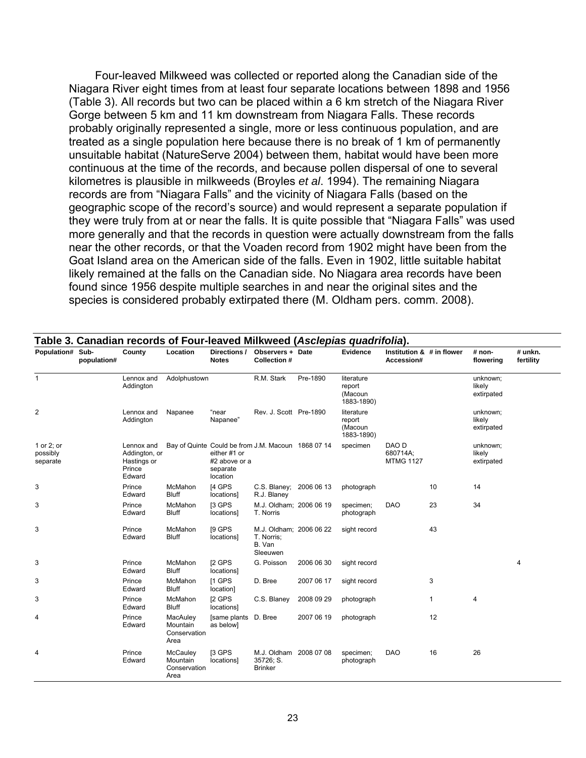Four-leaved Milkweed was collected or reported along the Canadian side of the Niagara River eight times from at least four separate locations between 1898 and 1956 (Table 3). All records but two can be placed within a 6 km stretch of the Niagara River Gorge between 5 km and 11 km downstream from Niagara Falls. These records probably originally represented a single, more or less continuous population, and are treated as a single population here because there is no break of 1 km of permanently unsuitable habitat (NatureServe 2004) between them, habitat would have been more continuous at the time of the records, and because pollen dispersal of one to several kilometres is plausible in milkweeds (Broyles *et al*. 1994). The remaining Niagara records are from "Niagara Falls" and the vicinity of Niagara Falls (based on the geographic scope of the record's source) and would represent a separate population if they were truly from at or near the falls. It is quite possible that "Niagara Falls" was used more generally and that the records in question were actually downstream from the falls near the other records, or that the Voaden record from 1902 might have been from the Goat Island area on the American side of the falls. Even in 1902, little suitable habitat likely remained at the falls on the Canadian side. No Niagara area records have been found since 1956 despite multiple searches in and near the original sites and the species is considered probably extirpated there (M. Oldham pers. comm. 2008).

**Table 3. Canadian records of Four-leaved Milkweed (*Asclepias quadrifolia*).**

| Population# | Sub-population# | County | Location | Directions / Notes | Observers + Collection # | Date | Evidence | Institution & Accession# | # in flower | # non-flowering | # unkn. fertility |
|---|---|---|---|---|---|---|---|---|---|---|---|
| 1 | | Lennox and Addington | Adolphustown | | R.M. Stark | Pre-1890 | literature report (Macoun 1883-1890) | | | unknown; likely extirpated | |
| 2 | | Lennox and Addington | Napanee | "near Napanee" | Rev. J. Scott | Pre-1890 | literature report (Macoun 1883-1890) | | | unknown; likely extirpated | |
| 1 or 2; or possibly separate | | Lennox and Addington, or Hastings or Prince Edward | Bay of Quinte | Could be from either #1 or #2 above or a separate location | J.M. Macoun | 1868 07 14 | specimen | DAO D 680714A; MTMG 1127 | | unknown; likely extirpated | |
| 3 | | Prince Edward | McMahon Bluff | [4 GPS locations] | C.S. Blaney; R.J. Blaney | 2006 06 13 | photograph | | 10 | 14 | |
| 3 | | Prince Edward | McMahon Bluff | [3 GPS locations] | M.J. Oldham; T. Norris | 2006 06 19 | specimen; photograph | DAO | 23 | 34 | |
| 3 | | Prince Edward | McMahon Bluff | [9 GPS locations] | M.J. Oldham; T. Norris; B. Van Sleeuwen | 2006 06 22 | sight record | | 43 | | |
| 3 | | Prince Edward | McMahon Bluff | [2 GPS locations] | G. Poisson | 2006 06 30 | sight record | | | | 4 |
| 3 | | Prince Edward | McMahon Bluff | [1 GPS location] | D. Bree | 2007 06 17 | sight record | | 3 | | |
| 3 | | Prince Edward | McMahon Bluff | [2 GPS locations] | C.S. Blaney | 2008 09 29 | photograph | | 1 | 4 | |
| 4 | | Prince Edward | MacAuley Mountain Conservation Area | [same plants as below] | D. Bree | 2007 06 19 | photograph | | 12 | | |
| 4 | | Prince Edward | McCauley Mountain Conservation Area | [3 GPS locations] | M.J. Oldham 35726; S. Brinker | 2008 07 08 | specimen; photograph | DAO | 16 | 26 | |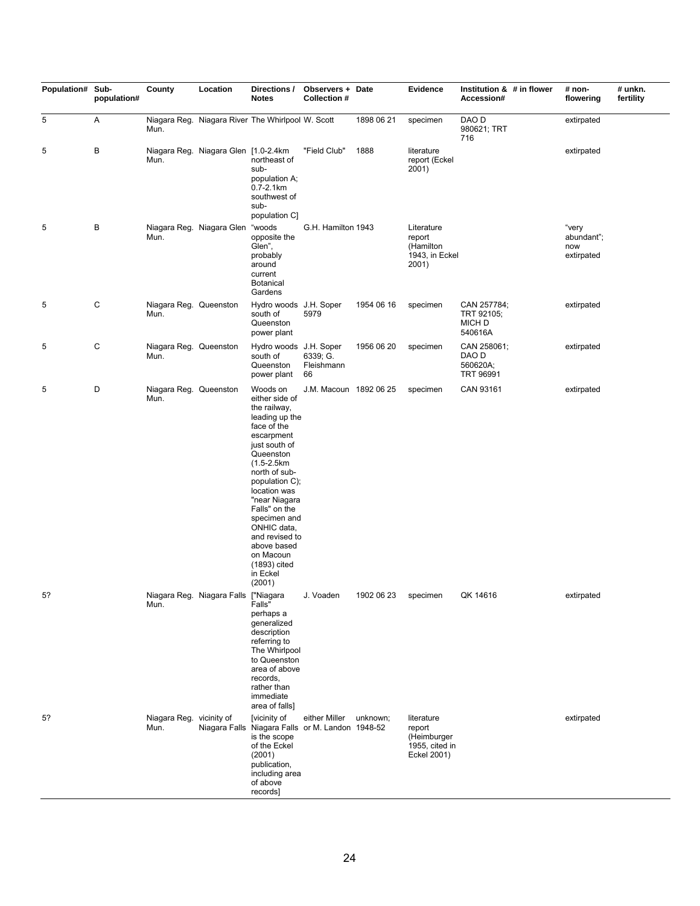| Population# | Sub-population# | County | Location | Directions / Notes | Observers + Collection # | Date | Evidence | Institution & Accession# | # in flower | # non-flowering | # unkn. fertility |
|---|---|---|---|---|---|---|---|---|---|---|---|
| 5 | A | Niagara Reg. Mun. | Niagara River | The Whirlpool | W. Scott | 1898 06 21 | specimen | DAO D 980621; TRT 716 | | extirpated | |
| 5 | B | Niagara Reg. Mun. | Niagara Glen | [1.0-2.4km northeast of sub-population A; 0.7-2.1km southwest of sub-population C] | "Field Club" | 1888 | literature report (Eckel 2001) | | | extirpated | |
| 5 | B | Niagara Reg. Mun. | Niagara Glen | "woods opposite the Glen", probably around current Botanical Gardens | G.H. Hamilton | 1943 | Literature report (Hamilton 1943, in Eckel 2001) | | | "very abundant"; now extirpated | |
| 5 | C | Niagara Reg. Mun. | Queenston | Hydro woods south of Queenston power plant | J.H. Soper 5979 | 1954 06 16 | specimen | CAN 257784; TRT 92105; MICH D 540616A | | extirpated | |
| 5 | C | Niagara Reg. Mun. | Queenston | Hydro woods south of Queenston power plant | J.H. Soper 6339; G. Fleishmann 66 | 1956 06 20 | specimen | CAN 258061; DAO D 560620A; TRT 96991 | | extirpated | |
| 5 | D | Niagara Reg. Mun. | Queenston | Woods on either side of the railway, leading up the face of the escarpment just south of Queenston (1.5-2.5km north of sub-population C); location was "near Niagara Falls" on the specimen and ONHIC data, and revised to above based on Macoun (1893) cited in Eckel (2001) | J.M. Macoun | 1892 06 25 | specimen | CAN 93161 | | extirpated | |
| 5? | | Niagara Reg. Mun. | Niagara Falls | ["Niagara Falls" perhaps a generalized description referring to The Whirlpool to Queenston area of above records, rather than immediate area of falls] | J. Voaden | 1902 06 23 | specimen | QK 14616 | | extirpated | |
| 5? | | Niagara Reg. Mun. | vicinity of Niagara Falls | [vicinity of Niagara Falls is the scope of the Eckel (2001) publication, including area of above records] | either Miller or M. Landon | unknown; 1948-52 | literature report (Heimburger 1955, cited in Eckel 2001) | | | extirpated | |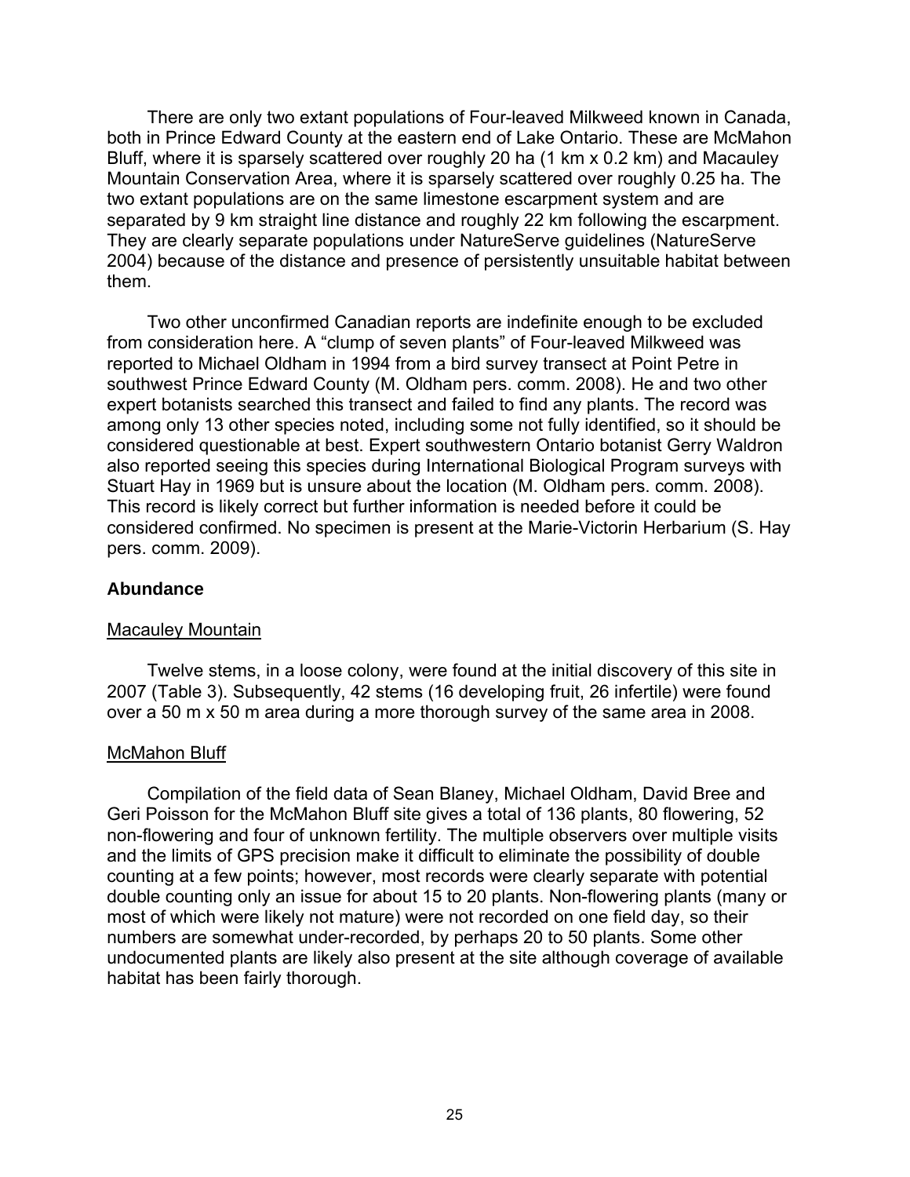There are only two extant populations of Four-leaved Milkweed known in Canada, both in Prince Edward County at the eastern end of Lake Ontario. These are McMahon Bluff, where it is sparsely scattered over roughly 20 ha (1 km x 0.2 km) and Macauley Mountain Conservation Area, where it is sparsely scattered over roughly 0.25 ha. The two extant populations are on the same limestone escarpment system and are separated by 9 km straight line distance and roughly 22 km following the escarpment. They are clearly separate populations under NatureServe guidelines (NatureServe 2004) because of the distance and presence of persistently unsuitable habitat between them.

Two other unconfirmed Canadian reports are indefinite enough to be excluded from consideration here. A "clump of seven plants" of Four-leaved Milkweed was reported to Michael Oldham in 1994 from a bird survey transect at Point Petre in southwest Prince Edward County (M. Oldham pers. comm. 2008). He and two other expert botanists searched this transect and failed to find any plants. The record was among only 13 other species noted, including some not fully identified, so it should be considered questionable at best. Expert southwestern Ontario botanist Gerry Waldron also reported seeing this species during International Biological Program surveys with Stuart Hay in 1969 but is unsure about the location (M. Oldham pers. comm. 2008). This record is likely correct but further information is needed before it could be considered confirmed. No specimen is present at the Marie-Victorin Herbarium (S. Hay pers. comm. 2009).

## Abundance

### Macauley Mountain

Twelve stems, in a loose colony, were found at the initial discovery of this site in 2007 (Table 3). Subsequently, 42 stems (16 developing fruit, 26 infertile) were found over a 50 m x 50 m area during a more thorough survey of the same area in 2008.

### McMahon Bluff

Compilation of the field data of Sean Blaney, Michael Oldham, David Bree and Geri Poisson for the McMahon Bluff site gives a total of 136 plants, 80 flowering, 52 non-flowering and four of unknown fertility. The multiple observers over multiple visits and the limits of GPS precision make it difficult to eliminate the possibility of double counting at a few points; however, most records were clearly separate with potential double counting only an issue for about 15 to 20 plants. Non-flowering plants (many or most of which were likely not mature) were not recorded on one field day, so their numbers are somewhat under-recorded, by perhaps 20 to 50 plants. Some other undocumented plants are likely also present at the site although coverage of available habitat has been fairly thorough.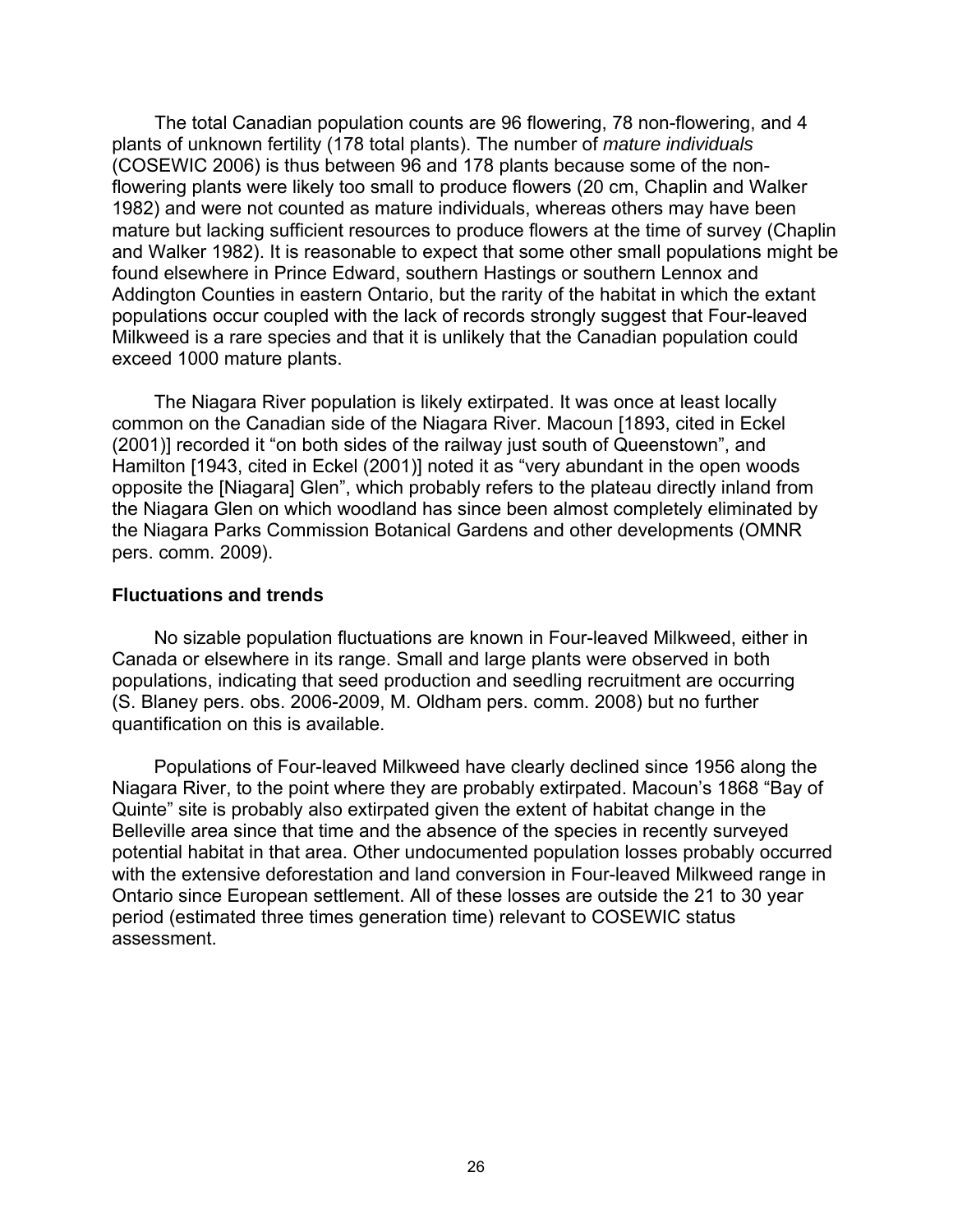The total Canadian population counts are 96 flowering, 78 non-flowering, and 4 plants of unknown fertility (178 total plants). The number of *mature individuals* (COSEWIC 2006) is thus between 96 and 178 plants because some of the non-flowering plants were likely too small to produce flowers (20 cm, Chaplin and Walker 1982) and were not counted as mature individuals, whereas others may have been mature but lacking sufficient resources to produce flowers at the time of survey (Chaplin and Walker 1982). It is reasonable to expect that some other small populations might be found elsewhere in Prince Edward, southern Hastings or southern Lennox and Addington Counties in eastern Ontario, but the rarity of the habitat in which the extant populations occur coupled with the lack of records strongly suggest that Four-leaved Milkweed is a rare species and that it is unlikely that the Canadian population could exceed 1000 mature plants.

The Niagara River population is likely extirpated. It was once at least locally common on the Canadian side of the Niagara River. Macoun [1893, cited in Eckel (2001)] recorded it "on both sides of the railway just south of Queenstown", and Hamilton [1943, cited in Eckel (2001)] noted it as "very abundant in the open woods opposite the [Niagara] Glen", which probably refers to the plateau directly inland from the Niagara Glen on which woodland has since been almost completely eliminated by the Niagara Parks Commission Botanical Gardens and other developments (OMNR pers. comm. 2009).

### Fluctuations and trends

No sizable population fluctuations are known in Four-leaved Milkweed, either in Canada or elsewhere in its range. Small and large plants were observed in both populations, indicating that seed production and seedling recruitment are occurring (S. Blaney pers. obs. 2006-2009, M. Oldham pers. comm. 2008) but no further quantification on this is available.

Populations of Four-leaved Milkweed have clearly declined since 1956 along the Niagara River, to the point where they are probably extirpated. Macoun's 1868 "Bay of Quinte" site is probably also extirpated given the extent of habitat change in the Belleville area since that time and the absence of the species in recently surveyed potential habitat in that area. Other undocumented population losses probably occurred with the extensive deforestation and land conversion in Four-leaved Milkweed range in Ontario since European settlement. All of these losses are outside the 21 to 30 year period (estimated three times generation time) relevant to COSEWIC status assessment.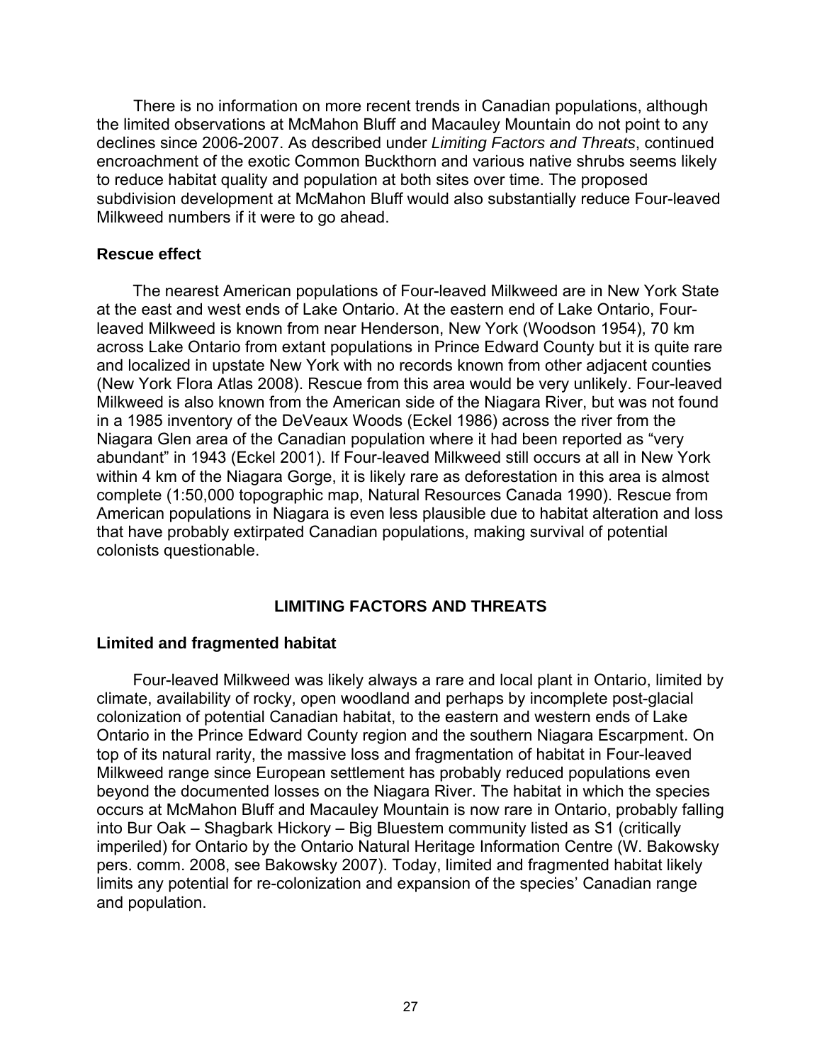There is no information on more recent trends in Canadian populations, although the limited observations at McMahon Bluff and Macauley Mountain do not point to any declines since 2006-2007. As described under *Limiting Factors and Threats*, continued encroachment of the exotic Common Buckthorn and various native shrubs seems likely to reduce habitat quality and population at both sites over time. The proposed subdivision development at McMahon Bluff would also substantially reduce Four-leaved Milkweed numbers if it were to go ahead.

### Rescue effect

The nearest American populations of Four-leaved Milkweed are in New York State at the east and west ends of Lake Ontario. At the eastern end of Lake Ontario, Four-leaved Milkweed is known from near Henderson, New York (Woodson 1954), 70 km across Lake Ontario from extant populations in Prince Edward County but it is quite rare and localized in upstate New York with no records known from other adjacent counties (New York Flora Atlas 2008). Rescue from this area would be very unlikely. Four-leaved Milkweed is also known from the American side of the Niagara River, but was not found in a 1985 inventory of the DeVeaux Woods (Eckel 1986) across the river from the Niagara Glen area of the Canadian population where it had been reported as "very abundant" in 1943 (Eckel 2001). If Four-leaved Milkweed still occurs at all in New York within 4 km of the Niagara Gorge, it is likely rare as deforestation in this area is almost complete (1:50,000 topographic map, Natural Resources Canada 1990). Rescue from American populations in Niagara is even less plausible due to habitat alteration and loss that have probably extirpated Canadian populations, making survival of potential colonists questionable.

## LIMITING FACTORS AND THREATS

### Limited and fragmented habitat

Four-leaved Milkweed was likely always a rare and local plant in Ontario, limited by climate, availability of rocky, open woodland and perhaps by incomplete post-glacial colonization of potential Canadian habitat, to the eastern and western ends of Lake Ontario in the Prince Edward County region and the southern Niagara Escarpment. On top of its natural rarity, the massive loss and fragmentation of habitat in Four-leaved Milkweed range since European settlement has probably reduced populations even beyond the documented losses on the Niagara River. The habitat in which the species occurs at McMahon Bluff and Macauley Mountain is now rare in Ontario, probably falling into Bur Oak – Shagbark Hickory – Big Bluestem community listed as S1 (critically imperiled) for Ontario by the Ontario Natural Heritage Information Centre (W. Bakowsky pers. comm. 2008, see Bakowsky 2007). Today, limited and fragmented habitat likely limits any potential for re-colonization and expansion of the species' Canadian range and population.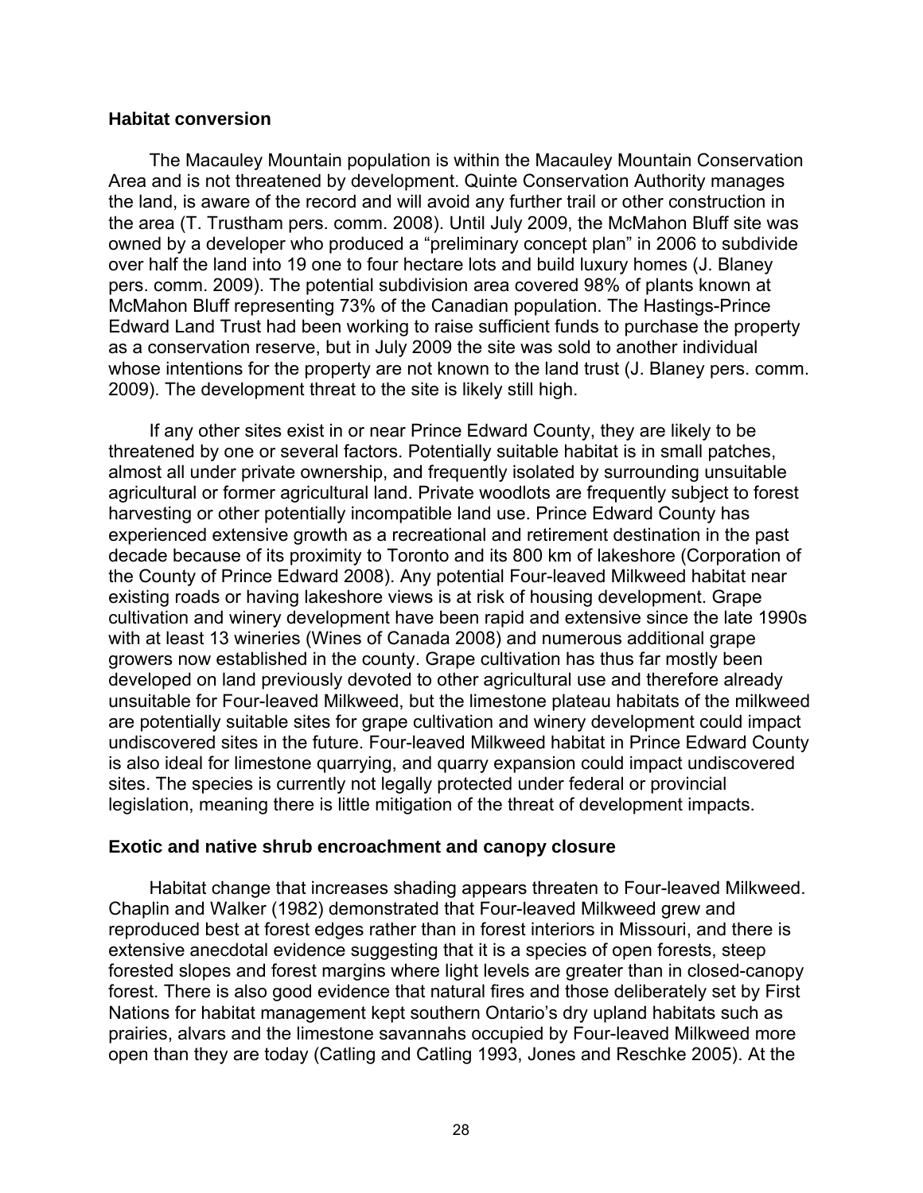### Habitat conversion

The Macauley Mountain population is within the Macauley Mountain Conservation Area and is not threatened by development. Quinte Conservation Authority manages the land, is aware of the record and will avoid any further trail or other construction in the area (T. Trustham pers. comm. 2008). Until July 2009, the McMahon Bluff site was owned by a developer who produced a "preliminary concept plan" in 2006 to subdivide over half the land into 19 one to four hectare lots and build luxury homes (J. Blaney pers. comm. 2009). The potential subdivision area covered 98% of plants known at McMahon Bluff representing 73% of the Canadian population. The Hastings-Prince Edward Land Trust had been working to raise sufficient funds to purchase the property as a conservation reserve, but in July 2009 the site was sold to another individual whose intentions for the property are not known to the land trust (J. Blaney pers. comm. 2009). The development threat to the site is likely still high.

If any other sites exist in or near Prince Edward County, they are likely to be threatened by one or several factors. Potentially suitable habitat is in small patches, almost all under private ownership, and frequently isolated by surrounding unsuitable agricultural or former agricultural land. Private woodlots are frequently subject to forest harvesting or other potentially incompatible land use. Prince Edward County has experienced extensive growth as a recreational and retirement destination in the past decade because of its proximity to Toronto and its 800 km of lakeshore (Corporation of the County of Prince Edward 2008). Any potential Four-leaved Milkweed habitat near existing roads or having lakeshore views is at risk of housing development. Grape cultivation and winery development have been rapid and extensive since the late 1990s with at least 13 wineries (Wines of Canada 2008) and numerous additional grape growers now established in the county. Grape cultivation has thus far mostly been developed on land previously devoted to other agricultural use and therefore already unsuitable for Four-leaved Milkweed, but the limestone plateau habitats of the milkweed are potentially suitable sites for grape cultivation and winery development could impact undiscovered sites in the future. Four-leaved Milkweed habitat in Prince Edward County is also ideal for limestone quarrying, and quarry expansion could impact undiscovered sites. The species is currently not legally protected under federal or provincial legislation, meaning there is little mitigation of the threat of development impacts.

### Exotic and native shrub encroachment and canopy closure

Habitat change that increases shading appears threaten to Four-leaved Milkweed. Chaplin and Walker (1982) demonstrated that Four-leaved Milkweed grew and reproduced best at forest edges rather than in forest interiors in Missouri, and there is extensive anecdotal evidence suggesting that it is a species of open forests, steep forested slopes and forest margins where light levels are greater than in closed-canopy forest. There is also good evidence that natural fires and those deliberately set by First Nations for habitat management kept southern Ontario's dry upland habitats such as prairies, alvars and the limestone savannahs occupied by Four-leaved Milkweed more open than they are today (Catling and Catling 1993, Jones and Reschke 2005). At the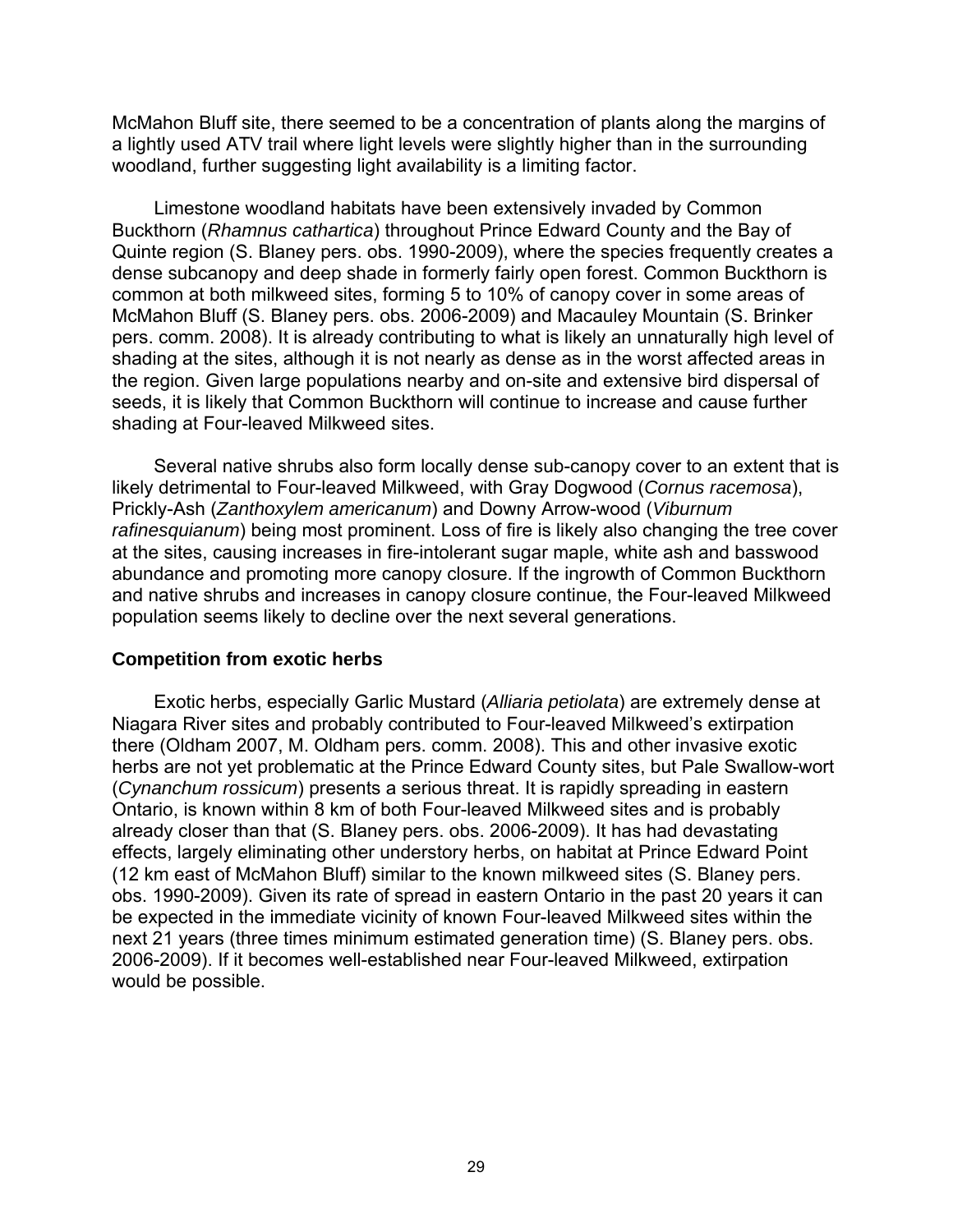McMahon Bluff site, there seemed to be a concentration of plants along the margins of a lightly used ATV trail where light levels were slightly higher than in the surrounding woodland, further suggesting light availability is a limiting factor.

Limestone woodland habitats have been extensively invaded by Common Buckthorn (*Rhamnus cathartica*) throughout Prince Edward County and the Bay of Quinte region (S. Blaney pers. obs. 1990-2009), where the species frequently creates a dense subcanopy and deep shade in formerly fairly open forest. Common Buckthorn is common at both milkweed sites, forming 5 to 10% of canopy cover in some areas of McMahon Bluff (S. Blaney pers. obs. 2006-2009) and Macauley Mountain (S. Brinker pers. comm. 2008). It is already contributing to what is likely an unnaturally high level of shading at the sites, although it is not nearly as dense as in the worst affected areas in the region. Given large populations nearby and on-site and extensive bird dispersal of seeds, it is likely that Common Buckthorn will continue to increase and cause further shading at Four-leaved Milkweed sites.

Several native shrubs also form locally dense sub-canopy cover to an extent that is likely detrimental to Four-leaved Milkweed, with Gray Dogwood (*Cornus racemosa*), Prickly-Ash (*Zanthoxylem americanum*) and Downy Arrow-wood (*Viburnum rafinesquianum*) being most prominent. Loss of fire is likely also changing the tree cover at the sites, causing increases in fire-intolerant sugar maple, white ash and basswood abundance and promoting more canopy closure. If the ingrowth of Common Buckthorn and native shrubs and increases in canopy closure continue, the Four-leaved Milkweed population seems likely to decline over the next several generations.

**Competition from exotic herbs**

Exotic herbs, especially Garlic Mustard (*Alliaria petiolata*) are extremely dense at Niagara River sites and probably contributed to Four-leaved Milkweed's extirpation there (Oldham 2007, M. Oldham pers. comm. 2008). This and other invasive exotic herbs are not yet problematic at the Prince Edward County sites, but Pale Swallow-wort (*Cynanchum rossicum*) presents a serious threat. It is rapidly spreading in eastern Ontario, is known within 8 km of both Four-leaved Milkweed sites and is probably already closer than that (S. Blaney pers. obs. 2006-2009). It has had devastating effects, largely eliminating other understory herbs, on habitat at Prince Edward Point (12 km east of McMahon Bluff) similar to the known milkweed sites (S. Blaney pers. obs. 1990-2009). Given its rate of spread in eastern Ontario in the past 20 years it can be expected in the immediate vicinity of known Four-leaved Milkweed sites within the next 21 years (three times minimum estimated generation time) (S. Blaney pers. obs. 2006-2009). If it becomes well-established near Four-leaved Milkweed, extirpation would be possible.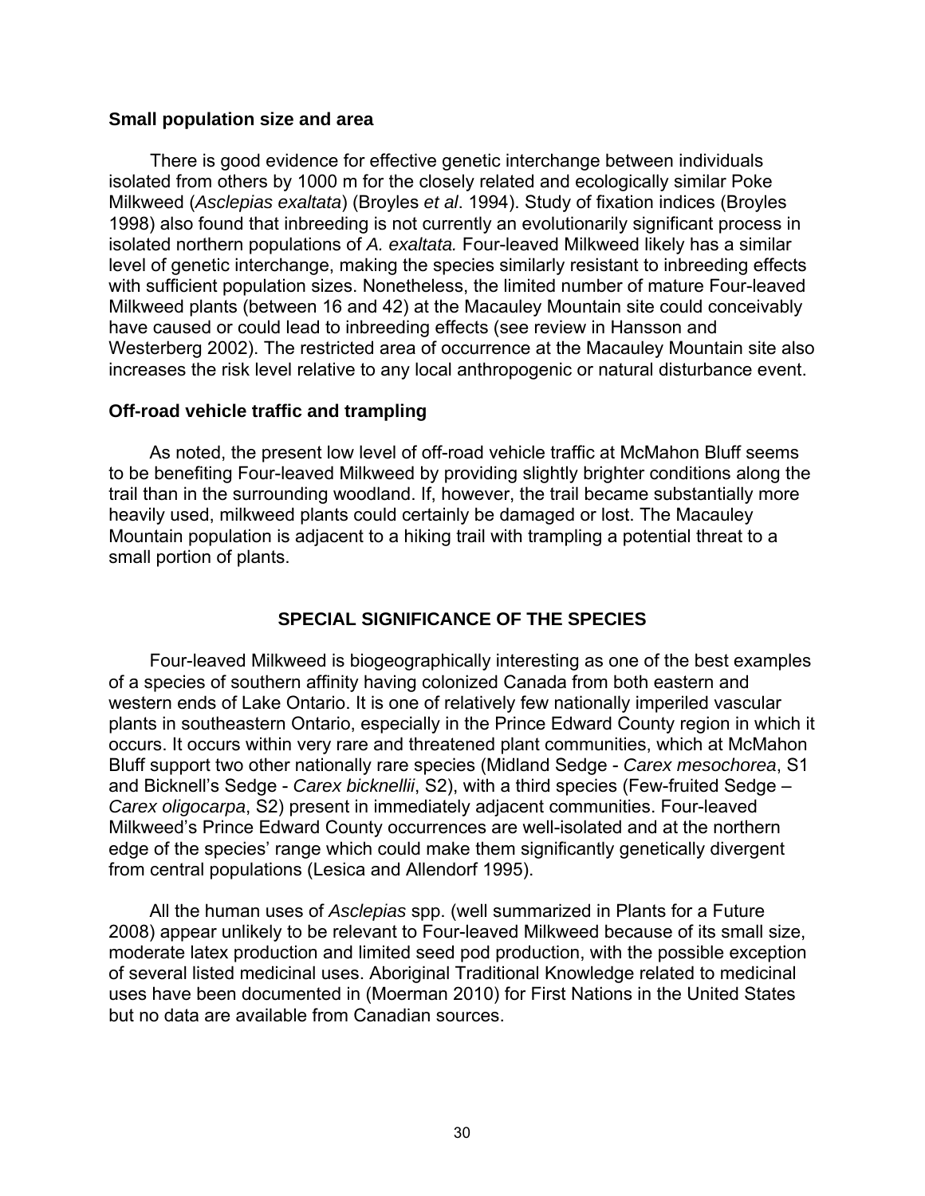**Small population size and area**

There is good evidence for effective genetic interchange between individuals isolated from others by 1000 m for the closely related and ecologically similar Poke Milkweed (*Asclepias exaltata*) (Broyles *et al*. 1994). Study of fixation indices (Broyles 1998) also found that inbreeding is not currently an evolutionarily significant process in isolated northern populations of *A. exaltata.* Four-leaved Milkweed likely has a similar level of genetic interchange, making the species similarly resistant to inbreeding effects with sufficient population sizes. Nonetheless, the limited number of mature Four-leaved Milkweed plants (between 16 and 42) at the Macauley Mountain site could conceivably have caused or could lead to inbreeding effects (see review in Hansson and Westerberg 2002). The restricted area of occurrence at the Macauley Mountain site also increases the risk level relative to any local anthropogenic or natural disturbance event.

**Off-road vehicle traffic and trampling**

As noted, the present low level of off-road vehicle traffic at McMahon Bluff seems to be benefiting Four-leaved Milkweed by providing slightly brighter conditions along the trail than in the surrounding woodland. If, however, the trail became substantially more heavily used, milkweed plants could certainly be damaged or lost. The Macauley Mountain population is adjacent to a hiking trail with trampling a potential threat to a small portion of plants.

## SPECIAL SIGNIFICANCE OF THE SPECIES

Four-leaved Milkweed is biogeographically interesting as one of the best examples of a species of southern affinity having colonized Canada from both eastern and western ends of Lake Ontario. It is one of relatively few nationally imperiled vascular plants in southeastern Ontario, especially in the Prince Edward County region in which it occurs. It occurs within very rare and threatened plant communities, which at McMahon Bluff support two other nationally rare species (Midland Sedge - *Carex mesochorea*, S1 and Bicknell's Sedge - *Carex bicknellii*, S2), with a third species (Few-fruited Sedge – *Carex oligocarpa*, S2) present in immediately adjacent communities. Four-leaved Milkweed's Prince Edward County occurrences are well-isolated and at the northern edge of the species' range which could make them significantly genetically divergent from central populations (Lesica and Allendorf 1995).

All the human uses of *Asclepias* spp. (well summarized in Plants for a Future 2008) appear unlikely to be relevant to Four-leaved Milkweed because of its small size, moderate latex production and limited seed pod production, with the possible exception of several listed medicinal uses. Aboriginal Traditional Knowledge related to medicinal uses have been documented in (Moerman 2010) for First Nations in the United States but no data are available from Canadian sources.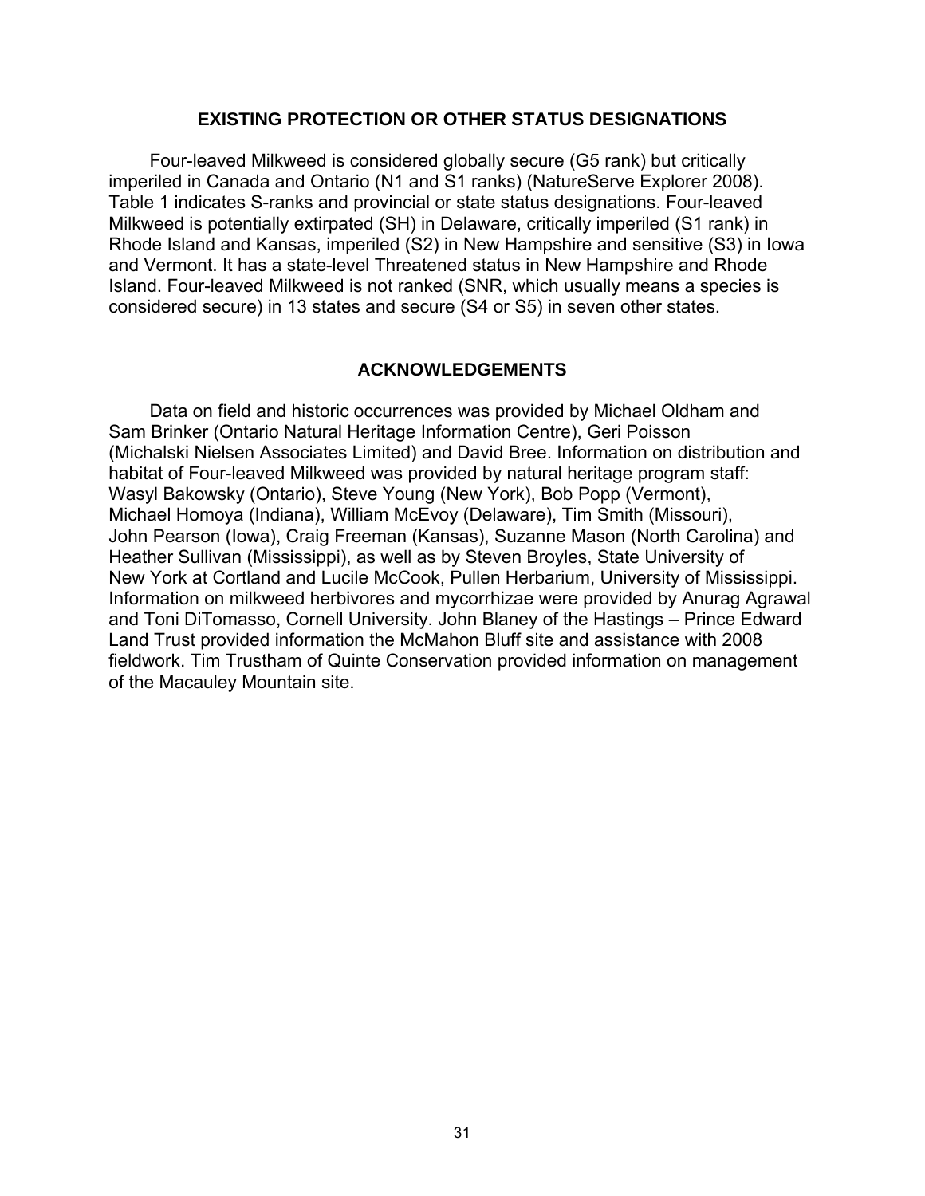## EXISTING PROTECTION OR OTHER STATUS DESIGNATIONS

Four-leaved Milkweed is considered globally secure (G5 rank) but critically imperiled in Canada and Ontario (N1 and S1 ranks) (NatureServe Explorer 2008). Table 1 indicates S-ranks and provincial or state status designations. Four-leaved Milkweed is potentially extirpated (SH) in Delaware, critically imperiled (S1 rank) in Rhode Island and Kansas, imperiled (S2) in New Hampshire and sensitive (S3) in Iowa and Vermont. It has a state-level Threatened status in New Hampshire and Rhode Island. Four-leaved Milkweed is not ranked (SNR, which usually means a species is considered secure) in 13 states and secure (S4 or S5) in seven other states.

## ACKNOWLEDGEMENTS

Data on field and historic occurrences was provided by Michael Oldham and Sam Brinker (Ontario Natural Heritage Information Centre), Geri Poisson (Michalski Nielsen Associates Limited) and David Bree. Information on distribution and habitat of Four-leaved Milkweed was provided by natural heritage program staff: Wasyl Bakowsky (Ontario), Steve Young (New York), Bob Popp (Vermont), Michael Homoya (Indiana), William McEvoy (Delaware), Tim Smith (Missouri), John Pearson (Iowa), Craig Freeman (Kansas), Suzanne Mason (North Carolina) and Heather Sullivan (Mississippi), as well as by Steven Broyles, State University of New York at Cortland and Lucile McCook, Pullen Herbarium, University of Mississippi. Information on milkweed herbivores and mycorrhizae were provided by Anurag Agrawal and Toni DiTomasso, Cornell University. John Blaney of the Hastings – Prince Edward Land Trust provided information the McMahon Bluff site and assistance with 2008 fieldwork. Tim Trustham of Quinte Conservation provided information on management of the Macauley Mountain site.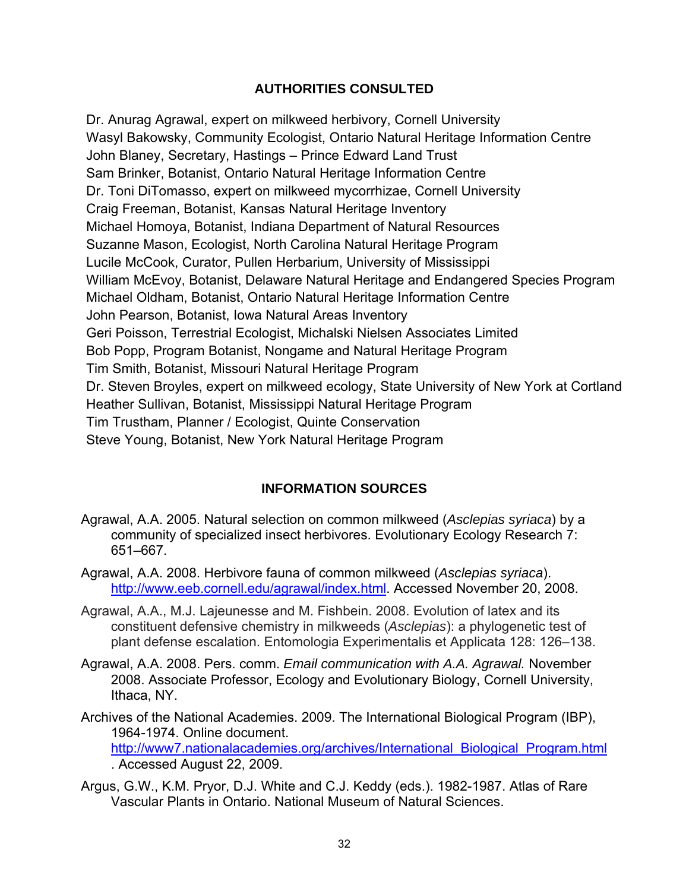## AUTHORITIES CONSULTED

Dr. Anurag Agrawal, expert on milkweed herbivory, Cornell University
Wasyl Bakowsky, Community Ecologist, Ontario Natural Heritage Information Centre
John Blaney, Secretary, Hastings – Prince Edward Land Trust
Sam Brinker, Botanist, Ontario Natural Heritage Information Centre
Dr. Toni DiTomasso, expert on milkweed mycorrhizae, Cornell University
Craig Freeman, Botanist, Kansas Natural Heritage Inventory
Michael Homoya, Botanist, Indiana Department of Natural Resources
Suzanne Mason, Ecologist, North Carolina Natural Heritage Program
Lucile McCook, Curator, Pullen Herbarium, University of Mississippi
William McEvoy, Botanist, Delaware Natural Heritage and Endangered Species Program
Michael Oldham, Botanist, Ontario Natural Heritage Information Centre
John Pearson, Botanist, Iowa Natural Areas Inventory
Geri Poisson, Terrestrial Ecologist, Michalski Nielsen Associates Limited
Bob Popp, Program Botanist, Nongame and Natural Heritage Program
Tim Smith, Botanist, Missouri Natural Heritage Program
Dr. Steven Broyles, expert on milkweed ecology, State University of New York at Cortland
Heather Sullivan, Botanist, Mississippi Natural Heritage Program
Tim Trustham, Planner / Ecologist, Quinte Conservation
Steve Young, Botanist, New York Natural Heritage Program

## INFORMATION SOURCES

Agrawal, A.A. 2005. Natural selection on common milkweed (*Asclepias syriaca*) by a community of specialized insect herbivores. Evolutionary Ecology Research 7: 651–667.

Agrawal, A.A. 2008. Herbivore fauna of common milkweed (*Asclepias syriaca*). http://www.eeb.cornell.edu/agrawal/index.html. Accessed November 20, 2008.

Agrawal, A.A., M.J. Lajeunesse and M. Fishbein. 2008. Evolution of latex and its constituent defensive chemistry in milkweeds (*Asclepias*): a phylogenetic test of plant defense escalation. Entomologia Experimentalis et Applicata 128: 126–138.

Agrawal, A.A. 2008. Pers. comm. *Email communication with A.A. Agrawal.* November 2008. Associate Professor, Ecology and Evolutionary Biology, Cornell University, Ithaca, NY.

Archives of the National Academies. 2009. The International Biological Program (IBP), 1964-1974. Online document. http://www7.nationalacademies.org/archives/International_Biological_Program.html. Accessed August 22, 2009.

Argus, G.W., K.M. Pryor, D.J. White and C.J. Keddy (eds.). 1982-1987. Atlas of Rare Vascular Plants in Ontario. National Museum of Natural Sciences.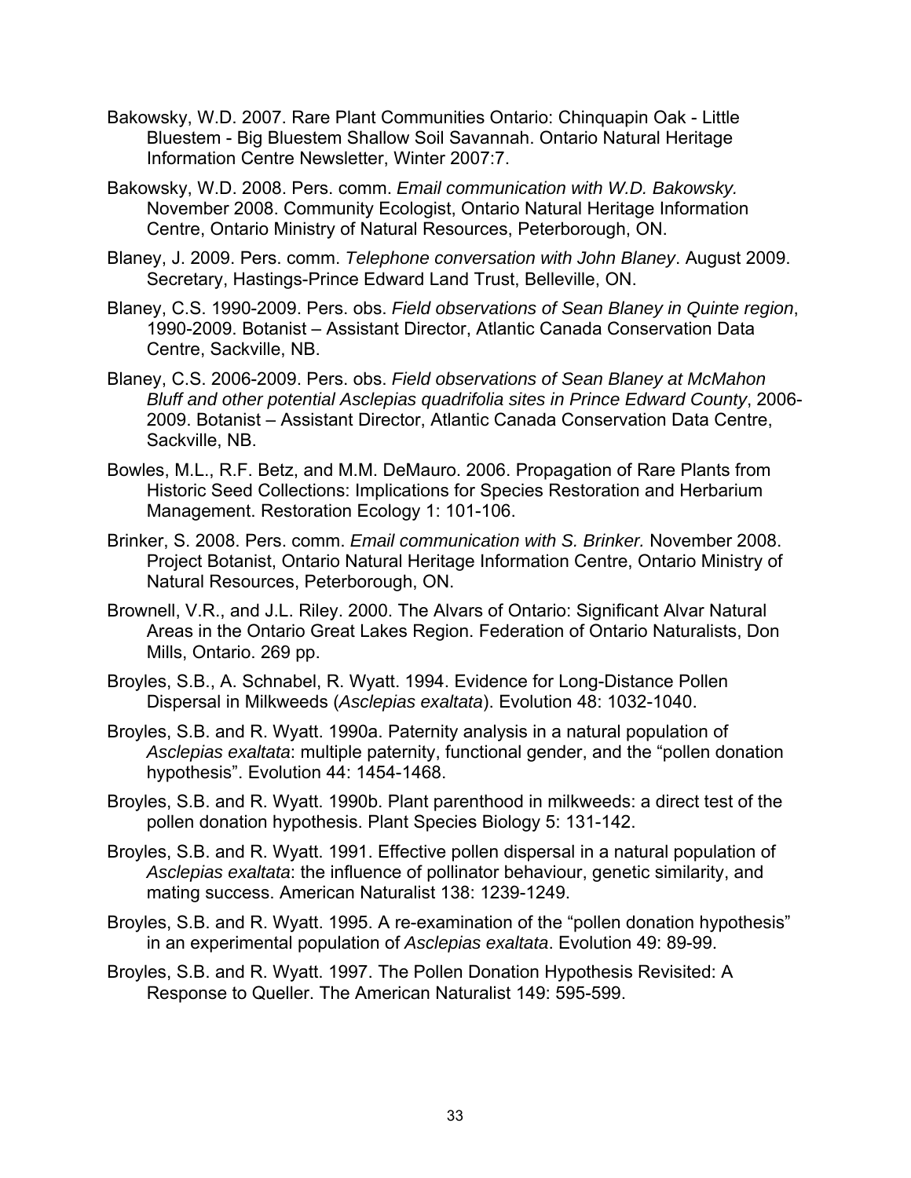Bakowsky, W.D. 2007. Rare Plant Communities Ontario: Chinquapin Oak - Little Bluestem - Big Bluestem Shallow Soil Savannah. Ontario Natural Heritage Information Centre Newsletter, Winter 2007:7.

Bakowsky, W.D. 2008. Pers. comm. *Email communication with W.D. Bakowsky.* November 2008. Community Ecologist, Ontario Natural Heritage Information Centre, Ontario Ministry of Natural Resources, Peterborough, ON.

Blaney, J. 2009. Pers. comm. *Telephone conversation with John Blaney*. August 2009. Secretary, Hastings-Prince Edward Land Trust, Belleville, ON.

Blaney, C.S. 1990-2009. Pers. obs. *Field observations of Sean Blaney in Quinte region*, 1990-2009. Botanist – Assistant Director, Atlantic Canada Conservation Data Centre, Sackville, NB.

Blaney, C.S. 2006-2009. Pers. obs. *Field observations of Sean Blaney at McMahon Bluff and other potential Asclepias quadrifolia sites in Prince Edward County*, 2006-2009. Botanist – Assistant Director, Atlantic Canada Conservation Data Centre, Sackville, NB.

Bowles, M.L., R.F. Betz, and M.M. DeMauro. 2006. Propagation of Rare Plants from Historic Seed Collections: Implications for Species Restoration and Herbarium Management. Restoration Ecology 1: 101-106.

Brinker, S. 2008. Pers. comm. *Email communication with S. Brinker.* November 2008. Project Botanist, Ontario Natural Heritage Information Centre, Ontario Ministry of Natural Resources, Peterborough, ON.

Brownell, V.R., and J.L. Riley. 2000. The Alvars of Ontario: Significant Alvar Natural Areas in the Ontario Great Lakes Region. Federation of Ontario Naturalists, Don Mills, Ontario. 269 pp.

Broyles, S.B., A. Schnabel, R. Wyatt. 1994. Evidence for Long-Distance Pollen Dispersal in Milkweeds (*Asclepias exaltata*). Evolution 48: 1032-1040.

Broyles, S.B. and R. Wyatt. 1990a. Paternity analysis in a natural population of *Asclepias exaltata*: multiple paternity, functional gender, and the "pollen donation hypothesis". Evolution 44: 1454-1468.

Broyles, S.B. and R. Wyatt. 1990b. Plant parenthood in milkweeds: a direct test of the pollen donation hypothesis. Plant Species Biology 5: 131-142.

Broyles, S.B. and R. Wyatt. 1991. Effective pollen dispersal in a natural population of *Asclepias exaltata*: the influence of pollinator behaviour, genetic similarity, and mating success. American Naturalist 138: 1239-1249.

Broyles, S.B. and R. Wyatt. 1995. A re-examination of the "pollen donation hypothesis" in an experimental population of *Asclepias exaltata*. Evolution 49: 89-99.

Broyles, S.B. and R. Wyatt. 1997. The Pollen Donation Hypothesis Revisited: A Response to Queller. The American Naturalist 149: 595-599.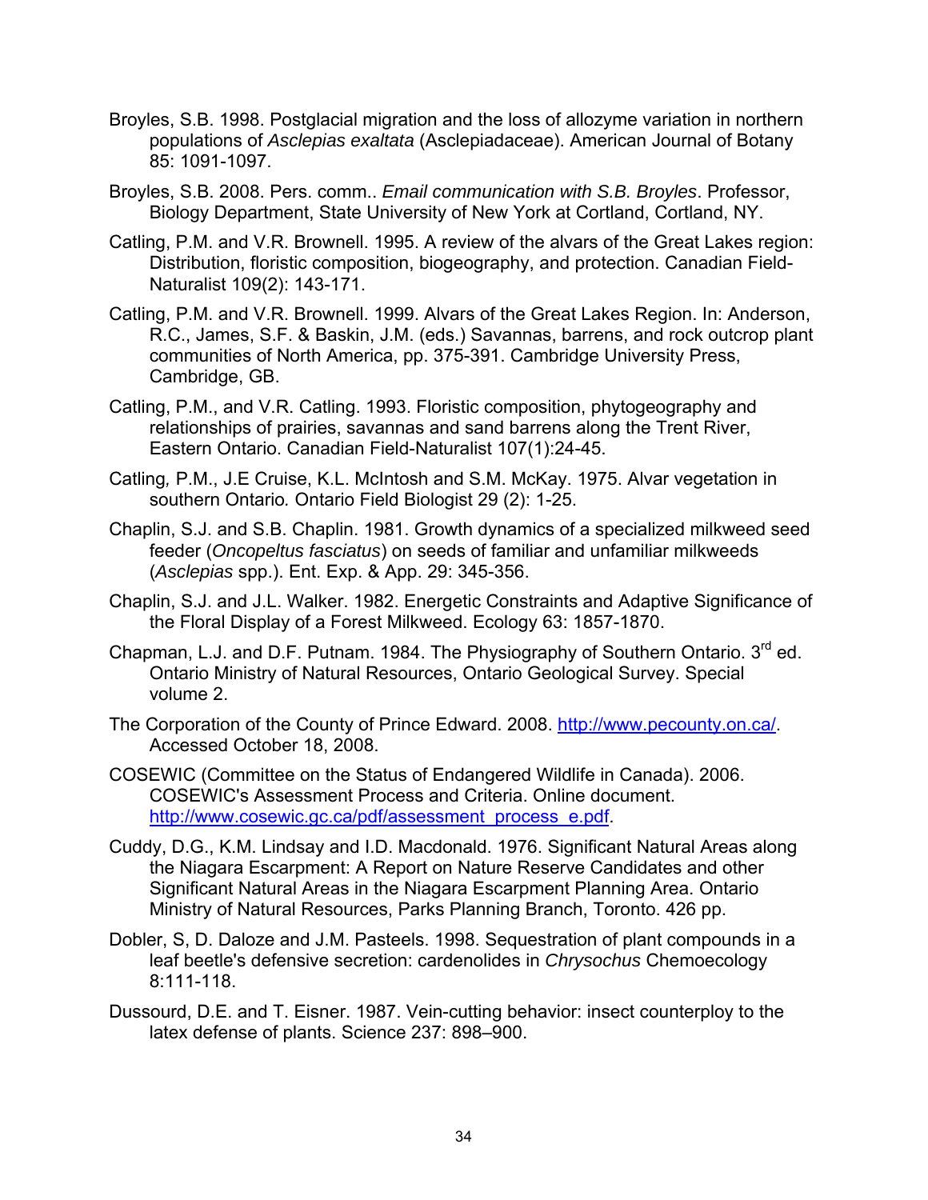Broyles, S.B. 1998. Postglacial migration and the loss of allozyme variation in northern populations of *Asclepias exaltata* (Asclepiadaceae). American Journal of Botany 85: 1091-1097.

Broyles, S.B. 2008. Pers. comm.. *Email communication with S.B. Broyles*. Professor, Biology Department, State University of New York at Cortland, Cortland, NY.

Catling, P.M. and V.R. Brownell. 1995. A review of the alvars of the Great Lakes region: Distribution, floristic composition, biogeography, and protection. Canadian Field-Naturalist 109(2): 143-171.

Catling, P.M. and V.R. Brownell. 1999. Alvars of the Great Lakes Region. In: Anderson, R.C., James, S.F. & Baskin, J.M. (eds.) Savannas, barrens, and rock outcrop plant communities of North America, pp. 375-391. Cambridge University Press, Cambridge, GB.

Catling, P.M., and V.R. Catling. 1993. Floristic composition, phytogeography and relationships of prairies, savannas and sand barrens along the Trent River, Eastern Ontario. Canadian Field-Naturalist 107(1):24-45.

Catling, P.M., J.E Cruise, K.L. McIntosh and S.M. McKay. 1975. Alvar vegetation in southern Ontario. Ontario Field Biologist 29 (2): 1-25.

Chaplin, S.J. and S.B. Chaplin. 1981. Growth dynamics of a specialized milkweed seed feeder (*Oncopeltus fasciatus*) on seeds of familiar and unfamiliar milkweeds (*Asclepias* spp.). Ent. Exp. & App. 29: 345-356.

Chaplin, S.J. and J.L. Walker. 1982. Energetic Constraints and Adaptive Significance of the Floral Display of a Forest Milkweed. Ecology 63: 1857-1870.

Chapman, L.J. and D.F. Putnam. 1984. The Physiography of Southern Ontario. 3rd ed. Ontario Ministry of Natural Resources, Ontario Geological Survey. Special volume 2.

The Corporation of the County of Prince Edward. 2008. http://www.pecounty.on.ca/. Accessed October 18, 2008.

COSEWIC (Committee on the Status of Endangered Wildlife in Canada). 2006. COSEWIC's Assessment Process and Criteria. Online document. http://www.cosewic.gc.ca/pdf/assessment_process_e.pdf.

Cuddy, D.G., K.M. Lindsay and I.D. Macdonald. 1976. Significant Natural Areas along the Niagara Escarpment: A Report on Nature Reserve Candidates and other Significant Natural Areas in the Niagara Escarpment Planning Area. Ontario Ministry of Natural Resources, Parks Planning Branch, Toronto. 426 pp.

Dobler, S, D. Daloze and J.M. Pasteels. 1998. Sequestration of plant compounds in a leaf beetle's defensive secretion: cardenolides in *Chrysochus* Chemoecology 8:111-118.

Dussourd, D.E. and T. Eisner. 1987. Vein-cutting behavior: insect counterploy to the latex defense of plants. Science 237: 898–900.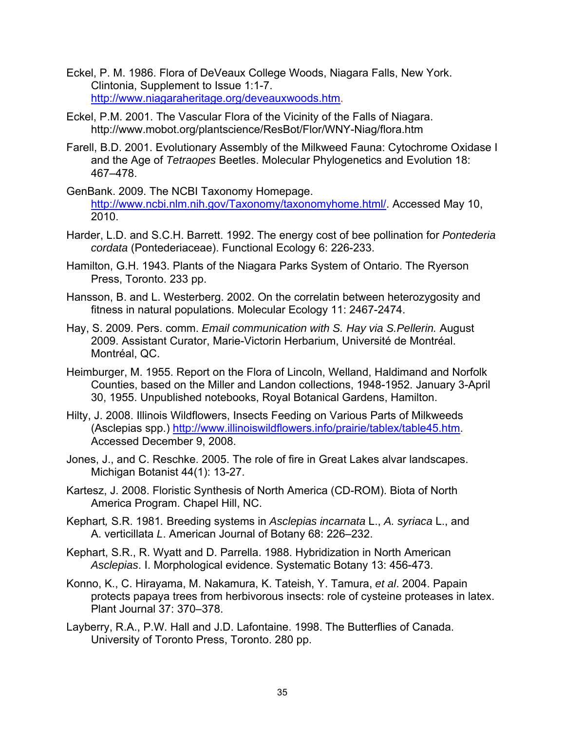Eckel, P. M. 1986. Flora of DeVeaux College Woods, Niagara Falls, New York. Clintonia, Supplement to Issue 1:1-7. http://www.niagaraheritage.org/deveauxwoods.htm.

Eckel, P.M. 2001. The Vascular Flora of the Vicinity of the Falls of Niagara. http://www.mobot.org/plantscience/ResBot/Flor/WNY-Niag/flora.htm

Farell, B.D. 2001. Evolutionary Assembly of the Milkweed Fauna: Cytochrome Oxidase I and the Age of *Tetraopes* Beetles. Molecular Phylogenetics and Evolution 18: 467–478.

GenBank. 2009. The NCBI Taxonomy Homepage. http://www.ncbi.nlm.nih.gov/Taxonomy/taxonomyhome.html/. Accessed May 10, 2010.

Harder, L.D. and S.C.H. Barrett. 1992. The energy cost of bee pollination for *Pontederia cordata* (Pontederiaceae). Functional Ecology 6: 226-233.

Hamilton, G.H. 1943. Plants of the Niagara Parks System of Ontario. The Ryerson Press, Toronto. 233 pp.

Hansson, B. and L. Westerberg. 2002. On the correlatin between heterozygosity and fitness in natural populations. Molecular Ecology 11: 2467-2474.

Hay, S. 2009. Pers. comm. *Email communication with S. Hay via S.Pellerin.* August 2009. Assistant Curator, Marie-Victorin Herbarium, Université de Montréal. Montréal, QC.

Heimburger, M. 1955. Report on the Flora of Lincoln, Welland, Haldimand and Norfolk Counties, based on the Miller and Landon collections, 1948-1952. January 3-April 30, 1955. Unpublished notebooks, Royal Botanical Gardens, Hamilton.

Hilty, J. 2008. Illinois Wildflowers, Insects Feeding on Various Parts of Milkweeds (Asclepias spp.) http://www.illinoiswildflowers.info/prairie/tablex/table45.htm. Accessed December 9, 2008.

Jones, J., and C. Reschke. 2005. The role of fire in Great Lakes alvar landscapes. Michigan Botanist 44(1): 13-27.

Kartesz, J. 2008. Floristic Synthesis of North America (CD-ROM). Biota of North America Program. Chapel Hill, NC.

Kephart, S.R. 1981. Breeding systems in *Asclepias incarnata* L., *A. syriaca* L., and A. verticillata *L*. American Journal of Botany 68: 226–232.

Kephart, S.R., R. Wyatt and D. Parrella. 1988. Hybridization in North American *Asclepias*. I. Morphological evidence. Systematic Botany 13: 456-473.

Konno, K., C. Hirayama, M. Nakamura, K. Tateish, Y. Tamura, *et al*. 2004. Papain protects papaya trees from herbivorous insects: role of cysteine proteases in latex. Plant Journal 37: 370–378.

Layberry, R.A., P.W. Hall and J.D. Lafontaine. 1998. The Butterflies of Canada. University of Toronto Press, Toronto. 280 pp.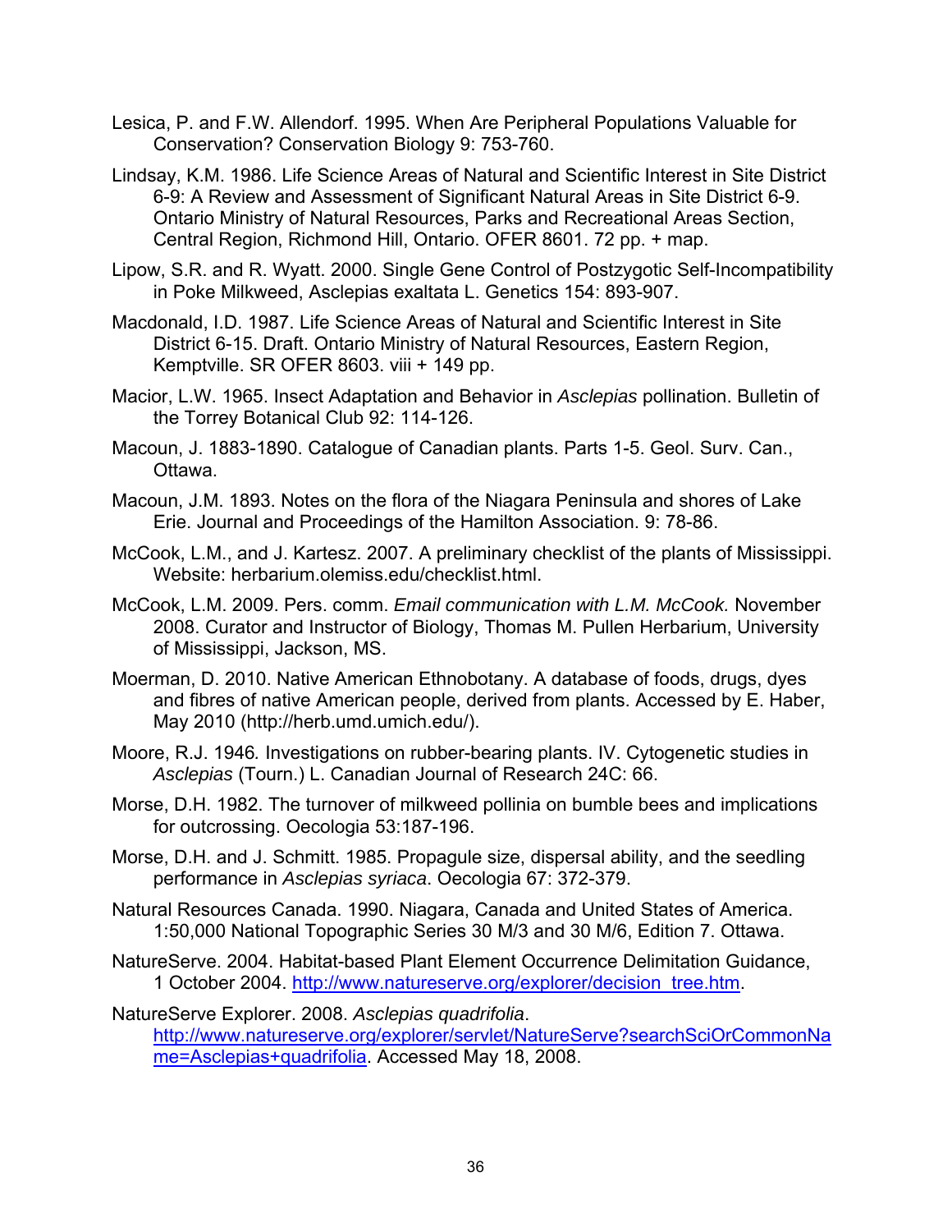Lesica, P. and F.W. Allendorf. 1995. When Are Peripheral Populations Valuable for Conservation? Conservation Biology 9: 753-760.

Lindsay, K.M. 1986. Life Science Areas of Natural and Scientific Interest in Site District 6-9: A Review and Assessment of Significant Natural Areas in Site District 6-9. Ontario Ministry of Natural Resources, Parks and Recreational Areas Section, Central Region, Richmond Hill, Ontario. OFER 8601. 72 pp. + map.

Lipow, S.R. and R. Wyatt. 2000. Single Gene Control of Postzygotic Self-Incompatibility in Poke Milkweed, Asclepias exaltata L. Genetics 154: 893-907.

Macdonald, I.D. 1987. Life Science Areas of Natural and Scientific Interest in Site District 6-15. Draft. Ontario Ministry of Natural Resources, Eastern Region, Kemptville. SR OFER 8603. viii + 149 pp.

Macior, L.W. 1965. Insect Adaptation and Behavior in *Asclepias* pollination. Bulletin of the Torrey Botanical Club 92: 114-126.

Macoun, J. 1883-1890. Catalogue of Canadian plants. Parts 1-5. Geol. Surv. Can., Ottawa.

Macoun, J.M. 1893. Notes on the flora of the Niagara Peninsula and shores of Lake Erie. Journal and Proceedings of the Hamilton Association. 9: 78-86.

McCook, L.M., and J. Kartesz. 2007. A preliminary checklist of the plants of Mississippi. Website: herbarium.olemiss.edu/checklist.html.

McCook, L.M. 2009. Pers. comm. *Email communication with L.M. McCook.* November 2008. Curator and Instructor of Biology, Thomas M. Pullen Herbarium, University of Mississippi, Jackson, MS.

Moerman, D. 2010. Native American Ethnobotany. A database of foods, drugs, dyes and fibres of native American people, derived from plants. Accessed by E. Haber, May 2010 (http://herb.umd.umich.edu/).

Moore, R.J. 1946*.* Investigations on rubber-bearing plants. IV. Cytogenetic studies in *Asclepias* (Tourn.) L. Canadian Journal of Research 24C: 66.

Morse, D.H. 1982. The turnover of milkweed pollinia on bumble bees and implications for outcrossing. Oecologia 53:187-196.

Morse, D.H. and J. Schmitt. 1985. Propagule size, dispersal ability, and the seedling performance in *Asclepias syriaca*. Oecologia 67: 372-379.

Natural Resources Canada. 1990. Niagara, Canada and United States of America. 1:50,000 National Topographic Series 30 M/3 and 30 M/6, Edition 7. Ottawa.

NatureServe. 2004. Habitat-based Plant Element Occurrence Delimitation Guidance, 1 October 2004. http://www.natureserve.org/explorer/decision_tree.htm.

NatureServe Explorer. 2008. *Asclepias quadrifolia*. http://www.natureserve.org/explorer/servlet/NatureServe?searchSciOrCommonName=Asclepias+quadrifolia. Accessed May 18, 2008.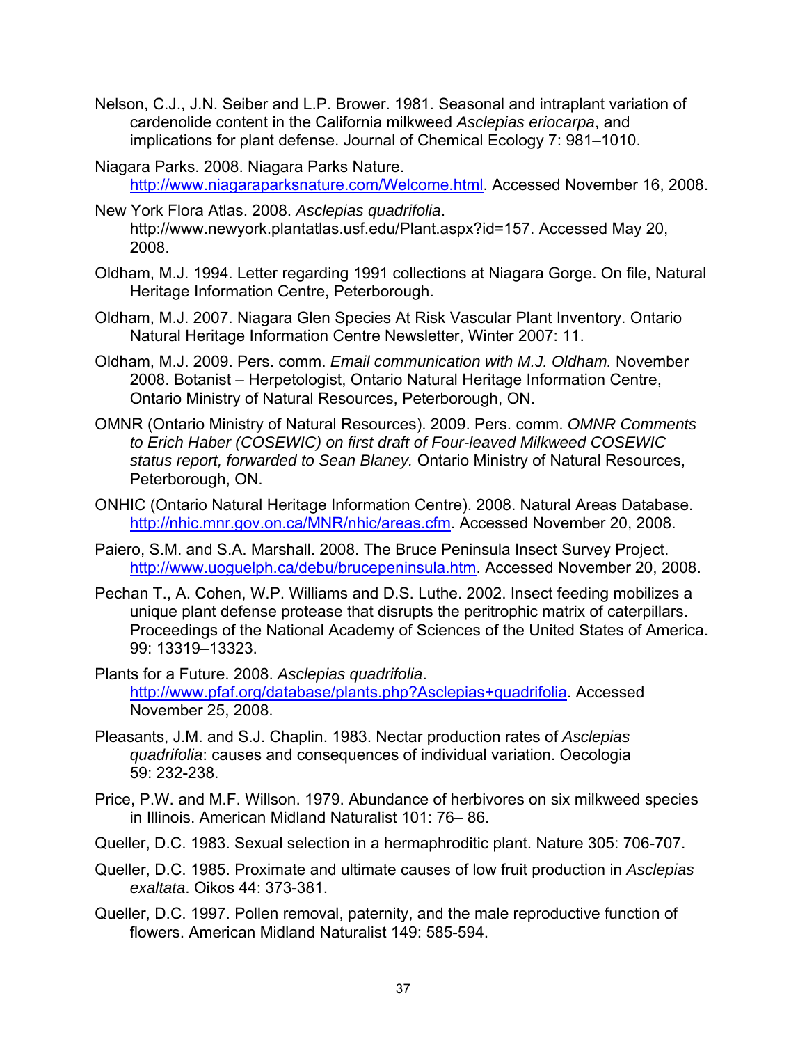Nelson, C.J., J.N. Seiber and L.P. Brower. 1981. Seasonal and intraplant variation of cardenolide content in the California milkweed *Asclepias eriocarpa*, and implications for plant defense. Journal of Chemical Ecology 7: 981–1010.

Niagara Parks. 2008. Niagara Parks Nature. http://www.niagaraparksnature.com/Welcome.html. Accessed November 16, 2008.

New York Flora Atlas. 2008. *Asclepias quadrifolia*. http://www.newyork.plantatlas.usf.edu/Plant.aspx?id=157. Accessed May 20, 2008.

Oldham, M.J. 1994. Letter regarding 1991 collections at Niagara Gorge. On file, Natural Heritage Information Centre, Peterborough.

Oldham, M.J. 2007. Niagara Glen Species At Risk Vascular Plant Inventory. Ontario Natural Heritage Information Centre Newsletter, Winter 2007: 11.

Oldham, M.J. 2009. Pers. comm. *Email communication with M.J. Oldham.* November 2008. Botanist – Herpetologist, Ontario Natural Heritage Information Centre, Ontario Ministry of Natural Resources, Peterborough, ON.

OMNR (Ontario Ministry of Natural Resources). 2009. Pers. comm. *OMNR Comments to Erich Haber (COSEWIC) on first draft of Four-leaved Milkweed COSEWIC status report, forwarded to Sean Blaney.* Ontario Ministry of Natural Resources, Peterborough, ON.

ONHIC (Ontario Natural Heritage Information Centre). 2008. Natural Areas Database. http://nhic.mnr.gov.on.ca/MNR/nhic/areas.cfm. Accessed November 20, 2008.

Paiero, S.M. and S.A. Marshall. 2008. The Bruce Peninsula Insect Survey Project. http://www.uoguelph.ca/debu/brucepeninsula.htm. Accessed November 20, 2008.

Pechan T., A. Cohen, W.P. Williams and D.S. Luthe. 2002. Insect feeding mobilizes a unique plant defense protease that disrupts the peritrophic matrix of caterpillars. Proceedings of the National Academy of Sciences of the United States of America. 99: 13319–13323.

Plants for a Future. 2008. *Asclepias quadrifolia*. http://www.pfaf.org/database/plants.php?Asclepias+quadrifolia. Accessed November 25, 2008.

Pleasants, J.M. and S.J. Chaplin. 1983. Nectar production rates of *Asclepias quadrifolia*: causes and consequences of individual variation. Oecologia 59: 232-238.

Price, P.W. and M.F. Willson. 1979. Abundance of herbivores on six milkweed species in Illinois. American Midland Naturalist 101: 76– 86.

Queller, D.C. 1983. Sexual selection in a hermaphroditic plant. Nature 305: 706-707.

Queller, D.C. 1985. Proximate and ultimate causes of low fruit production in *Asclepias exaltata*. Oikos 44: 373-381.

Queller, D.C. 1997. Pollen removal, paternity, and the male reproductive function of flowers. American Midland Naturalist 149: 585-594.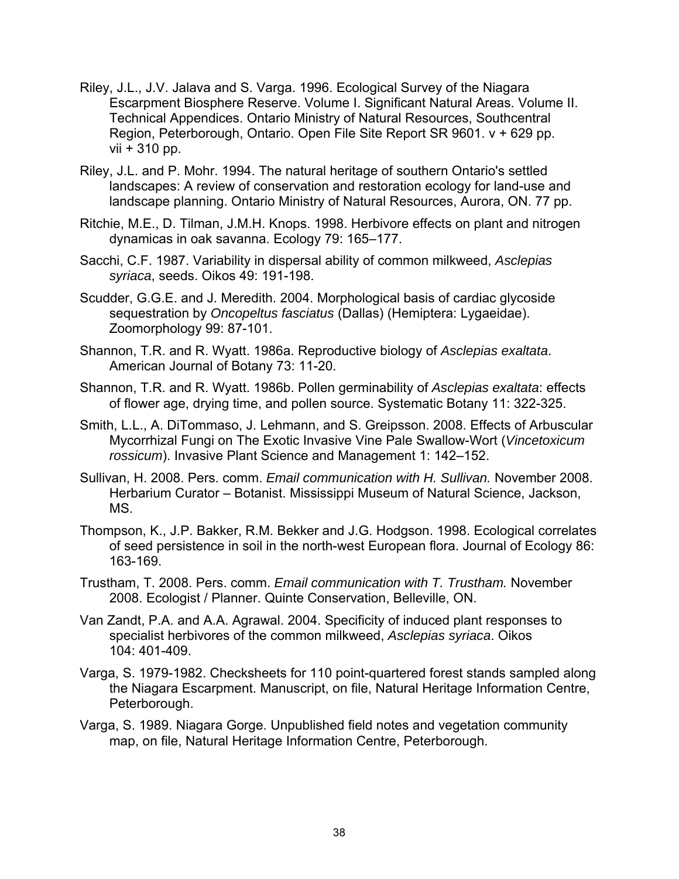Riley, J.L., J.V. Jalava and S. Varga. 1996. Ecological Survey of the Niagara Escarpment Biosphere Reserve. Volume I. Significant Natural Areas. Volume II. Technical Appendices. Ontario Ministry of Natural Resources, Southcentral Region, Peterborough, Ontario. Open File Site Report SR 9601. v + 629 pp. vii + 310 pp.

Riley, J.L. and P. Mohr. 1994. The natural heritage of southern Ontario's settled landscapes: A review of conservation and restoration ecology for land-use and landscape planning. Ontario Ministry of Natural Resources, Aurora, ON. 77 pp.

Ritchie, M.E., D. Tilman, J.M.H. Knops. 1998. Herbivore effects on plant and nitrogen dynamicas in oak savanna. Ecology 79: 165–177.

Sacchi, C.F. 1987. Variability in dispersal ability of common milkweed, *Asclepias syriaca*, seeds. Oikos 49: 191-198.

Scudder, G.G.E. and J. Meredith. 2004. Morphological basis of cardiac glycoside sequestration by *Oncopeltus fasciatus* (Dallas) (Hemiptera: Lygaeidae). Zoomorphology 99: 87-101.

Shannon, T.R. and R. Wyatt. 1986a. Reproductive biology of *Asclepias exaltata*. American Journal of Botany 73: 11-20.

Shannon, T.R. and R. Wyatt. 1986b. Pollen germinability of *Asclepias exaltata*: effects of flower age, drying time, and pollen source. Systematic Botany 11: 322-325.

Smith, L.L., A. DiTommaso, J. Lehmann, and S. Greipsson. 2008. Effects of Arbuscular Mycorrhizal Fungi on The Exotic Invasive Vine Pale Swallow-Wort (*Vincetoxicum rossicum*). Invasive Plant Science and Management 1: 142–152.

Sullivan, H. 2008. Pers. comm. *Email communication with H. Sullivan.* November 2008. Herbarium Curator – Botanist. Mississippi Museum of Natural Science, Jackson, MS.

Thompson, K., J.P. Bakker, R.M. Bekker and J.G. Hodgson. 1998. Ecological correlates of seed persistence in soil in the north-west European flora. Journal of Ecology 86: 163-169.

Trustham, T. 2008. Pers. comm. *Email communication with T. Trustham.* November 2008. Ecologist / Planner. Quinte Conservation, Belleville, ON.

Van Zandt, P.A. and A.A. Agrawal. 2004. Specificity of induced plant responses to specialist herbivores of the common milkweed, *Asclepias syriaca*. Oikos 104: 401-409.

Varga, S. 1979-1982. Checksheets for 110 point-quartered forest stands sampled along the Niagara Escarpment. Manuscript, on file, Natural Heritage Information Centre, Peterborough.

Varga, S. 1989. Niagara Gorge. Unpublished field notes and vegetation community map, on file, Natural Heritage Information Centre, Peterborough.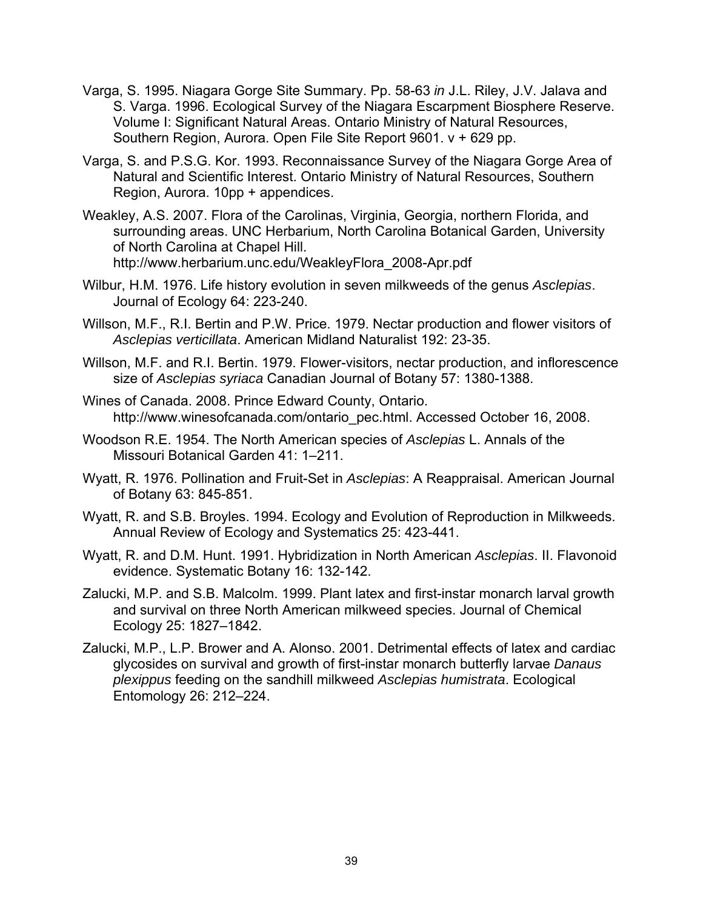Varga, S. 1995. Niagara Gorge Site Summary. Pp. 58-63 *in* J.L. Riley, J.V. Jalava and S. Varga. 1996. Ecological Survey of the Niagara Escarpment Biosphere Reserve. Volume I: Significant Natural Areas. Ontario Ministry of Natural Resources, Southern Region, Aurora. Open File Site Report 9601. v + 629 pp.

Varga, S. and P.S.G. Kor. 1993. Reconnaissance Survey of the Niagara Gorge Area of Natural and Scientific Interest. Ontario Ministry of Natural Resources, Southern Region, Aurora. 10pp + appendices.

Weakley, A.S. 2007. Flora of the Carolinas, Virginia, Georgia, northern Florida, and surrounding areas. UNC Herbarium, North Carolina Botanical Garden, University of North Carolina at Chapel Hill. http://www.herbarium.unc.edu/WeakleyFlora_2008-Apr.pdf

Wilbur, H.M. 1976. Life history evolution in seven milkweeds of the genus *Asclepias*. Journal of Ecology 64: 223-240.

Willson, M.F., R.I. Bertin and P.W. Price. 1979. Nectar production and flower visitors of *Asclepias verticillata*. American Midland Naturalist 192: 23-35.

Willson, M.F. and R.I. Bertin. 1979. Flower-visitors, nectar production, and inflorescence size of *Asclepias syriaca* Canadian Journal of Botany 57: 1380-1388.

Wines of Canada. 2008. Prince Edward County, Ontario. http://www.winesofcanada.com/ontario_pec.html. Accessed October 16, 2008.

Woodson R.E. 1954. The North American species of *Asclepias* L. Annals of the Missouri Botanical Garden 41: 1–211.

Wyatt, R. 1976. Pollination and Fruit-Set in *Asclepias*: A Reappraisal. American Journal of Botany 63: 845-851.

Wyatt, R. and S.B. Broyles. 1994. Ecology and Evolution of Reproduction in Milkweeds. Annual Review of Ecology and Systematics 25: 423-441.

Wyatt, R. and D.M. Hunt. 1991. Hybridization in North American *Asclepias*. II. Flavonoid evidence. Systematic Botany 16: 132-142.

Zalucki, M.P. and S.B. Malcolm. 1999. Plant latex and first-instar monarch larval growth and survival on three North American milkweed species. Journal of Chemical Ecology 25: 1827–1842.

Zalucki, M.P., L.P. Brower and A. Alonso. 2001. Detrimental effects of latex and cardiac glycosides on survival and growth of first-instar monarch butterfly larvae *Danaus plexippus* feeding on the sandhill milkweed *Asclepias humistrata*. Ecological Entomology 26: 212–224.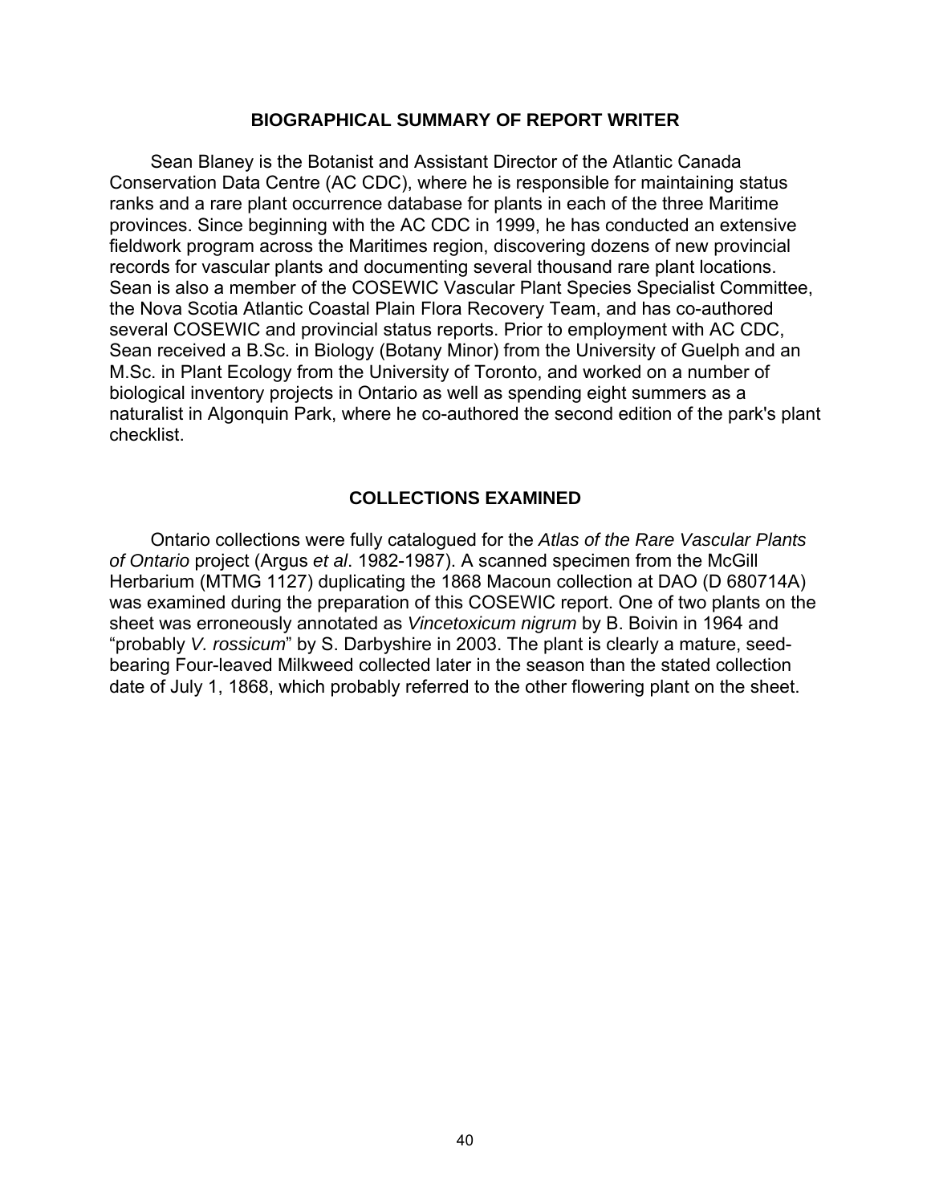## BIOGRAPHICAL SUMMARY OF REPORT WRITER

Sean Blaney is the Botanist and Assistant Director of the Atlantic Canada Conservation Data Centre (AC CDC), where he is responsible for maintaining status ranks and a rare plant occurrence database for plants in each of the three Maritime provinces. Since beginning with the AC CDC in 1999, he has conducted an extensive fieldwork program across the Maritimes region, discovering dozens of new provincial records for vascular plants and documenting several thousand rare plant locations. Sean is also a member of the COSEWIC Vascular Plant Species Specialist Committee, the Nova Scotia Atlantic Coastal Plain Flora Recovery Team, and has co-authored several COSEWIC and provincial status reports. Prior to employment with AC CDC, Sean received a B.Sc. in Biology (Botany Minor) from the University of Guelph and an M.Sc. in Plant Ecology from the University of Toronto, and worked on a number of biological inventory projects in Ontario as well as spending eight summers as a naturalist in Algonquin Park, where he co-authored the second edition of the park's plant checklist.

## COLLECTIONS EXAMINED

Ontario collections were fully catalogued for the *Atlas of the Rare Vascular Plants of Ontario* project (Argus *et al*. 1982-1987). A scanned specimen from the McGill Herbarium (MTMG 1127) duplicating the 1868 Macoun collection at DAO (D 680714A) was examined during the preparation of this COSEWIC report. One of two plants on the sheet was erroneously annotated as *Vincetoxicum nigrum* by B. Boivin in 1964 and "probably *V. rossicum*" by S. Darbyshire in 2003. The plant is clearly a mature, seed-bearing Four-leaved Milkweed collected later in the season than the stated collection date of July 1, 1868, which probably referred to the other flowering plant on the sheet.